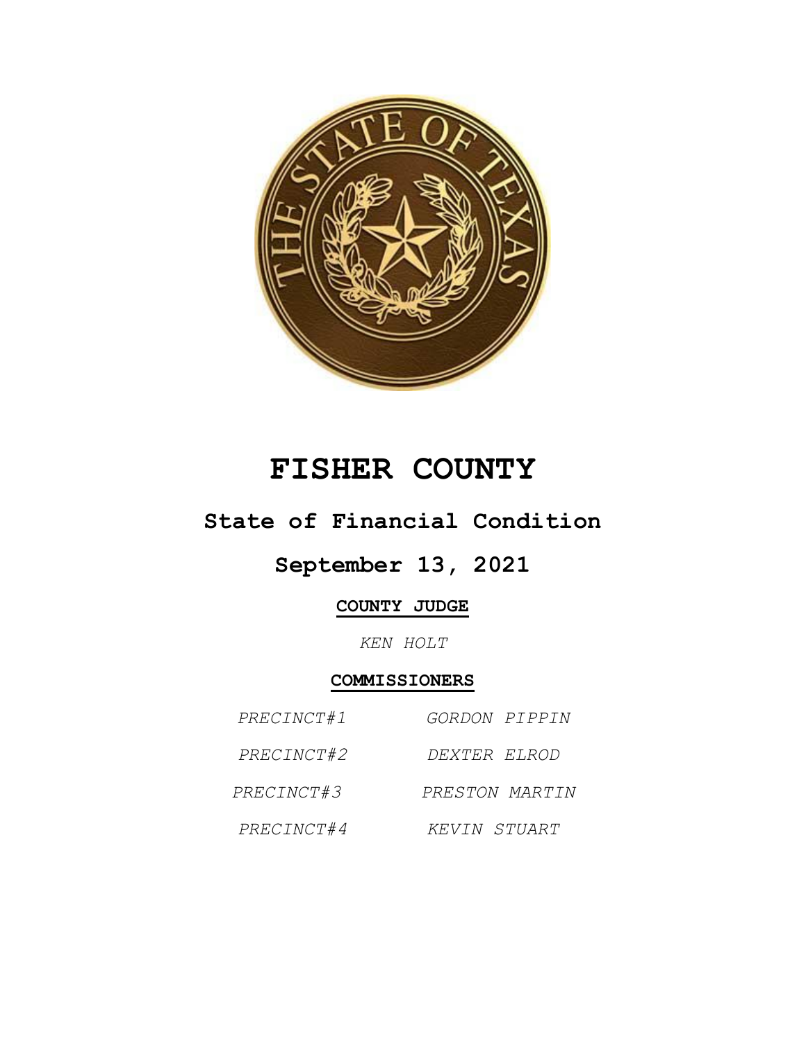# FISHER COUNTY

## State of Financial Condition

## September 13, 2021

**COUNTY JUDGE**

*KEN HOLT*

**COMMISSIONERS**

| | |
|---|---|
| *PRECINCT#1* | *GORDON PIPPIN* |
| *PRECINCT#2* | *DEXTER ELROD* |
| *PRECINCT#3* | *PRESTON MARTIN* |
| *PRECINCT#4* | *KEVIN STUART* |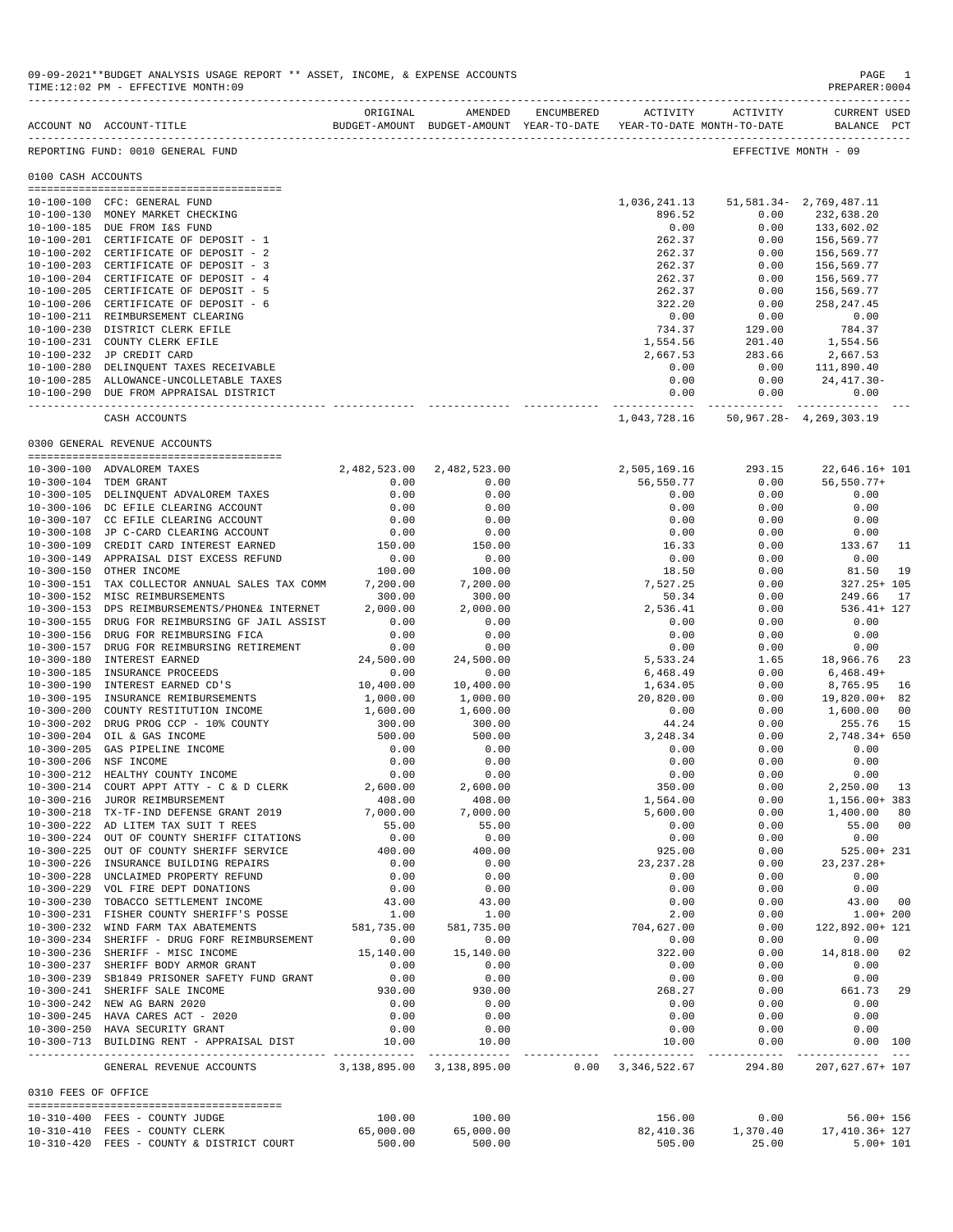09-09-2021**BUDGET ANALYSIS USAGE REPORT ** ASSET, INCOME, & EXPENSE ACCOUNTS
TIME:12:02 PM - EFFECTIVE MONTH:09

PREPARER:0004

| ACCOUNT NO | ACCOUNT-TITLE | ORIGINAL BUDGET-AMOUNT | AMENDED BUDGET-AMOUNT | ENCUMBERED YEAR-TO-DATE | ACTIVITY YEAR-TO-DATE | ACTIVITY MONTH-TO-DATE | CURRENT USED BALANCE | PCT |
|---|---|---|---|---|---|---|---|---|
| REPORTING FUND: 0010 GENERAL FUND | | | | | | EFFECTIVE MONTH - 09 | | |
| 0100 CASH ACCOUNTS | | | | | | | | |
| 10-100-100 | CFC: GENERAL FUND | | | | 1,036,241.13 | 51,581.34- | 2,769,487.11 | |
| 10-100-130 | MONEY MARKET CHECKING | | | | 896.52 | 0.00 | 232,638.20 | |
| 10-100-185 | DUE FROM I&S FUND | | | | 0.00 | 0.00 | 133,602.02 | |
| 10-100-201 | CERTIFICATE OF DEPOSIT - 1 | | | | 262.37 | 0.00 | 156,569.77 | |
| 10-100-202 | CERTIFICATE OF DEPOSIT - 2 | | | | 262.37 | 0.00 | 156,569.77 | |
| 10-100-203 | CERTIFICATE OF DEPOSIT - 3 | | | | 262.37 | 0.00 | 156,569.77 | |
| 10-100-204 | CERTIFICATE OF DEPOSIT - 4 | | | | 262.37 | 0.00 | 156,569.77 | |
| 10-100-205 | CERTIFICATE OF DEPOSIT - 5 | | | | 262.37 | 0.00 | 156,569.77 | |
| 10-100-206 | CERTIFICATE OF DEPOSIT - 6 | | | | 322.20 | 0.00 | 258,247.45 | |
| 10-100-211 | REIMBURSEMENT CLEARING | | | | 0.00 | 0.00 | 0.00 | |
| 10-100-230 | DISTRICT CLERK EFILE | | | | 734.37 | 129.00 | 784.37 | |
| 10-100-231 | COUNTY CLERK EFILE | | | | 1,554.56 | 201.40 | 1,554.56 | |
| 10-100-232 | JP CREDIT CARD | | | | 2,667.53 | 283.66 | 2,667.53 | |
| 10-100-280 | DELINQUENT TAXES RECEIVABLE | | | | 0.00 | 0.00 | 111,890.40 | |
| 10-100-285 | ALLOWANCE-UNCOLLETABLE TAXES | | | | 0.00 | 0.00 | 24,417.30- | |
| 10-100-290 | DUE FROM APPRAISAL DISTRICT | | | | 0.00 | 0.00 | 0.00 | |
| | CASH ACCOUNTS | | | | 1,043,728.16 | 50,967.28- | 4,269,303.19 | |
| 0300 GENERAL REVENUE ACCOUNTS | | | | | | | | |
| 10-300-100 | ADVALOREM TAXES | 2,482,523.00 | 2,482,523.00 | | 2,505,169.16 | 293.15 | 22,646.16+ | 101 |
| 10-300-104 | TDEM GRANT | 0.00 | 0.00 | | 56,550.77 | 0.00 | 56,550.77+ | |
| 10-300-105 | DELINQUENT ADVALOREM TAXES | 0.00 | 0.00 | | 0.00 | 0.00 | 0.00 | |
| 10-300-106 | DC EFILE CLEARING ACCOUNT | 0.00 | 0.00 | | 0.00 | 0.00 | 0.00 | |
| 10-300-107 | CC EFILE CLEARING ACCOUNT | 0.00 | 0.00 | | 0.00 | 0.00 | 0.00 | |
| 10-300-108 | JP C-CARD CLEARING ACCOUNT | 0.00 | 0.00 | | 0.00 | 0.00 | 0.00 | |
| 10-300-109 | CREDIT CARD INTEREST EARNED | 150.00 | 150.00 | | 16.33 | 0.00 | 133.67 | 11 |
| 10-300-149 | APPRAISAL DIST EXCESS REFUND | 0.00 | 0.00 | | 0.00 | 0.00 | 0.00 | |
| 10-300-150 | OTHER INCOME | 100.00 | 100.00 | | 18.50 | 0.00 | 81.50 | 19 |
| 10-300-151 | TAX COLLECTOR ANNUAL SALES TAX COMM | 7,200.00 | 7,200.00 | | 7,527.25 | 0.00 | 327.25+ | 105 |
| 10-300-152 | MISC REIMBURSEMENTS | 300.00 | 300.00 | | 50.34 | 0.00 | 249.66 | 17 |
| 10-300-153 | DPS REIMBURSEMENTS/PHONE& INTERNET | 2,000.00 | 2,000.00 | | 2,536.41 | 0.00 | 536.41+ | 127 |
| 10-300-155 | DRUG FOR REIMBURSING GF JAIL ASSIST | 0.00 | 0.00 | | 0.00 | 0.00 | 0.00 | |
| 10-300-156 | DRUG FOR REIMBURSING FICA | 0.00 | 0.00 | | 0.00 | 0.00 | 0.00 | |
| 10-300-157 | DRUG FOR REIMBURSING RETIREMENT | 0.00 | 0.00 | | 0.00 | 0.00 | 0.00 | |
| 10-300-180 | INTEREST EARNED | 24,500.00 | 24,500.00 | | 5,533.24 | 1.65 | 18,966.76 | 23 |
| 10-300-185 | INSURANCE PROCEEDS | 0.00 | 0.00 | | 6,468.49 | 0.00 | 6,468.49+ | |
| 10-300-190 | INTEREST EARNED CD'S | 10,400.00 | 10,400.00 | | 1,634.05 | 0.00 | 8,765.95 | 16 |
| 10-300-195 | INSURANCE REMIBURSEMENTS | 1,000.00 | 1,000.00 | | 20,820.00 | 0.00 | 19,820.00+ | 82 |
| 10-300-200 | COUNTY RESTITUTION INCOME | 1,600.00 | 1,600.00 | | 0.00 | 0.00 | 1,600.00 | 00 |
| 10-300-202 | DRUG PROG CCP - 10% COUNTY | 300.00 | 300.00 | | 44.24 | 0.00 | 255.76 | 15 |
| 10-300-204 | OIL & GAS INCOME | 500.00 | 500.00 | | 3,248.34 | 0.00 | 2,748.34+ | 650 |
| 10-300-205 | GAS PIPELINE INCOME | 0.00 | 0.00 | | 0.00 | 0.00 | 0.00 | |
| 10-300-206 | NSF INCOME | 0.00 | 0.00 | | 0.00 | 0.00 | 0.00 | |
| 10-300-212 | HEALTHY COUNTY INCOME | 0.00 | 0.00 | | 0.00 | 0.00 | 0.00 | |
| 10-300-214 | COURT APPT ATTY - C & D CLERK | 2,600.00 | 2,600.00 | | 350.00 | 0.00 | 2,250.00 | 13 |
| 10-300-216 | JUROR REIMBURSEMENT | 408.00 | 408.00 | | 1,564.00 | 0.00 | 1,156.00+ | 383 |
| 10-300-218 | TX-TF-IND DEFENSE GRANT 2019 | 7,000.00 | 7,000.00 | | 5,600.00 | 0.00 | 1,400.00 | 80 |
| 10-300-222 | AD LITEM TAX SUIT T REES | 55.00 | 55.00 | | 0.00 | 0.00 | 55.00 | 00 |
| 10-300-224 | OUT OF COUNTY SHERIFF CITATIONS | 0.00 | 0.00 | | 0.00 | 0.00 | 0.00 | |
| 10-300-225 | OUT OF COUNTY SHERIFF SERVICE | 400.00 | 400.00 | | 925.00 | 0.00 | 525.00+ | 231 |
| 10-300-226 | INSURANCE BUILDING REPAIRS | 0.00 | 0.00 | | 23,237.28 | 0.00 | 23,237.28+ | |
| 10-300-228 | UNCLAIMED PROPERTY REFUND | 0.00 | 0.00 | | 0.00 | 0.00 | 0.00 | |
| 10-300-229 | VOL FIRE DEPT DONATIONS | 0.00 | 0.00 | | 0.00 | 0.00 | 0.00 | |
| 10-300-230 | TOBACCO SETTLEMENT INCOME | 43.00 | 43.00 | | 0.00 | 0.00 | 43.00 | 00 |
| 10-300-231 | FISHER COUNTY SHERIFF'S POSSE | 1.00 | 1.00 | | 2.00 | 0.00 | 1.00+ | 200 |
| 10-300-232 | WIND FARM TAX ABATEMENTS | 581,735.00 | 581,735.00 | | 704,627.00 | 0.00 | 122,892.00+ | 121 |
| 10-300-234 | SHERIFF - DRUG FORF REIMBURSEMENT | 0.00 | 0.00 | | 0.00 | 0.00 | 0.00 | |
| 10-300-236 | SHERIFF - MISC INCOME | 15,140.00 | 15,140.00 | | 322.00 | 0.00 | 14,818.00 | 02 |
| 10-300-237 | SHERIFF BODY ARMOR GRANT | 0.00 | 0.00 | | 0.00 | 0.00 | 0.00 | |
| 10-300-239 | SB1849 PRISONER SAFETY FUND GRANT | 0.00 | 0.00 | | 0.00 | 0.00 | 0.00 | |
| 10-300-241 | SHERIFF SALE INCOME | 930.00 | 930.00 | | 268.27 | 0.00 | 661.73 | 29 |
| 10-300-242 | NEW AG BARN 2020 | 0.00 | 0.00 | | 0.00 | 0.00 | 0.00 | |
| 10-300-245 | HAVA CARES ACT - 2020 | 0.00 | 0.00 | | 0.00 | 0.00 | 0.00 | |
| 10-300-250 | HAVA SECURITY GRANT | 0.00 | 0.00 | | 0.00 | 0.00 | 0.00 | |
| 10-300-713 | BUILDING RENT - APPRAISAL DIST | 10.00 | 10.00 | | 10.00 | 0.00 | 0.00 | 100 |
| | GENERAL REVENUE ACCOUNTS | 3,138,895.00 | 3,138,895.00 | 0.00 | 3,346,522.67 | 294.80 | 207,627.67+ | 107 |
| 0310 FEES OF OFFICE | | | | | | | | |
| 10-310-400 | FEES - COUNTY JUDGE | 100.00 | 100.00 | | 156.00 | 0.00 | 56.00+ | 156 |
| 10-310-410 | FEES - COUNTY CLERK | 65,000.00 | 65,000.00 | | 82,410.36 | 1,370.40 | 17,410.36+ | 127 |
| 10-310-420 | FEES - COUNTY & DISTRICT COURT | 500.00 | 500.00 | | 505.00 | 25.00 | 5.00+ | 101 |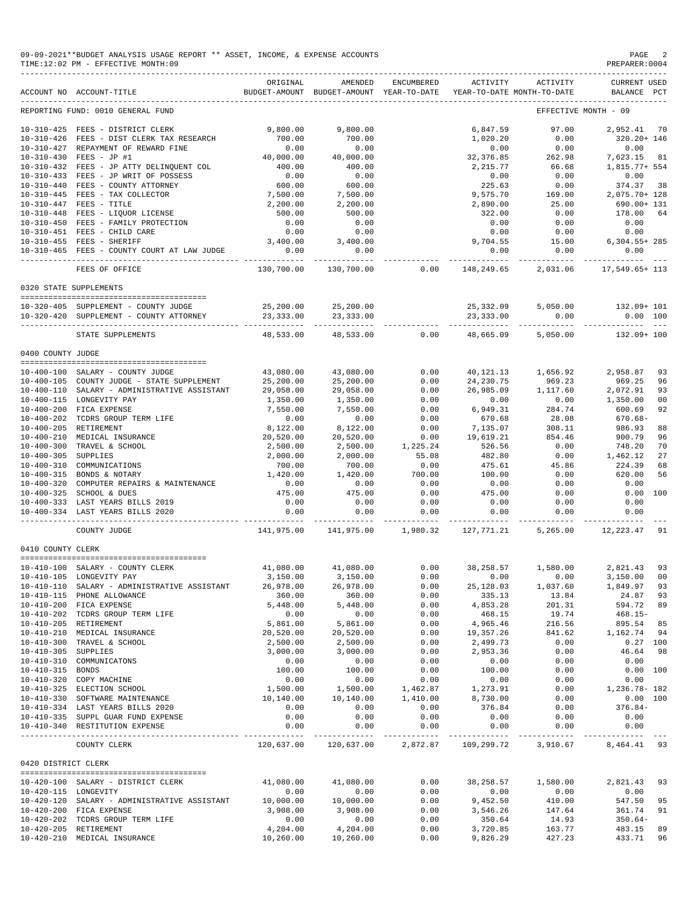09-09-2021**BUDGET ANALYSIS USAGE REPORT ** ASSET, INCOME, & EXPENSE ACCOUNTS
TIME:12:02 PM - EFFECTIVE MONTH:09
PREPARER:0004

REPORTING FUND: 0010 GENERAL FUND — EFFECTIVE MONTH - 09

| ACCOUNT NO | ACCOUNT-TITLE | ORIGINAL BUDGET-AMOUNT | AMENDED BUDGET-AMOUNT | ENCUMBERED YEAR-TO-DATE | ACTIVITY YEAR-TO-DATE | ACTIVITY MONTH-TO-DATE | CURRENT USED BALANCE | PCT |
|---|---|---|---|---|---|---|---|---|
| 10-310-425 | FEES - DISTRICT CLERK | 9,800.00 | 9,800.00 | | 6,847.59 | 97.00 | 2,952.41 | 70 |
| 10-310-426 | FEES - DIST CLERK TAX RESEARCH | 700.00 | 700.00 | | 1,020.20 | 0.00 | 320.20+ | 146 |
| 10-310-427 | REPAYMENT OF REWARD FINE | 0.00 | 0.00 | | 0.00 | 0.00 | 0.00 | |
| 10-310-430 | FEES - JP #1 | 40,000.00 | 40,000.00 | | 32,376.85 | 262.98 | 7,623.15 | 81 |
| 10-310-432 | FEES - JP ATTY DELINQUENT COL | 400.00 | 400.00 | | 2,215.77 | 66.68 | 1,815.77+ | 554 |
| 10-310-433 | FEES - JP WRIT OF POSSESS | 0.00 | 0.00 | | 0.00 | 0.00 | 0.00 | |
| 10-310-440 | FEES - COUNTY ATTORNEY | 600.00 | 600.00 | | 225.63 | 0.00 | 374.37 | 38 |
| 10-310-445 | FEES - TAX COLLECTOR | 7,500.00 | 7,500.00 | | 9,575.70 | 169.00 | 2,075.70+ | 128 |
| 10-310-447 | FEES - TITLE | 2,200.00 | 2,200.00 | | 2,890.00 | 25.00 | 690.00+ | 131 |
| 10-310-448 | FEES - LIQUOR LICENSE | 500.00 | 500.00 | | 322.00 | 0.00 | 178.00 | 64 |
| 10-310-450 | FEES - FAMILY PROTECTION | 0.00 | 0.00 | | 0.00 | 0.00 | 0.00 | |
| 10-310-451 | FEES - CHILD CARE | 0.00 | 0.00 | | 0.00 | 0.00 | 0.00 | |
| 10-310-455 | FEES - SHERIFF | 3,400.00 | 3,400.00 | | 9,704.55 | 15.00 | 6,304.55+ | 285 |
| 10-310-465 | FEES - COUNTY COURT AT LAW JUDGE | 0.00 | 0.00 | | 0.00 | 0.00 | 0.00 | |
| | FEES OF OFFICE | 130,700.00 | 130,700.00 | 0.00 | 148,249.65 | 2,031.06 | 17,549.65+ | 113 |
| **0320 STATE SUPPLEMENTS** | | | | | | | | |
| 10-320-405 | SUPPLEMENT - COUNTY JUDGE | 25,200.00 | 25,200.00 | | 25,332.09 | 5,050.00 | 132.09+ | 101 |
| 10-320-420 | SUPPLEMENT - COUNTY ATTORNEY | 23,333.00 | 23,333.00 | | 23,333.00 | 0.00 | 0.00 | 100 |
| | STATE SUPPLEMENTS | 48,533.00 | 48,533.00 | 0.00 | 48,665.09 | 5,050.00 | 132.09+ | 100 |
| **0400 COUNTY JUDGE** | | | | | | | | |
| 10-400-100 | SALARY - COUNTY JUDGE | 43,080.00 | 43,080.00 | 0.00 | 40,121.13 | 1,656.92 | 2,958.87 | 93 |
| 10-400-105 | COUNTY JUDGE - STATE SUPPLEMENT | 25,200.00 | 25,200.00 | 0.00 | 24,230.75 | 969.23 | 969.25 | 96 |
| 10-400-110 | SALARY - ADMINISTRATIVE ASSISTANT | 29,058.00 | 29,058.00 | 0.00 | 26,985.09 | 1,117.60 | 2,072.91 | 93 |
| 10-400-115 | LONGEVITY PAY | 1,350.00 | 1,350.00 | 0.00 | 0.00 | 0.00 | 1,350.00 | 00 |
| 10-400-200 | FICA EXPENSE | 7,550.00 | 7,550.00 | 0.00 | 6,949.31 | 284.74 | 600.69 | 92 |
| 10-400-202 | TCDRS GROUP TERM LIFE | 0.00 | 0.00 | 0.00 | 670.68 | 28.08 | 670.68- | |
| 10-400-205 | RETIREMENT | 8,122.00 | 8,122.00 | 0.00 | 7,135.07 | 308.11 | 986.93 | 88 |
| 10-400-210 | MEDICAL INSURANCE | 20,520.00 | 20,520.00 | 0.00 | 19,619.21 | 854.46 | 900.79 | 96 |
| 10-400-300 | TRAVEL & SCHOOL | 2,500.00 | 2,500.00 | 1,225.24 | 526.56 | 0.00 | 748.20 | 70 |
| 10-400-305 | SUPPLIES | 2,000.00 | 2,000.00 | 55.08 | 482.80 | 0.00 | 1,462.12 | 27 |
| 10-400-310 | COMMUNICATIONS | 700.00 | 700.00 | 0.00 | 475.61 | 45.86 | 224.39 | 68 |
| 10-400-315 | BONDS & NOTARY | 1,420.00 | 1,420.00 | 700.00 | 100.00 | 0.00 | 620.00 | 56 |
| 10-400-320 | COMPUTER REPAIRS & MAINTENANCE | 0.00 | 0.00 | 0.00 | 0.00 | 0.00 | 0.00 | |
| 10-400-325 | SCHOOL & DUES | 475.00 | 475.00 | 0.00 | 475.00 | 0.00 | 0.00 | 100 |
| 10-400-333 | LAST YEARS BILLS 2019 | 0.00 | 0.00 | 0.00 | 0.00 | 0.00 | 0.00 | |
| 10-400-334 | LAST YEARS BILLS 2020 | 0.00 | 0.00 | 0.00 | 0.00 | 0.00 | 0.00 | |
| | COUNTY JUDGE | 141,975.00 | 141,975.00 | 1,980.32 | 127,771.21 | 5,265.00 | 12,223.47 | 91 |
| **0410 COUNTY CLERK** | | | | | | | | |
| 10-410-100 | SALARY - COUNTY CLERK | 41,080.00 | 41,080.00 | 0.00 | 38,258.57 | 1,580.00 | 2,821.43 | 93 |
| 10-410-105 | LONGEVITY PAY | 3,150.00 | 3,150.00 | 0.00 | 0.00 | 0.00 | 3,150.00 | 00 |
| 10-410-110 | SALARY - ADMINISTRATIVE ASSISTANT | 26,978.00 | 26,978.00 | 0.00 | 25,128.03 | 1,037.60 | 1,849.97 | 93 |
| 10-410-115 | PHONE ALLOWANCE | 360.00 | 360.00 | 0.00 | 335.13 | 13.84 | 24.87 | 93 |
| 10-410-200 | FICA EXPENSE | 5,448.00 | 5,448.00 | 0.00 | 4,853.28 | 201.31 | 594.72 | 89 |
| 10-410-202 | TCDRS GROUP TERM LIFE | 0.00 | 0.00 | 0.00 | 468.15 | 19.74 | 468.15- | |
| 10-410-205 | RETIREMENT | 5,861.00 | 5,861.00 | 0.00 | 4,965.46 | 216.56 | 895.54 | 85 |
| 10-410-210 | MEDICAL INSURANCE | 20,520.00 | 20,520.00 | 0.00 | 19,357.26 | 841.62 | 1,162.74 | 94 |
| 10-410-300 | TRAVEL & SCHOOL | 2,500.00 | 2,500.00 | 0.00 | 2,499.73 | 0.00 | 0.27 | 100 |
| 10-410-305 | SUPPLIES | 3,000.00 | 3,000.00 | 0.00 | 2,953.36 | 0.00 | 46.64 | 98 |
| 10-410-310 | COMMUNICATONS | 0.00 | 0.00 | 0.00 | 0.00 | 0.00 | 0.00 | |
| 10-410-315 | BONDS | 100.00 | 100.00 | 0.00 | 100.00 | 0.00 | 0.00 | 100 |
| 10-410-320 | COPY MACHINE | 0.00 | 0.00 | 0.00 | 0.00 | 0.00 | 0.00 | |
| 10-410-325 | ELECTION SCHOOL | 1,500.00 | 1,500.00 | 1,462.87 | 1,273.91 | 0.00 | 1,236.78- | 182 |
| 10-410-330 | SOFTWARE MAINTENANCE | 10,140.00 | 10,140.00 | 1,410.00 | 8,730.00 | 0.00 | 0.00 | 100 |
| 10-410-334 | LAST YEARS BILLS 2020 | 0.00 | 0.00 | 0.00 | 376.84 | 0.00 | 376.84- | |
| 10-410-335 | SUPPL GUAR FUND EXPENSE | 0.00 | 0.00 | 0.00 | 0.00 | 0.00 | 0.00 | |
| 10-410-340 | RESTITUTION EXPENSE | 0.00 | 0.00 | 0.00 | 0.00 | 0.00 | 0.00 | |
| | COUNTY CLERK | 120,637.00 | 120,637.00 | 2,872.87 | 109,299.72 | 3,910.67 | 8,464.41 | 93 |
| **0420 DISTRICT CLERK** | | | | | | | | |
| 10-420-100 | SALARY - DISTRICT CLERK | 41,080.00 | 41,080.00 | 0.00 | 38,258.57 | 1,580.00 | 2,821.43 | 93 |
| 10-420-115 | LONGEVITY | 0.00 | 0.00 | 0.00 | 0.00 | 0.00 | 0.00 | |
| 10-420-120 | SALARY - ADMINISTRATIVE ASSISTANT | 10,000.00 | 10,000.00 | 0.00 | 9,452.50 | 410.00 | 547.50 | 95 |
| 10-420-200 | FICA EXPENSE | 3,908.00 | 3,908.00 | 0.00 | 3,546.26 | 147.64 | 361.74 | 91 |
| 10-420-202 | TCDRS GROUP TERM LIFE | 0.00 | 0.00 | 0.00 | 350.64 | 14.93 | 350.64- | |
| 10-420-205 | RETIREMENT | 4,204.00 | 4,204.00 | 0.00 | 3,720.85 | 163.77 | 483.15 | 89 |
| 10-420-210 | MEDICAL INSURANCE | 10,260.00 | 10,260.00 | 0.00 | 9,826.29 | 427.23 | 433.71 | 96 |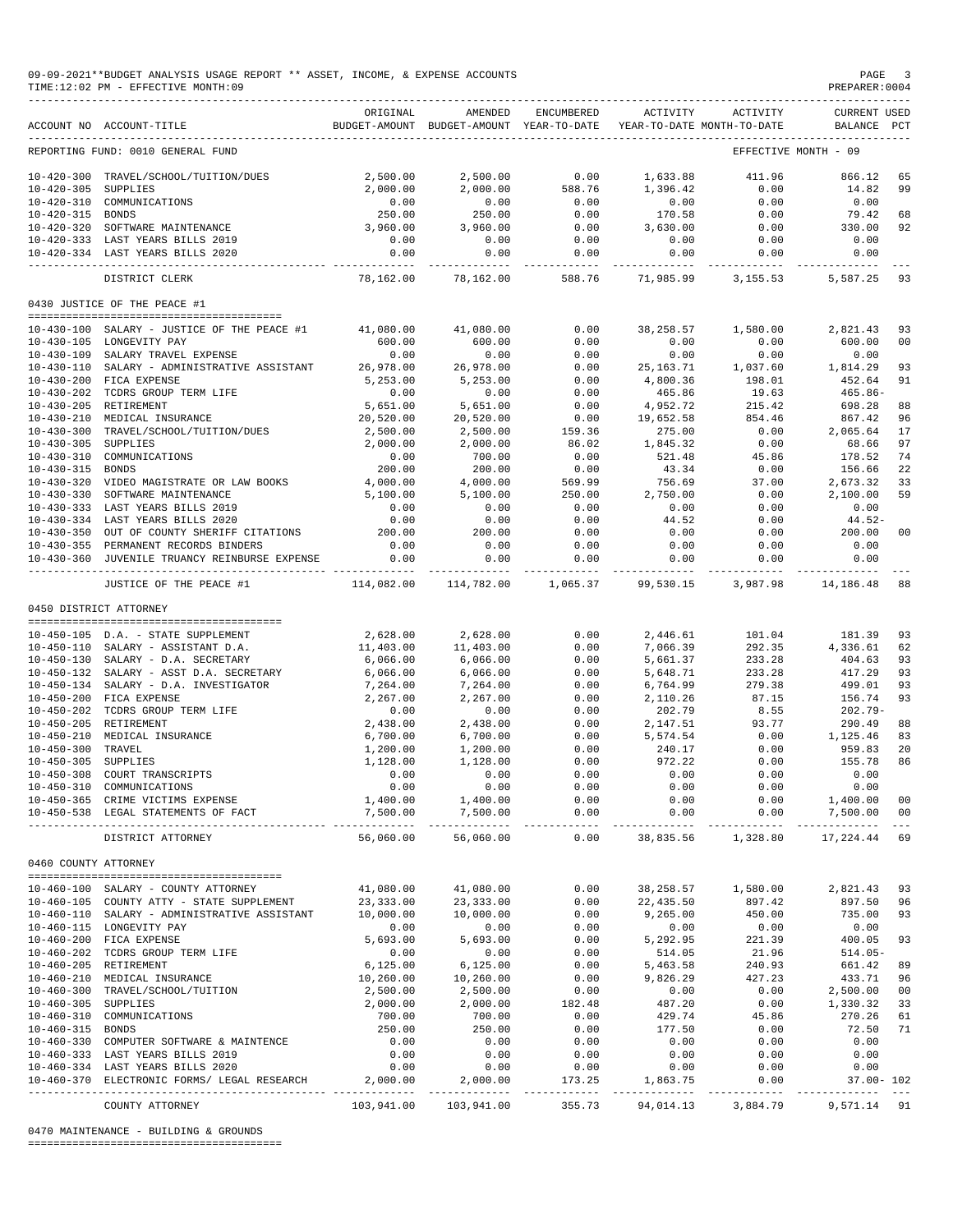09-09-2021**BUDGET ANALYSIS USAGE REPORT ** ASSET, INCOME, & EXPENSE ACCOUNTS
TIME:12:02 PM - EFFECTIVE MONTH:09 PREPARER:0004

REPORTING FUND: 0010 GENERAL FUND — EFFECTIVE MONTH - 09

| ACCOUNT NO | ACCOUNT-TITLE | ORIGINAL BUDGET-AMOUNT | AMENDED BUDGET-AMOUNT | ENCUMBERED YEAR-TO-DATE | ACTIVITY YEAR-TO-DATE | ACTIVITY MONTH-TO-DATE | CURRENT BALANCE | USED PCT |
|---|---|---|---|---|---|---|---|---|
| 10-420-300 | TRAVEL/SCHOOL/TUITION/DUES | 2,500.00 | 2,500.00 | 0.00 | 1,633.88 | 411.96 | 866.12 | 65 |
| 10-420-305 | SUPPLIES | 2,000.00 | 2,000.00 | 588.76 | 1,396.42 | 0.00 | 14.82 | 99 |
| 10-420-310 | COMMUNICATIONS | 0.00 | 0.00 | 0.00 | 0.00 | 0.00 | 0.00 | |
| 10-420-315 | BONDS | 250.00 | 250.00 | 0.00 | 170.58 | 0.00 | 79.42 | 68 |
| 10-420-320 | SOFTWARE MAINTENANCE | 3,960.00 | 3,960.00 | 0.00 | 3,630.00 | 0.00 | 330.00 | 92 |
| 10-420-333 | LAST YEARS BILLS 2019 | 0.00 | 0.00 | 0.00 | 0.00 | 0.00 | 0.00 | |
| 10-420-334 | LAST YEARS BILLS 2020 | 0.00 | 0.00 | 0.00 | 0.00 | 0.00 | 0.00 | |
| | DISTRICT CLERK | 78,162.00 | 78,162.00 | 588.76 | 71,985.99 | 3,155.53 | 5,587.25 | 93 |

0430 JUSTICE OF THE PEACE #1

| ACCOUNT NO | ACCOUNT-TITLE | ORIGINAL BUDGET-AMOUNT | AMENDED BUDGET-AMOUNT | ENCUMBERED YEAR-TO-DATE | ACTIVITY YEAR-TO-DATE | ACTIVITY MONTH-TO-DATE | CURRENT BALANCE | USED PCT |
|---|---|---|---|---|---|---|---|---|
| 10-430-100 | SALARY - JUSTICE OF THE PEACE #1 | 41,080.00 | 41,080.00 | 0.00 | 38,258.57 | 1,580.00 | 2,821.43 | 93 |
| 10-430-105 | LONGEVITY PAY | 600.00 | 600.00 | 0.00 | 0.00 | 0.00 | 600.00 | 00 |
| 10-430-109 | SALARY TRAVEL EXPENSE | 0.00 | 0.00 | 0.00 | 0.00 | 0.00 | 0.00 | |
| 10-430-110 | SALARY - ADMINISTRATIVE ASSISTANT | 26,978.00 | 26,978.00 | 0.00 | 25,163.71 | 1,037.60 | 1,814.29 | 93 |
| 10-430-200 | FICA EXPENSE | 5,253.00 | 5,253.00 | 0.00 | 4,800.36 | 198.01 | 452.64 | 91 |
| 10-430-202 | TCDRS GROUP TERM LIFE | 0.00 | 0.00 | 0.00 | 465.86 | 19.63 | 465.86- | |
| 10-430-205 | RETIREMENT | 5,651.00 | 5,651.00 | 0.00 | 4,952.72 | 215.42 | 698.28 | 88 |
| 10-430-210 | MEDICAL INSURANCE | 20,520.00 | 20,520.00 | 0.00 | 19,652.58 | 854.46 | 867.42 | 96 |
| 10-430-300 | TRAVEL/SCHOOL/TUITION/DUES | 2,500.00 | 2,500.00 | 159.36 | 275.00 | 0.00 | 2,065.64 | 17 |
| 10-430-305 | SUPPLIES | 2,000.00 | 2,000.00 | 86.02 | 1,845.32 | 0.00 | 68.66 | 97 |
| 10-430-310 | COMMUNICATIONS | 0.00 | 700.00 | 0.00 | 521.48 | 45.86 | 178.52 | 74 |
| 10-430-315 | BONDS | 200.00 | 200.00 | 0.00 | 43.34 | 0.00 | 156.66 | 22 |
| 10-430-320 | VIDEO MAGISTRATE OR LAW BOOKS | 4,000.00 | 4,000.00 | 569.99 | 756.69 | 37.00 | 2,673.32 | 33 |
| 10-430-330 | SOFTWARE MAINTENANCE | 5,100.00 | 5,100.00 | 250.00 | 2,750.00 | 0.00 | 2,100.00 | 59 |
| 10-430-333 | LAST YEARS BILLS 2019 | 0.00 | 0.00 | 0.00 | 0.00 | 0.00 | 0.00 | |
| 10-430-334 | LAST YEARS BILLS 2020 | 0.00 | 0.00 | 0.00 | 44.52 | 0.00 | 44.52- | |
| 10-430-350 | OUT OF COUNTY SHERIFF CITATIONS | 200.00 | 200.00 | 0.00 | 0.00 | 0.00 | 200.00 | 00 |
| 10-430-355 | PERMANENT RECORDS BINDERS | 0.00 | 0.00 | 0.00 | 0.00 | 0.00 | 0.00 | |
| 10-430-360 | JUVENILE TRUANCY REINBURSE EXPENSE | 0.00 | 0.00 | 0.00 | 0.00 | 0.00 | 0.00 | |
| | JUSTICE OF THE PEACE #1 | 114,082.00 | 114,782.00 | 1,065.37 | 99,530.15 | 3,987.98 | 14,186.48 | 88 |

0450 DISTRICT ATTORNEY

| ACCOUNT NO | ACCOUNT-TITLE | ORIGINAL BUDGET-AMOUNT | AMENDED BUDGET-AMOUNT | ENCUMBERED YEAR-TO-DATE | ACTIVITY YEAR-TO-DATE | ACTIVITY MONTH-TO-DATE | CURRENT BALANCE | USED PCT |
|---|---|---|---|---|---|---|---|---|
| 10-450-105 | D.A. - STATE SUPPLEMENT | 2,628.00 | 2,628.00 | 0.00 | 2,446.61 | 101.04 | 181.39 | 93 |
| 10-450-110 | SALARY - ASSISTANT D.A. | 11,403.00 | 11,403.00 | 0.00 | 7,066.39 | 292.35 | 4,336.61 | 62 |
| 10-450-130 | SALARY - D.A. SECRETARY | 6,066.00 | 6,066.00 | 0.00 | 5,661.37 | 233.28 | 404.63 | 93 |
| 10-450-132 | SALARY - ASST D.A. SECRETARY | 6,066.00 | 6,066.00 | 0.00 | 5,648.71 | 233.28 | 417.29 | 93 |
| 10-450-134 | SALARY - D.A. INVESTIGATOR | 7,264.00 | 7,264.00 | 0.00 | 6,764.99 | 279.38 | 499.01 | 93 |
| 10-450-200 | FICA EXPENSE | 2,267.00 | 2,267.00 | 0.00 | 2,110.26 | 87.15 | 156.74 | 93 |
| 10-450-202 | TCDRS GROUP TERM LIFE | 0.00 | 0.00 | 0.00 | 202.79 | 8.55 | 202.79- | |
| 10-450-205 | RETIREMENT | 2,438.00 | 2,438.00 | 0.00 | 2,147.51 | 93.77 | 290.49 | 88 |
| 10-450-210 | MEDICAL INSURANCE | 6,700.00 | 6,700.00 | 0.00 | 5,574.54 | 0.00 | 1,125.46 | 83 |
| 10-450-300 | TRAVEL | 1,200.00 | 1,200.00 | 0.00 | 240.17 | 0.00 | 959.83 | 20 |
| 10-450-305 | SUPPLIES | 1,128.00 | 1,128.00 | 0.00 | 972.22 | 0.00 | 155.78 | 86 |
| 10-450-308 | COURT TRANSCRIPTS | 0.00 | 0.00 | 0.00 | 0.00 | 0.00 | 0.00 | |
| 10-450-310 | COMMUNICATIONS | 0.00 | 0.00 | 0.00 | 0.00 | 0.00 | 0.00 | |
| 10-450-365 | CRIME VICTIMS EXPENSE | 1,400.00 | 1,400.00 | 0.00 | 0.00 | 0.00 | 1,400.00 | 00 |
| 10-450-538 | LEGAL STATEMENTS OF FACT | 7,500.00 | 7,500.00 | 0.00 | 0.00 | 0.00 | 7,500.00 | 00 |
| | DISTRICT ATTORNEY | 56,060.00 | 56,060.00 | 0.00 | 38,835.56 | 1,328.80 | 17,224.44 | 69 |

0460 COUNTY ATTORNEY

| ACCOUNT NO | ACCOUNT-TITLE | ORIGINAL BUDGET-AMOUNT | AMENDED BUDGET-AMOUNT | ENCUMBERED YEAR-TO-DATE | ACTIVITY YEAR-TO-DATE | ACTIVITY MONTH-TO-DATE | CURRENT BALANCE | USED PCT |
|---|---|---|---|---|---|---|---|---|
| 10-460-100 | SALARY - COUNTY ATTORNEY | 41,080.00 | 41,080.00 | 0.00 | 38,258.57 | 1,580.00 | 2,821.43 | 93 |
| 10-460-105 | COUNTY ATTY - STATE SUPPLEMENT | 23,333.00 | 23,333.00 | 0.00 | 22,435.50 | 897.42 | 897.50 | 96 |
| 10-460-110 | SALARY - ADMINISTRATIVE ASSISTANT | 10,000.00 | 10,000.00 | 0.00 | 9,265.00 | 450.00 | 735.00 | 93 |
| 10-460-115 | LONGEVITY PAY | 0.00 | 0.00 | 0.00 | 0.00 | 0.00 | 0.00 | |
| 10-460-200 | FICA EXPENSE | 5,693.00 | 5,693.00 | 0.00 | 5,292.95 | 221.39 | 400.05 | 93 |
| 10-460-202 | TCDRS GROUP TERM LIFE | 0.00 | 0.00 | 0.00 | 514.05 | 21.96 | 514.05- | |
| 10-460-205 | RETIREMENT | 6,125.00 | 6,125.00 | 0.00 | 5,463.58 | 240.93 | 661.42 | 89 |
| 10-460-210 | MEDICAL INSURANCE | 10,260.00 | 10,260.00 | 0.00 | 9,826.29 | 427.23 | 433.71 | 96 |
| 10-460-300 | TRAVEL/SCHOOL/TUITION | 2,500.00 | 2,500.00 | 0.00 | 0.00 | 0.00 | 2,500.00 | 00 |
| 10-460-305 | SUPPLIES | 2,000.00 | 2,000.00 | 182.48 | 487.20 | 0.00 | 1,330.32 | 33 |
| 10-460-310 | COMMUNICATIONS | 700.00 | 700.00 | 0.00 | 429.74 | 45.86 | 270.26 | 61 |
| 10-460-315 | BONDS | 250.00 | 250.00 | 0.00 | 177.50 | 0.00 | 72.50 | 71 |
| 10-460-330 | COMPUTER SOFTWARE & MAINTENCE | 0.00 | 0.00 | 0.00 | 0.00 | 0.00 | 0.00 | |
| 10-460-333 | LAST YEARS BILLS 2019 | 0.00 | 0.00 | 0.00 | 0.00 | 0.00 | 0.00 | |
| 10-460-334 | LAST YEARS BILLS 2020 | 0.00 | 0.00 | 0.00 | 0.00 | 0.00 | 0.00 | |
| 10-460-370 | ELECTRONIC FORMS/ LEGAL RESEARCH | 2,000.00 | 2,000.00 | 173.25 | 1,863.75 | 0.00 | 37.00- | 102 |
| | COUNTY ATTORNEY | 103,941.00 | 103,941.00 | 355.73 | 94,014.13 | 3,884.79 | 9,571.14 | 91 |

0470 MAINTENANCE - BUILDING & GROUNDS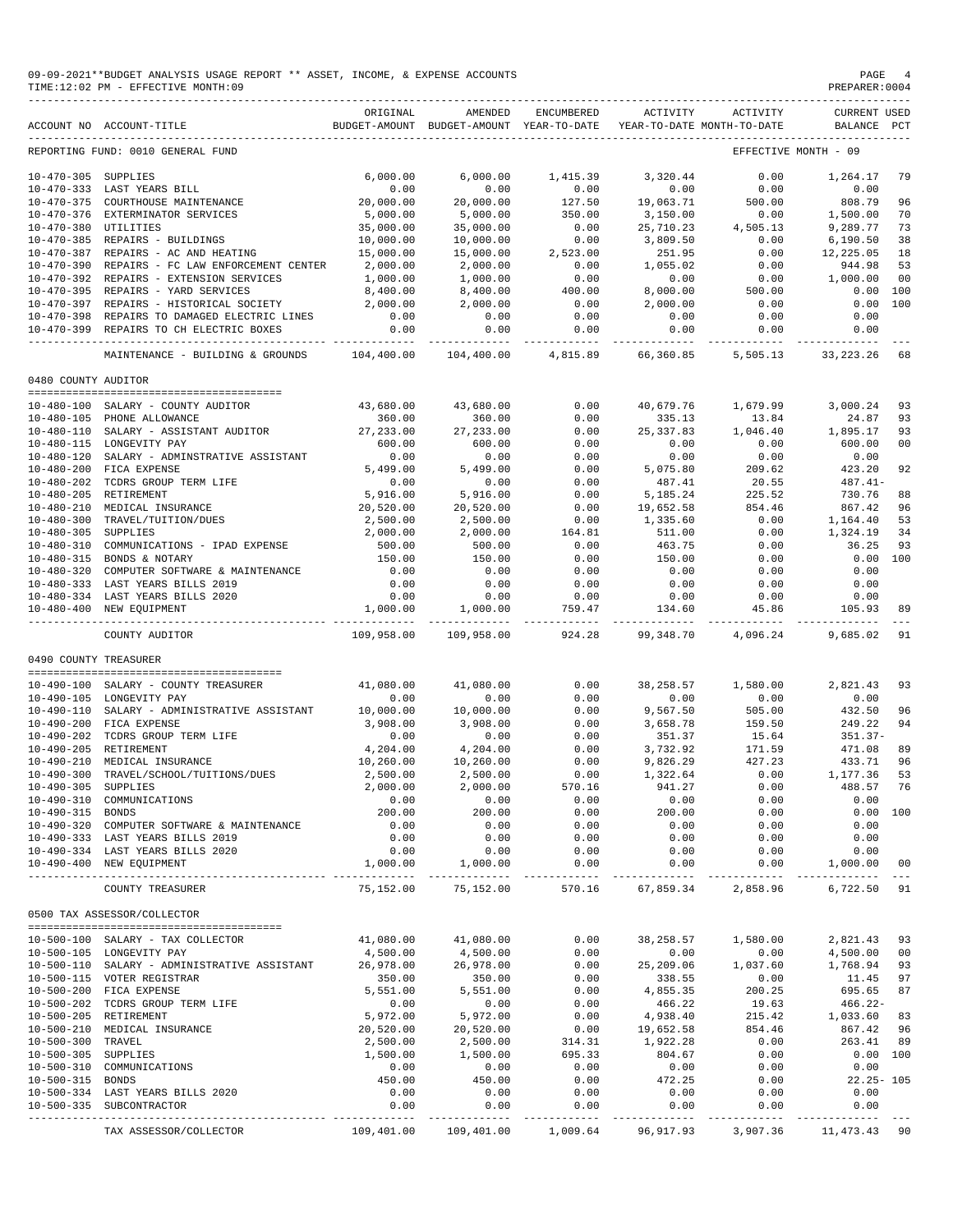09-09-2021**BUDGET ANALYSIS USAGE REPORT ** ASSET, INCOME, & EXPENSE ACCOUNTS
TIME:12:02 PM - EFFECTIVE MONTH:09
PREPARER:0004

REPORTING FUND: 0010 GENERAL FUND — EFFECTIVE MONTH - 09

| ACCOUNT NO | ACCOUNT-TITLE | ORIGINAL BUDGET-AMOUNT | AMENDED BUDGET-AMOUNT | ENCUMBERED YEAR-TO-DATE | ACTIVITY YEAR-TO-DATE | ACTIVITY MONTH-TO-DATE | CURRENT BALANCE | USED PCT |
|---|---|---|---|---|---|---|---|---|
| 10-470-305 | SUPPLIES | 6,000.00 | 6,000.00 | 1,415.39 | 3,320.44 | 0.00 | 1,264.17 | 79 |
| 10-470-333 | LAST YEARS BILL | 0.00 | 0.00 | 0.00 | 0.00 | 0.00 | 0.00 | |
| 10-470-375 | COURTHOUSE MAINTENANCE | 20,000.00 | 20,000.00 | 127.50 | 19,063.71 | 500.00 | 808.79 | 96 |
| 10-470-376 | EXTERMINATOR SERVICES | 5,000.00 | 5,000.00 | 350.00 | 3,150.00 | 0.00 | 1,500.00 | 70 |
| 10-470-380 | UTILITIES | 35,000.00 | 35,000.00 | 0.00 | 25,710.23 | 4,505.13 | 9,289.77 | 73 |
| 10-470-385 | REPAIRS - BUILDINGS | 10,000.00 | 10,000.00 | 0.00 | 3,809.50 | 0.00 | 6,190.50 | 38 |
| 10-470-387 | REPAIRS - AC AND HEATING | 15,000.00 | 15,000.00 | 2,523.00 | 251.95 | 0.00 | 12,225.05 | 18 |
| 10-470-390 | REPAIRS - FC LAW ENFORCEMENT CENTER | 2,000.00 | 2,000.00 | 0.00 | 1,055.02 | 0.00 | 944.98 | 53 |
| 10-470-392 | REPAIRS - EXTENSION SERVICES | 1,000.00 | 1,000.00 | 0.00 | 0.00 | 0.00 | 1,000.00 | 00 |
| 10-470-395 | REPAIRS - YARD SERVICES | 8,400.00 | 8,400.00 | 400.00 | 8,000.00 | 500.00 | 0.00 | 100 |
| 10-470-397 | REPAIRS - HISTORICAL SOCIETY | 2,000.00 | 2,000.00 | 0.00 | 2,000.00 | 0.00 | 0.00 | 100 |
| 10-470-398 | REPAIRS TO DAMAGED ELECTRIC LINES | 0.00 | 0.00 | 0.00 | 0.00 | 0.00 | 0.00 | |
| 10-470-399 | REPAIRS TO CH ELECTRIC BOXES | 0.00 | 0.00 | 0.00 | 0.00 | 0.00 | 0.00 | |
| | MAINTENANCE - BUILDING & GROUNDS | 104,400.00 | 104,400.00 | 4,815.89 | 66,360.85 | 5,505.13 | 33,223.26 | 68 |
| | **0480 COUNTY AUDITOR** | | | | | | | |
| 10-480-100 | SALARY - COUNTY AUDITOR | 43,680.00 | 43,680.00 | 0.00 | 40,679.76 | 1,679.99 | 3,000.24 | 93 |
| 10-480-105 | PHONE ALLOWANCE | 360.00 | 360.00 | 0.00 | 335.13 | 13.84 | 24.87 | 93 |
| 10-480-110 | SALARY - ASSISTANT AUDITOR | 27,233.00 | 27,233.00 | 0.00 | 25,337.83 | 1,046.40 | 1,895.17 | 93 |
| 10-480-115 | LONGEVITY PAY | 600.00 | 600.00 | 0.00 | 0.00 | 0.00 | 600.00 | 00 |
| 10-480-120 | SALARY - ADMINSTRATIVE ASSISTANT | 0.00 | 0.00 | 0.00 | 0.00 | 0.00 | 0.00 | |
| 10-480-200 | FICA EXPENSE | 5,499.00 | 5,499.00 | 0.00 | 5,075.80 | 209.62 | 423.20 | 92 |
| 10-480-202 | TCDRS GROUP TERM LIFE | 0.00 | 0.00 | 0.00 | 487.41 | 20.55 | 487.41- | |
| 10-480-205 | RETIREMENT | 5,916.00 | 5,916.00 | 0.00 | 5,185.24 | 225.52 | 730.76 | 88 |
| 10-480-210 | MEDICAL INSURANCE | 20,520.00 | 20,520.00 | 0.00 | 19,652.58 | 854.46 | 867.42 | 96 |
| 10-480-300 | TRAVEL/TUITION/DUES | 2,500.00 | 2,500.00 | 0.00 | 1,335.60 | 0.00 | 1,164.40 | 53 |
| 10-480-305 | SUPPLIES | 2,000.00 | 2,000.00 | 164.81 | 511.00 | 0.00 | 1,324.19 | 34 |
| 10-480-310 | COMMUNICATIONS - IPAD EXPENSE | 500.00 | 500.00 | 0.00 | 463.75 | 0.00 | 36.25 | 93 |
| 10-480-315 | BONDS & NOTARY | 150.00 | 150.00 | 0.00 | 150.00 | 0.00 | 0.00 | 100 |
| 10-480-320 | COMPUTER SOFTWARE & MAINTENANCE | 0.00 | 0.00 | 0.00 | 0.00 | 0.00 | 0.00 | |
| 10-480-333 | LAST YEARS BILLS 2019 | 0.00 | 0.00 | 0.00 | 0.00 | 0.00 | 0.00 | |
| 10-480-334 | LAST YEARS BILLS 2020 | 0.00 | 0.00 | 0.00 | 0.00 | 0.00 | 0.00 | |
| 10-480-400 | NEW EQUIPMENT | 1,000.00 | 1,000.00 | 759.47 | 134.60 | 45.86 | 105.93 | 89 |
| | COUNTY AUDITOR | 109,958.00 | 109,958.00 | 924.28 | 99,348.70 | 4,096.24 | 9,685.02 | 91 |
| | **0490 COUNTY TREASURER** | | | | | | | |
| 10-490-100 | SALARY - COUNTY TREASURER | 41,080.00 | 41,080.00 | 0.00 | 38,258.57 | 1,580.00 | 2,821.43 | 93 |
| 10-490-105 | LONGEVITY PAY | 0.00 | 0.00 | 0.00 | 0.00 | 0.00 | 0.00 | |
| 10-490-110 | SALARY - ADMINISTRATIVE ASSISTANT | 10,000.00 | 10,000.00 | 0.00 | 9,567.50 | 505.00 | 432.50 | 96 |
| 10-490-200 | FICA EXPENSE | 3,908.00 | 3,908.00 | 0.00 | 3,658.78 | 159.50 | 249.22 | 94 |
| 10-490-202 | TCDRS GROUP TERM LIFE | 0.00 | 0.00 | 0.00 | 351.37 | 15.64 | 351.37- | |
| 10-490-205 | RETIREMENT | 4,204.00 | 4,204.00 | 0.00 | 3,732.92 | 171.59 | 471.08 | 89 |
| 10-490-210 | MEDICAL INSURANCE | 10,260.00 | 10,260.00 | 0.00 | 9,826.29 | 427.23 | 433.71 | 96 |
| 10-490-300 | TRAVEL/SCHOOL/TUITIONS/DUES | 2,500.00 | 2,500.00 | 0.00 | 1,322.64 | 0.00 | 1,177.36 | 53 |
| 10-490-305 | SUPPLIES | 2,000.00 | 2,000.00 | 570.16 | 941.27 | 0.00 | 488.57 | 76 |
| 10-490-310 | COMMUNICATIONS | 0.00 | 0.00 | 0.00 | 0.00 | 0.00 | 0.00 | |
| 10-490-315 | BONDS | 200.00 | 200.00 | 0.00 | 200.00 | 0.00 | 0.00 | 100 |
| 10-490-320 | COMPUTER SOFTWARE & MAINTENANCE | 0.00 | 0.00 | 0.00 | 0.00 | 0.00 | 0.00 | |
| 10-490-333 | LAST YEARS BILLS 2019 | 0.00 | 0.00 | 0.00 | 0.00 | 0.00 | 0.00 | |
| 10-490-334 | LAST YEARS BILLS 2020 | 0.00 | 0.00 | 0.00 | 0.00 | 0.00 | 0.00 | |
| 10-490-400 | NEW EQUIPMENT | 1,000.00 | 1,000.00 | 0.00 | 0.00 | 0.00 | 1,000.00 | 00 |
| | COUNTY TREASURER | 75,152.00 | 75,152.00 | 570.16 | 67,859.34 | 2,858.96 | 6,722.50 | 91 |
| | **0500 TAX ASSESSOR/COLLECTOR** | | | | | | | |
| 10-500-100 | SALARY - TAX COLLECTOR | 41,080.00 | 41,080.00 | 0.00 | 38,258.57 | 1,580.00 | 2,821.43 | 93 |
| 10-500-105 | LONGEVITY PAY | 4,500.00 | 4,500.00 | 0.00 | 0.00 | 0.00 | 4,500.00 | 00 |
| 10-500-110 | SALARY - ADMINISTRATIVE ASSISTANT | 26,978.00 | 26,978.00 | 0.00 | 25,209.06 | 1,037.60 | 1,768.94 | 93 |
| 10-500-115 | VOTER REGISTRAR | 350.00 | 350.00 | 0.00 | 338.55 | 0.00 | 11.45 | 97 |
| 10-500-200 | FICA EXPENSE | 5,551.00 | 5,551.00 | 0.00 | 4,855.35 | 200.25 | 695.65 | 87 |
| 10-500-202 | TCDRS GROUP TERM LIFE | 0.00 | 0.00 | 0.00 | 466.22 | 19.63 | 466.22- | |
| 10-500-205 | RETIREMENT | 5,972.00 | 5,972.00 | 0.00 | 4,938.40 | 215.42 | 1,033.60 | 83 |
| 10-500-210 | MEDICAL INSURANCE | 20,520.00 | 20,520.00 | 0.00 | 19,652.58 | 854.46 | 867.42 | 96 |
| 10-500-300 | TRAVEL | 2,500.00 | 2,500.00 | 314.31 | 1,922.28 | 0.00 | 263.41 | 89 |
| 10-500-305 | SUPPLIES | 1,500.00 | 1,500.00 | 695.33 | 804.67 | 0.00 | 0.00 | 100 |
| 10-500-310 | COMMUNICATIONS | 0.00 | 0.00 | 0.00 | 0.00 | 0.00 | 0.00 | |
| 10-500-315 | BONDS | 450.00 | 450.00 | 0.00 | 472.25 | 0.00 | 22.25- | 105 |
| 10-500-334 | LAST YEARS BILLS 2020 | 0.00 | 0.00 | 0.00 | 0.00 | 0.00 | 0.00 | |
| 10-500-335 | SUBCONTRACTOR | 0.00 | 0.00 | 0.00 | 0.00 | 0.00 | 0.00 | |
| | TAX ASSESSOR/COLLECTOR | 109,401.00 | 109,401.00 | 1,009.64 | 96,917.93 | 3,907.36 | 11,473.43 | 90 |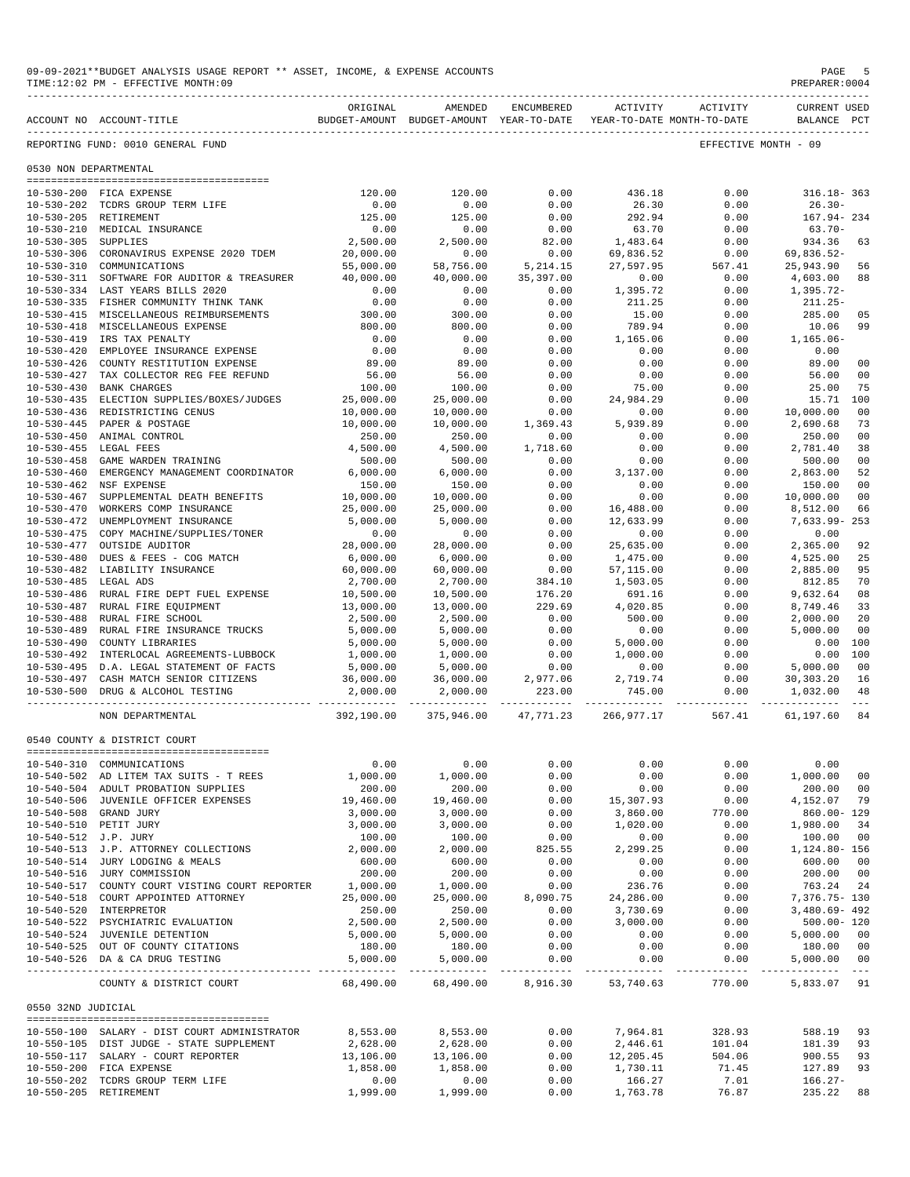09-09-2021**BUDGET ANALYSIS USAGE REPORT ** ASSET, INCOME, & EXPENSE ACCOUNTS
TIME:12:02 PM - EFFECTIVE MONTH:09

REPORTING FUND: 0010 GENERAL FUND — EFFECTIVE MONTH - 09

## 0530 NON DEPARTMENTAL

| ACCOUNT NO | ACCOUNT-TITLE | ORIGINAL BUDGET-AMOUNT | AMENDED BUDGET-AMOUNT | ENCUMBERED YEAR-TO-DATE | ACTIVITY YEAR-TO-DATE | ACTIVITY MONTH-TO-DATE | CURRENT BALANCE | USED PCT |
|---|---|---|---|---|---|---|---|---|
| 10-530-200 | FICA EXPENSE | 120.00 | 120.00 | 0.00 | 436.18 | 0.00 | 316.18- | 363 |
| 10-530-202 | TCDRS GROUP TERM LIFE | 0.00 | 0.00 | 0.00 | 26.30 | 0.00 | 26.30- | |
| 10-530-205 | RETIREMENT | 125.00 | 125.00 | 0.00 | 292.94 | 0.00 | 167.94- | 234 |
| 10-530-210 | MEDICAL INSURANCE | 0.00 | 0.00 | 0.00 | 63.70 | 0.00 | 63.70- | |
| 10-530-305 | SUPPLIES | 2,500.00 | 2,500.00 | 82.00 | 1,483.64 | 0.00 | 934.36 | 63 |
| 10-530-306 | CORONAVIRUS EXPENSE 2020 TDEM | 20,000.00 | 0.00 | 0.00 | 69,836.52 | 0.00 | 69,836.52- | |
| 10-530-310 | COMMUNICATIONS | 55,000.00 | 58,756.00 | 5,214.15 | 27,597.95 | 567.41 | 25,943.90 | 56 |
| 10-530-311 | SOFTWARE FOR AUDITOR & TREASURER | 40,000.00 | 40,000.00 | 35,397.00 | 0.00 | 0.00 | 4,603.00 | 88 |
| 10-530-334 | LAST YEARS BILLS 2020 | 0.00 | 0.00 | 0.00 | 1,395.72 | 0.00 | 1,395.72- | |
| 10-530-335 | FISHER COMMUNITY THINK TANK | 0.00 | 0.00 | 0.00 | 211.25 | 0.00 | 211.25- | |
| 10-530-415 | MISCELLANEOUS REIMBURSEMENTS | 300.00 | 300.00 | 0.00 | 15.00 | 0.00 | 285.00 | 05 |
| 10-530-418 | MISCELLANEOUS EXPENSE | 800.00 | 800.00 | 0.00 | 789.94 | 0.00 | 10.06 | 99 |
| 10-530-419 | IRS TAX PENALTY | 0.00 | 0.00 | 0.00 | 1,165.06 | 0.00 | 1,165.06- | |
| 10-530-420 | EMPLOYEE INSURANCE EXPENSE | 0.00 | 0.00 | 0.00 | 0.00 | 0.00 | 0.00 | |
| 10-530-426 | COUNTY RESTITUTION EXPENSE | 89.00 | 89.00 | 0.00 | 0.00 | 0.00 | 89.00 | 00 |
| 10-530-427 | TAX COLLECTOR REG FEE REFUND | 56.00 | 56.00 | 0.00 | 0.00 | 0.00 | 56.00 | 00 |
| 10-530-430 | BANK CHARGES | 100.00 | 100.00 | 0.00 | 75.00 | 0.00 | 25.00 | 75 |
| 10-530-435 | ELECTION SUPPLIES/BOXES/JUDGES | 25,000.00 | 25,000.00 | 0.00 | 24,984.29 | 0.00 | 15.71 | 100 |
| 10-530-436 | REDISTRICTING CENUS | 10,000.00 | 10,000.00 | 0.00 | 0.00 | 0.00 | 10,000.00 | 00 |
| 10-530-445 | PAPER & POSTAGE | 10,000.00 | 10,000.00 | 1,369.43 | 5,939.89 | 0.00 | 2,690.68 | 73 |
| 10-530-450 | ANIMAL CONTROL | 250.00 | 250.00 | 0.00 | 0.00 | 0.00 | 250.00 | 00 |
| 10-530-455 | LEGAL FEES | 4,500.00 | 4,500.00 | 1,718.60 | 0.00 | 0.00 | 2,781.40 | 38 |
| 10-530-458 | GAME WARDEN TRAINING | 500.00 | 500.00 | 0.00 | 0.00 | 0.00 | 500.00 | 00 |
| 10-530-460 | EMERGENCY MANAGEMENT COORDINATOR | 6,000.00 | 6,000.00 | 0.00 | 3,137.00 | 0.00 | 2,863.00 | 52 |
| 10-530-462 | NSF EXPENSE | 150.00 | 150.00 | 0.00 | 0.00 | 0.00 | 150.00 | 00 |
| 10-530-467 | SUPPLEMENTAL DEATH BENEFITS | 10,000.00 | 10,000.00 | 0.00 | 0.00 | 0.00 | 10,000.00 | 00 |
| 10-530-470 | WORKERS COMP INSURANCE | 25,000.00 | 25,000.00 | 0.00 | 16,488.00 | 0.00 | 8,512.00 | 66 |
| 10-530-472 | UNEMPLOYMENT INSURANCE | 5,000.00 | 5,000.00 | 0.00 | 12,633.99 | 0.00 | 7,633.99- | 253 |
| 10-530-475 | COPY MACHINE/SUPPLIES/TONER | 0.00 | 0.00 | 0.00 | 0.00 | 0.00 | 0.00 | |
| 10-530-477 | OUTSIDE AUDITOR | 28,000.00 | 28,000.00 | 0.00 | 25,635.00 | 0.00 | 2,365.00 | 92 |
| 10-530-480 | DUES & FEES - COG MATCH | 6,000.00 | 6,000.00 | 0.00 | 1,475.00 | 0.00 | 4,525.00 | 25 |
| 10-530-482 | LIABILITY INSURANCE | 60,000.00 | 60,000.00 | 0.00 | 57,115.00 | 0.00 | 2,885.00 | 95 |
| 10-530-485 | LEGAL ADS | 2,700.00 | 2,700.00 | 384.10 | 1,503.05 | 0.00 | 812.85 | 70 |
| 10-530-486 | RURAL FIRE DEPT FUEL EXPENSE | 10,500.00 | 10,500.00 | 176.20 | 691.16 | 0.00 | 9,632.64 | 08 |
| 10-530-487 | RURAL FIRE EQUIPMENT | 13,000.00 | 13,000.00 | 229.69 | 4,020.85 | 0.00 | 8,749.46 | 33 |
| 10-530-488 | RURAL FIRE SCHOOL | 2,500.00 | 2,500.00 | 0.00 | 500.00 | 0.00 | 2,000.00 | 20 |
| 10-530-489 | RURAL FIRE INSURANCE TRUCKS | 5,000.00 | 5,000.00 | 0.00 | 0.00 | 0.00 | 5,000.00 | 00 |
| 10-530-490 | COUNTY LIBRARIES | 5,000.00 | 5,000.00 | 0.00 | 5,000.00 | 0.00 | 0.00 | 100 |
| 10-530-492 | INTERLOCAL AGREEMENTS-LUBBOCK | 1,000.00 | 1,000.00 | 0.00 | 1,000.00 | 0.00 | 0.00 | 100 |
| 10-530-495 | D.A. LEGAL STATEMENT OF FACTS | 5,000.00 | 5,000.00 | 0.00 | 0.00 | 0.00 | 5,000.00 | 00 |
| 10-530-497 | CASH MATCH SENIOR CITIZENS | 36,000.00 | 36,000.00 | 2,977.06 | 2,719.74 | 0.00 | 30,303.20 | 16 |
| 10-530-500 | DRUG & ALCOHOL TESTING | 2,000.00 | 2,000.00 | 223.00 | 745.00 | 0.00 | 1,032.00 | 48 |
| | NON DEPARTMENTAL | 392,190.00 | 375,946.00 | 47,771.23 | 266,977.17 | 567.41 | 61,197.60 | 84 |

## 0540 COUNTY & DISTRICT COURT

| ACCOUNT NO | ACCOUNT-TITLE | ORIGINAL BUDGET-AMOUNT | AMENDED BUDGET-AMOUNT | ENCUMBERED YEAR-TO-DATE | ACTIVITY YEAR-TO-DATE | ACTIVITY MONTH-TO-DATE | CURRENT BALANCE | USED PCT |
|---|---|---|---|---|---|---|---|---|
| 10-540-310 | COMMUNICATIONS | 0.00 | 0.00 | 0.00 | 0.00 | 0.00 | 0.00 | |
| 10-540-502 | AD LITEM TAX SUITS - T REES | 1,000.00 | 1,000.00 | 0.00 | 0.00 | 0.00 | 1,000.00 | 00 |
| 10-540-504 | ADULT PROBATION SUPPLIES | 200.00 | 200.00 | 0.00 | 0.00 | 0.00 | 200.00 | 00 |
| 10-540-506 | JUVENILE OFFICER EXPENSES | 19,460.00 | 19,460.00 | 0.00 | 15,307.93 | 0.00 | 4,152.07 | 79 |
| 10-540-508 | GRAND JURY | 3,000.00 | 3,000.00 | 0.00 | 3,860.00 | 770.00 | 860.00- | 129 |
| 10-540-510 | PETIT JURY | 3,000.00 | 3,000.00 | 0.00 | 1,020.00 | 0.00 | 1,980.00 | 34 |
| 10-540-512 | J.P. JURY | 100.00 | 100.00 | 0.00 | 0.00 | 0.00 | 100.00 | 00 |
| 10-540-513 | J.P. ATTORNEY COLLECTIONS | 2,000.00 | 2,000.00 | 825.55 | 2,299.25 | 0.00 | 1,124.80- | 156 |
| 10-540-514 | JURY LODGING & MEALS | 600.00 | 600.00 | 0.00 | 0.00 | 0.00 | 600.00 | 00 |
| 10-540-516 | JURY COMMISSION | 200.00 | 200.00 | 0.00 | 0.00 | 0.00 | 200.00 | 00 |
| 10-540-517 | COUNTY COURT VISTING COURT REPORTER | 1,000.00 | 1,000.00 | 0.00 | 236.76 | 0.00 | 763.24 | 24 |
| 10-540-518 | COURT APPOINTED ATTORNEY | 25,000.00 | 25,000.00 | 8,090.75 | 24,286.00 | 0.00 | 7,376.75- | 130 |
| 10-540-520 | INTERPRETOR | 250.00 | 250.00 | 0.00 | 3,730.69 | 0.00 | 3,480.69- | 492 |
| 10-540-522 | PSYCHIATRIC EVALUATION | 2,500.00 | 2,500.00 | 0.00 | 3,000.00 | 0.00 | 500.00- | 120 |
| 10-540-524 | JUVENILE DETENTION | 5,000.00 | 5,000.00 | 0.00 | 0.00 | 0.00 | 5,000.00 | 00 |
| 10-540-525 | OUT OF COUNTY CITATIONS | 180.00 | 180.00 | 0.00 | 0.00 | 0.00 | 180.00 | 00 |
| 10-540-526 | DA & CA DRUG TESTING | 5,000.00 | 5,000.00 | 0.00 | 0.00 | 0.00 | 5,000.00 | 00 |
| | COUNTY & DISTRICT COURT | 68,490.00 | 68,490.00 | 8,916.30 | 53,740.63 | 770.00 | 5,833.07 | 91 |

## 0550 32ND JUDICIAL

| ACCOUNT NO | ACCOUNT-TITLE | ORIGINAL BUDGET-AMOUNT | AMENDED BUDGET-AMOUNT | ENCUMBERED YEAR-TO-DATE | ACTIVITY YEAR-TO-DATE | ACTIVITY MONTH-TO-DATE | CURRENT BALANCE | USED PCT |
|---|---|---|---|---|---|---|---|---|
| 10-550-100 | SALARY - DIST COURT ADMINISTRATOR | 8,553.00 | 8,553.00 | 0.00 | 7,964.81 | 328.93 | 588.19 | 93 |
| 10-550-105 | DIST JUDGE - STATE SUPPLEMENT | 2,628.00 | 2,628.00 | 0.00 | 2,446.61 | 101.04 | 181.39 | 93 |
| 10-550-117 | SALARY - COURT REPORTER | 13,106.00 | 13,106.00 | 0.00 | 12,205.45 | 504.06 | 900.55 | 93 |
| 10-550-200 | FICA EXPENSE | 1,858.00 | 1,858.00 | 0.00 | 1,730.11 | 71.45 | 127.89 | 93 |
| 10-550-202 | TCDRS GROUP TERM LIFE | 0.00 | 0.00 | 0.00 | 166.27 | 7.01 | 166.27- | |
| 10-550-205 | RETIREMENT | 1,999.00 | 1,999.00 | 0.00 | 1,763.78 | 76.87 | 235.22 | 88 |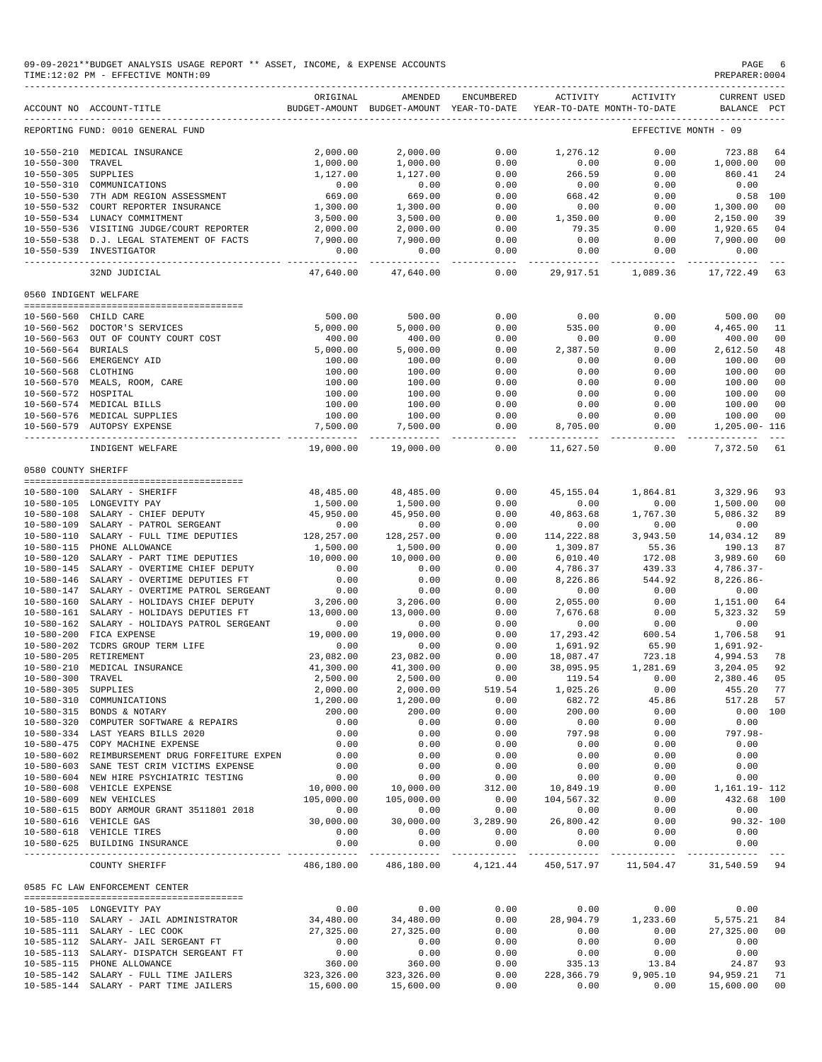09-09-2021**BUDGET ANALYSIS USAGE REPORT ** ASSET, INCOME, & EXPENSE ACCOUNTS
TIME:12:02 PM - EFFECTIVE MONTH:09

PREPARER:0004

| ACCOUNT NO | ACCOUNT-TITLE | ORIGINAL BUDGET-AMOUNT | AMENDED BUDGET-AMOUNT | ENCUMBERED YEAR-TO-DATE | ACTIVITY YEAR-TO-DATE | ACTIVITY MONTH-TO-DATE | CURRENT BALANCE | USED PCT |
|---|---|---|---|---|---|---|---|---|
| REPORTING FUND: 0010 GENERAL FUND | | | | | | EFFECTIVE MONTH - 09 | | |
| 10-550-210 | MEDICAL INSURANCE | 2,000.00 | 2,000.00 | 0.00 | 1,276.12 | 0.00 | 723.88 | 64 |
| 10-550-300 | TRAVEL | 1,000.00 | 1,000.00 | 0.00 | 0.00 | 0.00 | 1,000.00 | 00 |
| 10-550-305 | SUPPLIES | 1,127.00 | 1,127.00 | 0.00 | 266.59 | 0.00 | 860.41 | 24 |
| 10-550-310 | COMMUNICATIONS | 0.00 | 0.00 | 0.00 | 0.00 | 0.00 | 0.00 | |
| 10-550-530 | 7TH ADM REGION ASSESSMENT | 669.00 | 669.00 | 0.00 | 668.42 | 0.00 | 0.58 | 100 |
| 10-550-532 | COURT REPORTER INSURANCE | 1,300.00 | 1,300.00 | 0.00 | 0.00 | 0.00 | 1,300.00 | 00 |
| 10-550-534 | LUNACY COMMITMENT | 3,500.00 | 3,500.00 | 0.00 | 1,350.00 | 0.00 | 2,150.00 | 39 |
| 10-550-536 | VISITING JUDGE/COURT REPORTER | 2,000.00 | 2,000.00 | 0.00 | 79.35 | 0.00 | 1,920.65 | 04 |
| 10-550-538 | D.J. LEGAL STATEMENT OF FACTS | 7,900.00 | 7,900.00 | 0.00 | 0.00 | 0.00 | 7,900.00 | 00 |
| 10-550-539 | INVESTIGATOR | 0.00 | 0.00 | 0.00 | 0.00 | 0.00 | 0.00 | |
| | 32ND JUDICIAL | 47,640.00 | 47,640.00 | 0.00 | 29,917.51 | 1,089.36 | 17,722.49 | 63 |
| 0560 INDIGENT WELFARE | | | | | | | | |
| 10-560-560 | CHILD CARE | 500.00 | 500.00 | 0.00 | 0.00 | 0.00 | 500.00 | 00 |
| 10-560-562 | DOCTOR'S SERVICES | 5,000.00 | 5,000.00 | 0.00 | 535.00 | 0.00 | 4,465.00 | 11 |
| 10-560-563 | OUT OF COUNTY COURT COST | 400.00 | 400.00 | 0.00 | 0.00 | 0.00 | 400.00 | 00 |
| 10-560-564 | BURIALS | 5,000.00 | 5,000.00 | 0.00 | 2,387.50 | 0.00 | 2,612.50 | 48 |
| 10-560-566 | EMERGENCY AID | 100.00 | 100.00 | 0.00 | 0.00 | 0.00 | 100.00 | 00 |
| 10-560-568 | CLOTHING | 100.00 | 100.00 | 0.00 | 0.00 | 0.00 | 100.00 | 00 |
| 10-560-570 | MEALS, ROOM, CARE | 100.00 | 100.00 | 0.00 | 0.00 | 0.00 | 100.00 | 00 |
| 10-560-572 | HOSPITAL | 100.00 | 100.00 | 0.00 | 0.00 | 0.00 | 100.00 | 00 |
| 10-560-574 | MEDICAL BILLS | 100.00 | 100.00 | 0.00 | 0.00 | 0.00 | 100.00 | 00 |
| 10-560-576 | MEDICAL SUPPLIES | 100.00 | 100.00 | 0.00 | 0.00 | 0.00 | 100.00 | 00 |
| 10-560-579 | AUTOPSY EXPENSE | 7,500.00 | 7,500.00 | 0.00 | 8,705.00 | 0.00 | 1,205.00- | 116 |
| | INDIGENT WELFARE | 19,000.00 | 19,000.00 | 0.00 | 11,627.50 | 0.00 | 7,372.50 | 61 |
| 0580 COUNTY SHERIFF | | | | | | | | |
| 10-580-100 | SALARY - SHERIFF | 48,485.00 | 48,485.00 | 0.00 | 45,155.04 | 1,864.81 | 3,329.96 | 93 |
| 10-580-105 | LONGEVITY PAY | 1,500.00 | 1,500.00 | 0.00 | 0.00 | 0.00 | 1,500.00 | 00 |
| 10-580-108 | SALARY - CHIEF DEPUTY | 45,950.00 | 45,950.00 | 0.00 | 40,863.68 | 1,767.30 | 5,086.32 | 89 |
| 10-580-109 | SALARY - PATROL SERGEANT | 0.00 | 0.00 | 0.00 | 0.00 | 0.00 | 0.00 | |
| 10-580-110 | SALARY - FULL TIME DEPUTIES | 128,257.00 | 128,257.00 | 0.00 | 114,222.88 | 3,943.50 | 14,034.12 | 89 |
| 10-580-115 | PHONE ALLOWANCE | 1,500.00 | 1,500.00 | 0.00 | 1,309.87 | 55.36 | 190.13 | 87 |
| 10-580-120 | SALARY - PART TIME DEPUTIES | 10,000.00 | 10,000.00 | 0.00 | 6,010.40 | 172.08 | 3,989.60 | 60 |
| 10-580-145 | SALARY - OVERTIME CHIEF DEPUTY | 0.00 | 0.00 | 0.00 | 4,786.37 | 439.33 | 4,786.37- | |
| 10-580-146 | SALARY - OVERTIME DEPUTIES FT | 0.00 | 0.00 | 0.00 | 8,226.86 | 544.92 | 8,226.86- | |
| 10-580-147 | SALARY - OVERTIME PATROL SERGEANT | 0.00 | 0.00 | 0.00 | 0.00 | 0.00 | 0.00 | |
| 10-580-160 | SALARY - HOLIDAYS CHIEF DEPUTY | 3,206.00 | 3,206.00 | 0.00 | 2,055.00 | 0.00 | 1,151.00 | 64 |
| 10-580-161 | SALARY - HOLIDAYS DEPUTIES FT | 13,000.00 | 13,000.00 | 0.00 | 7,676.68 | 0.00 | 5,323.32 | 59 |
| 10-580-162 | SALARY - HOLIDAYS PATROL SERGEANT | 0.00 | 0.00 | 0.00 | 0.00 | 0.00 | 0.00 | |
| 10-580-200 | FICA EXPENSE | 19,000.00 | 19,000.00 | 0.00 | 17,293.42 | 600.54 | 1,706.58 | 91 |
| 10-580-202 | TCDRS GROUP TERM LIFE | 0.00 | 0.00 | 0.00 | 1,691.92 | 65.90 | 1,691.92- | |
| 10-580-205 | RETIREMENT | 23,082.00 | 23,082.00 | 0.00 | 18,087.47 | 723.18 | 4,994.53 | 78 |
| 10-580-210 | MEDICAL INSURANCE | 41,300.00 | 41,300.00 | 0.00 | 38,095.95 | 1,281.69 | 3,204.05 | 92 |
| 10-580-300 | TRAVEL | 2,500.00 | 2,500.00 | 0.00 | 119.54 | 0.00 | 2,380.46 | 05 |
| 10-580-305 | SUPPLIES | 2,000.00 | 2,000.00 | 519.54 | 1,025.26 | 0.00 | 455.20 | 77 |
| 10-580-310 | COMMUNICATIONS | 1,200.00 | 1,200.00 | 0.00 | 682.72 | 45.86 | 517.28 | 57 |
| 10-580-315 | BONDS & NOTARY | 200.00 | 200.00 | 0.00 | 200.00 | 0.00 | 0.00 | 100 |
| 10-580-320 | COMPUTER SOFTWARE & REPAIRS | 0.00 | 0.00 | 0.00 | 0.00 | 0.00 | 0.00 | |
| 10-580-334 | LAST YEARS BILLS 2020 | 0.00 | 0.00 | 0.00 | 797.98 | 0.00 | 797.98- | |
| 10-580-475 | COPY MACHINE EXPENSE | 0.00 | 0.00 | 0.00 | 0.00 | 0.00 | 0.00 | |
| 10-580-602 | REIMBURSEMENT DRUG FORFEITURE EXPEN | 0.00 | 0.00 | 0.00 | 0.00 | 0.00 | 0.00 | |
| 10-580-603 | SANE TEST CRIM VICTIMS EXPENSE | 0.00 | 0.00 | 0.00 | 0.00 | 0.00 | 0.00 | |
| 10-580-604 | NEW HIRE PSYCHIATRIC TESTING | 0.00 | 0.00 | 0.00 | 0.00 | 0.00 | 0.00 | |
| 10-580-608 | VEHICLE EXPENSE | 10,000.00 | 10,000.00 | 312.00 | 10,849.19 | 0.00 | 1,161.19- | 112 |
| 10-580-609 | NEW VEHICLES | 105,000.00 | 105,000.00 | 0.00 | 104,567.32 | 0.00 | 432.68 | 100 |
| 10-580-615 | BODY ARMOUR GRANT 3511801 2018 | 0.00 | 0.00 | 0.00 | 0.00 | 0.00 | 0.00 | |
| 10-580-616 | VEHICLE GAS | 30,000.00 | 30,000.00 | 3,289.90 | 26,800.42 | 0.00 | 90.32- | 100 |
| 10-580-618 | VEHICLE TIRES | 0.00 | 0.00 | 0.00 | 0.00 | 0.00 | 0.00 | |
| 10-580-625 | BUILDING INSURANCE | 0.00 | 0.00 | 0.00 | 0.00 | 0.00 | 0.00 | |
| | COUNTY SHERIFF | 486,180.00 | 486,180.00 | 4,121.44 | 450,517.97 | 11,504.47 | 31,540.59 | 94 |
| 0585 FC LAW ENFORCEMENT CENTER | | | | | | | | |
| 10-585-105 | LONGEVITY PAY | 0.00 | 0.00 | 0.00 | 0.00 | 0.00 | 0.00 | |
| 10-585-110 | SALARY - JAIL ADMINISTRATOR | 34,480.00 | 34,480.00 | 0.00 | 28,904.79 | 1,233.60 | 5,575.21 | 84 |
| 10-585-111 | SALARY - LEC COOK | 27,325.00 | 27,325.00 | 0.00 | 0.00 | 0.00 | 27,325.00 | 00 |
| 10-585-112 | SALARY- JAIL SERGEANT FT | 0.00 | 0.00 | 0.00 | 0.00 | 0.00 | 0.00 | |
| 10-585-113 | SALARY- DISPATCH SERGEANT FT | 0.00 | 0.00 | 0.00 | 0.00 | 0.00 | 0.00 | |
| 10-585-115 | PHONE ALLOWANCE | 360.00 | 360.00 | 0.00 | 335.13 | 13.84 | 24.87 | 93 |
| 10-585-142 | SALARY - FULL TIME JAILERS | 323,326.00 | 323,326.00 | 0.00 | 228,366.79 | 9,905.10 | 94,959.21 | 71 |
| 10-585-144 | SALARY - PART TIME JAILERS | 15,600.00 | 15,600.00 | 0.00 | 0.00 | 0.00 | 15,600.00 | 00 |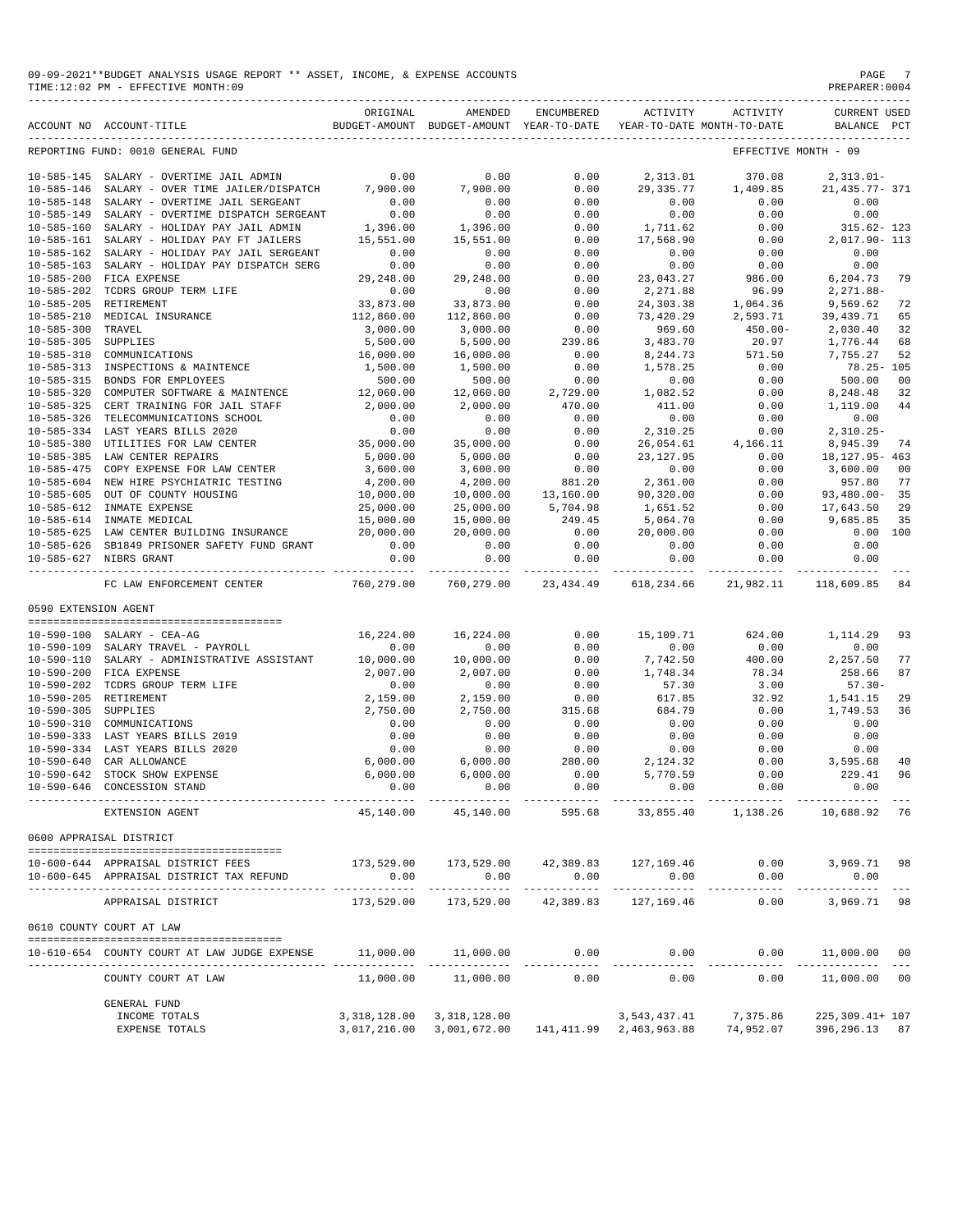09-09-2021**BUDGET ANALYSIS USAGE REPORT ** ASSET, INCOME, & EXPENSE ACCOUNTS
TIME:12:02 PM - EFFECTIVE MONTH:09

REPORTING FUND: 0010 GENERAL FUND — EFFECTIVE MONTH - 09

| ACCOUNT NO | ACCOUNT-TITLE | ORIGINAL BUDGET-AMOUNT | AMENDED BUDGET-AMOUNT | ENCUMBERED YEAR-TO-DATE | ACTIVITY YEAR-TO-DATE | ACTIVITY MONTH-TO-DATE | CURRENT BALANCE | USED PCT |
|---|---|---|---|---|---|---|---|---|
| 10-585-145 | SALARY - OVERTIME JAIL ADMIN | 0.00 | 0.00 | 0.00 | 2,313.01 | 370.08 | 2,313.01- | |
| 10-585-146 | SALARY - OVER TIME JAILER/DISPATCH | 7,900.00 | 7,900.00 | 0.00 | 29,335.77 | 1,409.85 | 21,435.77- | 371 |
| 10-585-148 | SALARY - OVERTIME JAIL SERGEANT | 0.00 | 0.00 | 0.00 | 0.00 | 0.00 | 0.00 | |
| 10-585-149 | SALARY - OVERTIME DISPATCH SERGEANT | 0.00 | 0.00 | 0.00 | 0.00 | 0.00 | 0.00 | |
| 10-585-160 | SALARY - HOLIDAY PAY JAIL ADMIN | 1,396.00 | 1,396.00 | 0.00 | 1,711.62 | 0.00 | 315.62- | 123 |
| 10-585-161 | SALARY - HOLIDAY PAY FT JAILERS | 15,551.00 | 15,551.00 | 0.00 | 17,568.90 | 0.00 | 2,017.90- | 113 |
| 10-585-162 | SALARY - HOLIDAY PAY JAIL SERGEANT | 0.00 | 0.00 | 0.00 | 0.00 | 0.00 | 0.00 | |
| 10-585-163 | SALARY - HOLIDAY PAY DISPATCH SERG | 0.00 | 0.00 | 0.00 | 0.00 | 0.00 | 0.00 | |
| 10-585-200 | FICA EXPENSE | 29,248.00 | 29,248.00 | 0.00 | 23,043.27 | 986.00 | 6,204.73 | 79 |
| 10-585-202 | TCDRS GROUP TERM LIFE | 0.00 | 0.00 | 0.00 | 2,271.88 | 96.99 | 2,271.88- | |
| 10-585-205 | RETIREMENT | 33,873.00 | 33,873.00 | 0.00 | 24,303.38 | 1,064.36 | 9,569.62 | 72 |
| 10-585-210 | MEDICAL INSURANCE | 112,860.00 | 112,860.00 | 0.00 | 73,420.29 | 2,593.71 | 39,439.71 | 65 |
| 10-585-300 | TRAVEL | 3,000.00 | 3,000.00 | 0.00 | 969.60 | 450.00- | 2,030.40 | 32 |
| 10-585-305 | SUPPLIES | 5,500.00 | 5,500.00 | 239.86 | 3,483.70 | 20.97 | 1,776.44 | 68 |
| 10-585-310 | COMMUNICATIONS | 16,000.00 | 16,000.00 | 0.00 | 8,244.73 | 571.50 | 7,755.27 | 52 |
| 10-585-313 | INSPECTIONS & MAINTENCE | 1,500.00 | 1,500.00 | 0.00 | 1,578.25 | 0.00 | 78.25- | 105 |
| 10-585-315 | BONDS FOR EMPLOYEES | 500.00 | 500.00 | 0.00 | 0.00 | 0.00 | 500.00 | 00 |
| 10-585-320 | COMPUTER SOFTWARE & MAINTENCE | 12,060.00 | 12,060.00 | 2,729.00 | 1,082.52 | 0.00 | 8,248.48 | 32 |
| 10-585-325 | CERT TRAINING FOR JAIL STAFF | 2,000.00 | 2,000.00 | 470.00 | 411.00 | 0.00 | 1,119.00 | 44 |
| 10-585-326 | TELECOMMUNICATIONS SCHOOL | 0.00 | 0.00 | 0.00 | 0.00 | 0.00 | 0.00 | |
| 10-585-334 | LAST YEARS BILLS 2020 | 0.00 | 0.00 | 0.00 | 2,310.25 | 0.00 | 2,310.25- | |
| 10-585-380 | UTILITIES FOR LAW CENTER | 35,000.00 | 35,000.00 | 0.00 | 26,054.61 | 4,166.11 | 8,945.39 | 74 |
| 10-585-385 | LAW CENTER REPAIRS | 5,000.00 | 5,000.00 | 0.00 | 23,127.95 | 0.00 | 18,127.95- | 463 |
| 10-585-475 | COPY EXPENSE FOR LAW CENTER | 3,600.00 | 3,600.00 | 0.00 | 0.00 | 0.00 | 3,600.00 | 00 |
| 10-585-604 | NEW HIRE PSYCHIATRIC TESTING | 4,200.00 | 4,200.00 | 881.20 | 2,361.00 | 0.00 | 957.80 | 77 |
| 10-585-605 | OUT OF COUNTY HOUSING | 10,000.00 | 10,000.00 | 13,160.00 | 90,320.00 | 0.00 | 93,480.00- | 35 |
| 10-585-612 | INMATE EXPENSE | 25,000.00 | 25,000.00 | 5,704.98 | 1,651.52 | 0.00 | 17,643.50 | 29 |
| 10-585-614 | INMATE MEDICAL | 15,000.00 | 15,000.00 | 249.45 | 5,064.70 | 0.00 | 9,685.85 | 35 |
| 10-585-625 | LAW CENTER BUILDING INSURANCE | 20,000.00 | 20,000.00 | 0.00 | 20,000.00 | 0.00 | 0.00 | 100 |
| 10-585-626 | SB1849 PRISONER SAFETY FUND GRANT | 0.00 | 0.00 | 0.00 | 0.00 | 0.00 | 0.00 | |
| 10-585-627 | NIBRS GRANT | 0.00 | 0.00 | 0.00 | 0.00 | 0.00 | 0.00 | |
| | FC LAW ENFORCEMENT CENTER | 760,279.00 | 760,279.00 | 23,434.49 | 618,234.66 | 21,982.11 | 118,609.85 | 84 |

0590 EXTENSION AGENT

| ACCOUNT NO | ACCOUNT-TITLE | ORIGINAL BUDGET-AMOUNT | AMENDED BUDGET-AMOUNT | ENCUMBERED YEAR-TO-DATE | ACTIVITY YEAR-TO-DATE | ACTIVITY MONTH-TO-DATE | CURRENT BALANCE | USED PCT |
|---|---|---|---|---|---|---|---|---|
| 10-590-100 | SALARY - CEA-AG | 16,224.00 | 16,224.00 | 0.00 | 15,109.71 | 624.00 | 1,114.29 | 93 |
| 10-590-109 | SALARY TRAVEL - PAYROLL | 0.00 | 0.00 | 0.00 | 0.00 | 0.00 | 0.00 | |
| 10-590-110 | SALARY - ADMINISTRATIVE ASSISTANT | 10,000.00 | 10,000.00 | 0.00 | 7,742.50 | 400.00 | 2,257.50 | 77 |
| 10-590-200 | FICA EXPENSE | 2,007.00 | 2,007.00 | 0.00 | 1,748.34 | 78.34 | 258.66 | 87 |
| 10-590-202 | TCDRS GROUP TERM LIFE | 0.00 | 0.00 | 0.00 | 57.30 | 3.00 | 57.30- | |
| 10-590-205 | RETIREMENT | 2,159.00 | 2,159.00 | 0.00 | 617.85 | 32.92 | 1,541.15 | 29 |
| 10-590-305 | SUPPLIES | 2,750.00 | 2,750.00 | 315.68 | 684.79 | 0.00 | 1,749.53 | 36 |
| 10-590-310 | COMMUNICATIONS | 0.00 | 0.00 | 0.00 | 0.00 | 0.00 | 0.00 | |
| 10-590-333 | LAST YEARS BILLS 2019 | 0.00 | 0.00 | 0.00 | 0.00 | 0.00 | 0.00 | |
| 10-590-334 | LAST YEARS BILLS 2020 | 0.00 | 0.00 | 0.00 | 0.00 | 0.00 | 0.00 | |
| 10-590-640 | CAR ALLOWANCE | 6,000.00 | 6,000.00 | 280.00 | 2,124.32 | 0.00 | 3,595.68 | 40 |
| 10-590-642 | STOCK SHOW EXPENSE | 6,000.00 | 6,000.00 | 0.00 | 5,770.59 | 0.00 | 229.41 | 96 |
| 10-590-646 | CONCESSION STAND | 0.00 | 0.00 | 0.00 | 0.00 | 0.00 | 0.00 | |
| | EXTENSION AGENT | 45,140.00 | 45,140.00 | 595.68 | 33,855.40 | 1,138.26 | 10,688.92 | 76 |

0600 APPRAISAL DISTRICT

| ACCOUNT NO | ACCOUNT-TITLE | ORIGINAL BUDGET-AMOUNT | AMENDED BUDGET-AMOUNT | ENCUMBERED YEAR-TO-DATE | ACTIVITY YEAR-TO-DATE | ACTIVITY MONTH-TO-DATE | CURRENT BALANCE | USED PCT |
|---|---|---|---|---|---|---|---|---|
| 10-600-644 | APPRAISAL DISTRICT FEES | 173,529.00 | 173,529.00 | 42,389.83 | 127,169.46 | 0.00 | 3,969.71 | 98 |
| 10-600-645 | APPRAISAL DISTRICT TAX REFUND | 0.00 | 0.00 | 0.00 | 0.00 | 0.00 | 0.00 | |
| | APPRAISAL DISTRICT | 173,529.00 | 173,529.00 | 42,389.83 | 127,169.46 | 0.00 | 3,969.71 | 98 |

0610 COUNTY COURT AT LAW

| ACCOUNT NO | ACCOUNT-TITLE | ORIGINAL BUDGET-AMOUNT | AMENDED BUDGET-AMOUNT | ENCUMBERED YEAR-TO-DATE | ACTIVITY YEAR-TO-DATE | ACTIVITY MONTH-TO-DATE | CURRENT BALANCE | USED PCT |
|---|---|---|---|---|---|---|---|---|
| 10-610-654 | COUNTY COURT AT LAW JUDGE EXPENSE | 11,000.00 | 11,000.00 | 0.00 | 0.00 | 0.00 | 11,000.00 | 00 |
| | COUNTY COURT AT LAW | 11,000.00 | 11,000.00 | 0.00 | 0.00 | 0.00 | 11,000.00 | 00 |

GENERAL FUND

| | ORIGINAL BUDGET-AMOUNT | AMENDED BUDGET-AMOUNT | ENCUMBERED YEAR-TO-DATE | ACTIVITY YEAR-TO-DATE | ACTIVITY MONTH-TO-DATE | CURRENT BALANCE | USED PCT |
|---|---|---|---|---|---|---|---|
| INCOME TOTALS | 3,318,128.00 | 3,318,128.00 | | 3,543,437.41 | 7,375.86 | 225,309.41+ | 107 |
| EXPENSE TOTALS | 3,017,216.00 | 3,001,672.00 | 141,411.99 | 2,463,963.88 | 74,952.07 | 396,296.13 | 87 |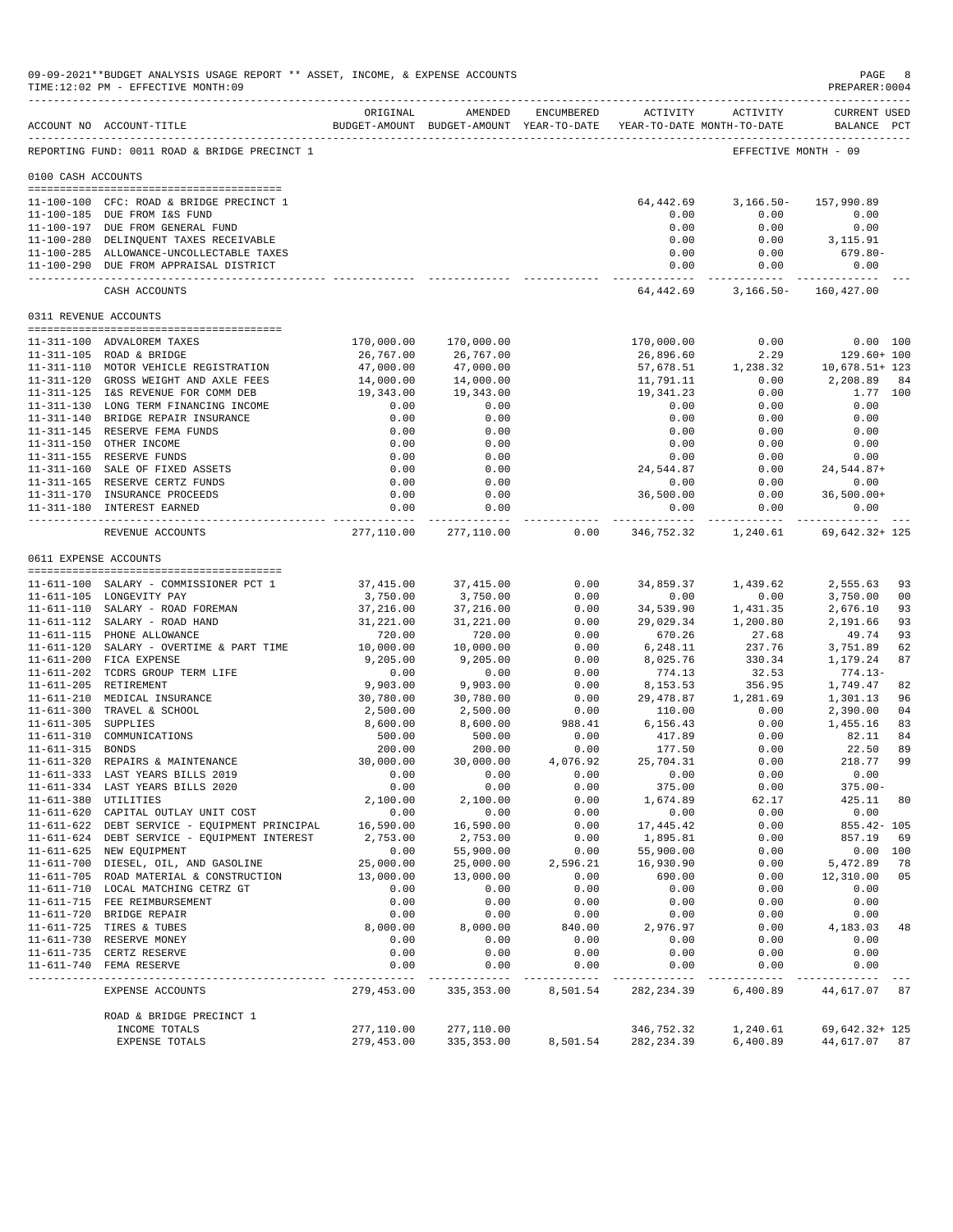09-09-2021**BUDGET ANALYSIS USAGE REPORT ** ASSET, INCOME, & EXPENSE ACCOUNTS
TIME:12:02 PM - EFFECTIVE MONTH:09

PREPARER:0004

REPORTING FUND: 0011 ROAD & BRIDGE PRECINCT 1

EFFECTIVE MONTH - 09

| ACCOUNT NO | ACCOUNT-TITLE | ORIGINAL BUDGET-AMOUNT | AMENDED BUDGET-AMOUNT | ENCUMBERED YEAR-TO-DATE | ACTIVITY YEAR-TO-DATE | ACTIVITY MONTH-TO-DATE | CURRENT USED BALANCE | PCT |
|---|---|---|---|---|---|---|---|---|
| **0100 CASH ACCOUNTS** | | | | | | | | |
| 11-100-100 | CFC: ROAD & BRIDGE PRECINCT 1 | | | | 64,442.69 | 3,166.50- | 157,990.89 | |
| 11-100-185 | DUE FROM I&S FUND | | | | 0.00 | 0.00 | 0.00 | |
| 11-100-197 | DUE FROM GENERAL FUND | | | | 0.00 | 0.00 | 0.00 | |
| 11-100-280 | DELINQUENT TAXES RECEIVABLE | | | | 0.00 | 0.00 | 3,115.91 | |
| 11-100-285 | ALLOWANCE-UNCOLLECTABLE TAXES | | | | 0.00 | 0.00 | 679.80- | |
| 11-100-290 | DUE FROM APPRAISAL DISTRICT | | | | 0.00 | 0.00 | 0.00 | |
| | CASH ACCOUNTS | | | | 64,442.69 | 3,166.50- | 160,427.00 | |
| **0311 REVENUE ACCOUNTS** | | | | | | | | |
| 11-311-100 | ADVALOREM TAXES | 170,000.00 | 170,000.00 | | 170,000.00 | 0.00 | 0.00 | 100 |
| 11-311-105 | ROAD & BRIDGE | 26,767.00 | 26,767.00 | | 26,896.60 | 2.29 | 129.60+ | 100 |
| 11-311-110 | MOTOR VEHICLE REGISTRATION | 47,000.00 | 47,000.00 | | 57,678.51 | 1,238.32 | 10,678.51+ | 123 |
| 11-311-120 | GROSS WEIGHT AND AXLE FEES | 14,000.00 | 14,000.00 | | 11,791.11 | 0.00 | 2,208.89 | 84 |
| 11-311-125 | I&S REVENUE FOR COMM DEB | 19,343.00 | 19,343.00 | | 19,341.23 | 0.00 | 1.77 | 100 |
| 11-311-130 | LONG TERM FINANCING INCOME | 0.00 | 0.00 | | 0.00 | 0.00 | 0.00 | |
| 11-311-140 | BRIDGE REPAIR INSURANCE | 0.00 | 0.00 | | 0.00 | 0.00 | 0.00 | |
| 11-311-145 | RESERVE FEMA FUNDS | 0.00 | 0.00 | | 0.00 | 0.00 | 0.00 | |
| 11-311-150 | OTHER INCOME | 0.00 | 0.00 | | 0.00 | 0.00 | 0.00 | |
| 11-311-155 | RESERVE FUNDS | 0.00 | 0.00 | | 0.00 | 0.00 | 0.00 | |
| 11-311-160 | SALE OF FIXED ASSETS | 0.00 | 0.00 | | 24,544.87 | 0.00 | 24,544.87+ | |
| 11-311-165 | RESERVE CERTZ FUNDS | 0.00 | 0.00 | | 0.00 | 0.00 | 0.00 | |
| 11-311-170 | INSURANCE PROCEEDS | 0.00 | 0.00 | | 36,500.00 | 0.00 | 36,500.00+ | |
| 11-311-180 | INTEREST EARNED | 0.00 | 0.00 | | 0.00 | 0.00 | 0.00 | |
| | REVENUE ACCOUNTS | 277,110.00 | 277,110.00 | 0.00 | 346,752.32 | 1,240.61 | 69,642.32+ | 125 |
| **0611 EXPENSE ACCOUNTS** | | | | | | | | |
| 11-611-100 | SALARY - COMMISSIONER PCT 1 | 37,415.00 | 37,415.00 | 0.00 | 34,859.37 | 1,439.62 | 2,555.63 | 93 |
| 11-611-105 | LONGEVITY PAY | 3,750.00 | 3,750.00 | 0.00 | 0.00 | 0.00 | 3,750.00 | 00 |
| 11-611-110 | SALARY - ROAD FOREMAN | 37,216.00 | 37,216.00 | 0.00 | 34,539.90 | 1,431.35 | 2,676.10 | 93 |
| 11-611-112 | SALARY - ROAD HAND | 31,221.00 | 31,221.00 | 0.00 | 29,029.34 | 1,200.80 | 2,191.66 | 93 |
| 11-611-115 | PHONE ALLOWANCE | 720.00 | 720.00 | 0.00 | 670.26 | 27.68 | 49.74 | 93 |
| 11-611-120 | SALARY - OVERTIME & PART TIME | 10,000.00 | 10,000.00 | 0.00 | 6,248.11 | 237.76 | 3,751.89 | 62 |
| 11-611-200 | FICA EXPENSE | 9,205.00 | 9,205.00 | 0.00 | 8,025.76 | 330.34 | 1,179.24 | 87 |
| 11-611-202 | TCDRS GROUP TERM LIFE | 0.00 | 0.00 | 0.00 | 774.13 | 32.53 | 774.13- | |
| 11-611-205 | RETIREMENT | 9,903.00 | 9,903.00 | 0.00 | 8,153.53 | 356.95 | 1,749.47 | 82 |
| 11-611-210 | MEDICAL INSURANCE | 30,780.00 | 30,780.00 | 0.00 | 29,478.87 | 1,281.69 | 1,301.13 | 96 |
| 11-611-300 | TRAVEL & SCHOOL | 2,500.00 | 2,500.00 | 0.00 | 110.00 | 0.00 | 2,390.00 | 04 |
| 11-611-305 | SUPPLIES | 8,600.00 | 8,600.00 | 988.41 | 6,156.43 | 0.00 | 1,455.16 | 83 |
| 11-611-310 | COMMUNICATIONS | 500.00 | 500.00 | 0.00 | 417.89 | 0.00 | 82.11 | 84 |
| 11-611-315 | BONDS | 200.00 | 200.00 | 0.00 | 177.50 | 0.00 | 22.50 | 89 |
| 11-611-320 | REPAIRS & MAINTENANCE | 30,000.00 | 30,000.00 | 4,076.92 | 25,704.31 | 0.00 | 218.77 | 99 |
| 11-611-333 | LAST YEARS BILLS 2019 | 0.00 | 0.00 | 0.00 | 0.00 | 0.00 | 0.00 | |
| 11-611-334 | LAST YEARS BILLS 2020 | 0.00 | 0.00 | 0.00 | 375.00 | 0.00 | 375.00- | |
| 11-611-380 | UTILITIES | 2,100.00 | 2,100.00 | 0.00 | 1,674.89 | 62.17 | 425.11 | 80 |
| 11-611-620 | CAPITAL OUTLAY UNIT COST | 0.00 | 0.00 | 0.00 | 0.00 | 0.00 | 0.00 | |
| 11-611-622 | DEBT SERVICE - EQUIPMENT PRINCIPAL | 16,590.00 | 16,590.00 | 0.00 | 17,445.42 | 0.00 | 855.42- | 105 |
| 11-611-624 | DEBT SERVICE - EQUIPMENT INTEREST | 2,753.00 | 2,753.00 | 0.00 | 1,895.81 | 0.00 | 857.19 | 69 |
| 11-611-625 | NEW EQUIPMENT | 0.00 | 55,900.00 | 0.00 | 55,900.00 | 0.00 | 0.00 | 100 |
| 11-611-700 | DIESEL, OIL, AND GASOLINE | 25,000.00 | 25,000.00 | 2,596.21 | 16,930.90 | 0.00 | 5,472.89 | 78 |
| 11-611-705 | ROAD MATERIAL & CONSTRUCTION | 13,000.00 | 13,000.00 | 0.00 | 690.00 | 0.00 | 12,310.00 | 05 |
| 11-611-710 | LOCAL MATCHING CETRZ GT | 0.00 | 0.00 | 0.00 | 0.00 | 0.00 | 0.00 | |
| 11-611-715 | FEE REIMBURSEMENT | 0.00 | 0.00 | 0.00 | 0.00 | 0.00 | 0.00 | |
| 11-611-720 | BRIDGE REPAIR | 0.00 | 0.00 | 0.00 | 0.00 | 0.00 | 0.00 | |
| 11-611-725 | TIRES & TUBES | 8,000.00 | 8,000.00 | 840.00 | 2,976.97 | 0.00 | 4,183.03 | 48 |
| 11-611-730 | RESERVE MONEY | 0.00 | 0.00 | 0.00 | 0.00 | 0.00 | 0.00 | |
| 11-611-735 | CERTZ RESERVE | 0.00 | 0.00 | 0.00 | 0.00 | 0.00 | 0.00 | |
| 11-611-740 | FEMA RESERVE | 0.00 | 0.00 | 0.00 | 0.00 | 0.00 | 0.00 | |
| | EXPENSE ACCOUNTS | 279,453.00 | 335,353.00 | 8,501.54 | 282,234.39 | 6,400.89 | 44,617.07 | 87 |
| | ROAD & BRIDGE PRECINCT 1 | | | | | | | |
| | INCOME TOTALS | 277,110.00 | 277,110.00 | | 346,752.32 | 1,240.61 | 69,642.32+ | 125 |
| | EXPENSE TOTALS | 279,453.00 | 335,353.00 | 8,501.54 | 282,234.39 | 6,400.89 | 44,617.07 | 87 |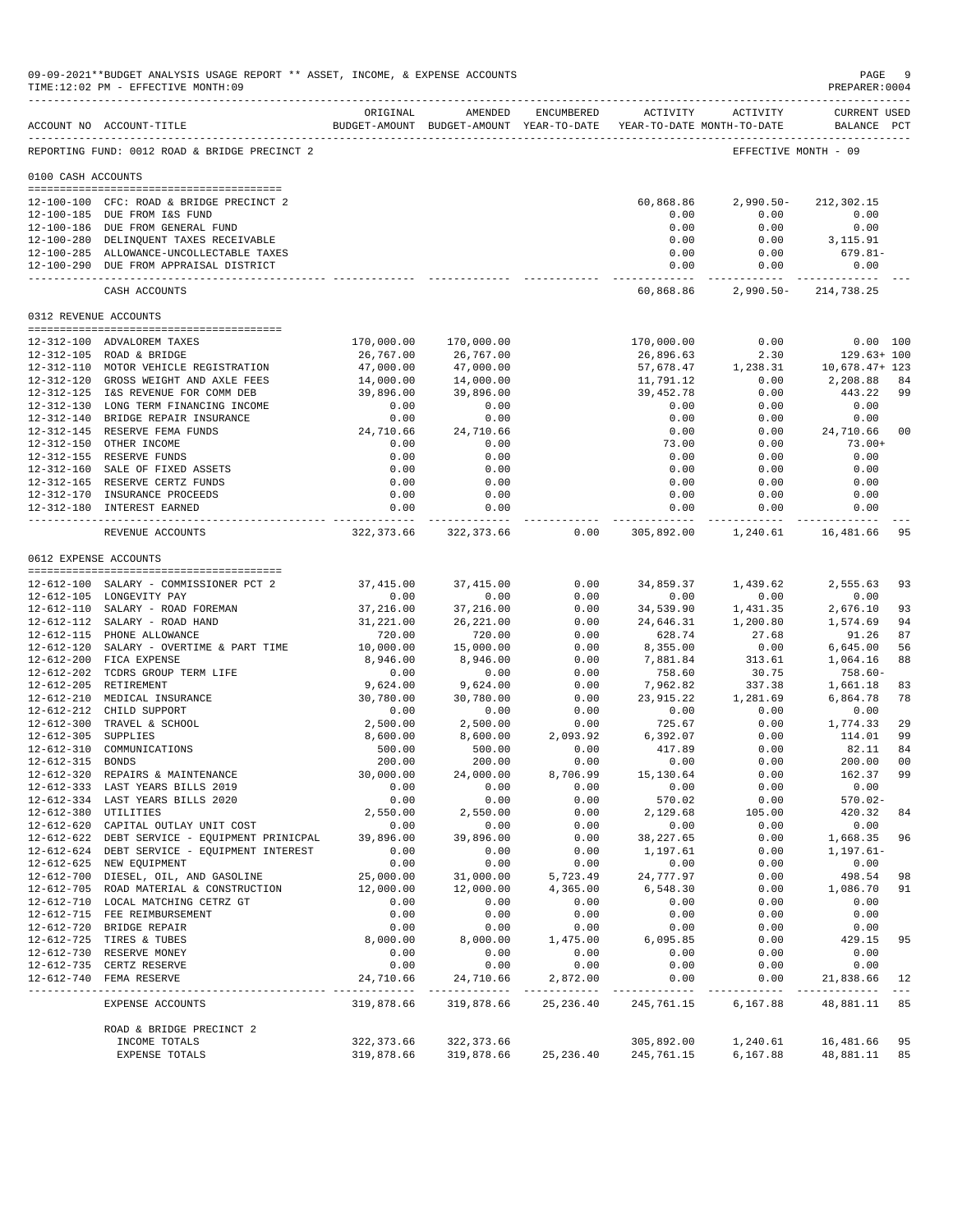09-09-2021**BUDGET ANALYSIS USAGE REPORT ** ASSET, INCOME, & EXPENSE ACCOUNTS
TIME:12:02 PM - EFFECTIVE MONTH:09

REPORTING FUND: 0012 ROAD & BRIDGE PRECINCT 2 — EFFECTIVE MONTH - 09

| ACCOUNT NO | ACCOUNT-TITLE | ORIGINAL BUDGET-AMOUNT | AMENDED BUDGET-AMOUNT | ENCUMBERED YEAR-TO-DATE | ACTIVITY YEAR-TO-DATE | ACTIVITY MONTH-TO-DATE | CURRENT USED BALANCE | PCT |
|---|---|---|---|---|---|---|---|---|
| **0100 CASH ACCOUNTS** | | | | | | | | |
| 12-100-100 | CFC: ROAD & BRIDGE PRECINCT 2 | | | | 60,868.86 | 2,990.50- | 212,302.15 | |
| 12-100-185 | DUE FROM I&S FUND | | | | 0.00 | 0.00 | 0.00 | |
| 12-100-186 | DUE FROM GENERAL FUND | | | | 0.00 | 0.00 | 0.00 | |
| 12-100-280 | DELINQUENT TAXES RECEIVABLE | | | | 0.00 | 0.00 | 3,115.91 | |
| 12-100-285 | ALLOWANCE-UNCOLLECTABLE TAXES | | | | 0.00 | 0.00 | 679.81- | |
| 12-100-290 | DUE FROM APPRAISAL DISTRICT | | | | 0.00 | 0.00 | 0.00 | |
| | CASH ACCOUNTS | | | | 60,868.86 | 2,990.50- | 214,738.25 | |
| **0312 REVENUE ACCOUNTS** | | | | | | | | |
| 12-312-100 | ADVALOREM TAXES | 170,000.00 | 170,000.00 | | 170,000.00 | 0.00 | 0.00 | 100 |
| 12-312-105 | ROAD & BRIDGE | 26,767.00 | 26,767.00 | | 26,896.63 | 2.30 | 129.63+ | 100 |
| 12-312-110 | MOTOR VEHICLE REGISTRATION | 47,000.00 | 47,000.00 | | 57,678.47 | 1,238.31 | 10,678.47+ | 123 |
| 12-312-120 | GROSS WEIGHT AND AXLE FEES | 14,000.00 | 14,000.00 | | 11,791.12 | 0.00 | 2,208.88 | 84 |
| 12-312-125 | I&S REVENUE FOR COMM DEB | 39,896.00 | 39,896.00 | | 39,452.78 | 0.00 | 443.22 | 99 |
| 12-312-130 | LONG TERM FINANCING INCOME | 0.00 | 0.00 | | 0.00 | 0.00 | 0.00 | |
| 12-312-140 | BRIDGE REPAIR INSURANCE | 0.00 | 0.00 | | 0.00 | 0.00 | 0.00 | |
| 12-312-145 | RESERVE FEMA FUNDS | 24,710.66 | 24,710.66 | | 0.00 | 0.00 | 24,710.66 | 00 |
| 12-312-150 | OTHER INCOME | 0.00 | 0.00 | | 73.00 | 0.00 | 73.00+ | |
| 12-312-155 | RESERVE FUNDS | 0.00 | 0.00 | | 0.00 | 0.00 | 0.00 | |
| 12-312-160 | SALE OF FIXED ASSETS | 0.00 | 0.00 | | 0.00 | 0.00 | 0.00 | |
| 12-312-165 | RESERVE CERTZ FUNDS | 0.00 | 0.00 | | 0.00 | 0.00 | 0.00 | |
| 12-312-170 | INSURANCE PROCEEDS | 0.00 | 0.00 | | 0.00 | 0.00 | 0.00 | |
| 12-312-180 | INTEREST EARNED | 0.00 | 0.00 | | 0.00 | 0.00 | 0.00 | |
| | REVENUE ACCOUNTS | 322,373.66 | 322,373.66 | 0.00 | 305,892.00 | 1,240.61 | 16,481.66 | 95 |
| **0612 EXPENSE ACCOUNTS** | | | | | | | | |
| 12-612-100 | SALARY - COMMISSIONER PCT 2 | 37,415.00 | 37,415.00 | 0.00 | 34,859.37 | 1,439.62 | 2,555.63 | 93 |
| 12-612-105 | LONGEVITY PAY | 0.00 | 0.00 | 0.00 | 0.00 | 0.00 | 0.00 | |
| 12-612-110 | SALARY - ROAD FOREMAN | 37,216.00 | 37,216.00 | 0.00 | 34,539.90 | 1,431.35 | 2,676.10 | 93 |
| 12-612-112 | SALARY - ROAD HAND | 31,221.00 | 26,221.00 | 0.00 | 24,646.31 | 1,200.80 | 1,574.69 | 94 |
| 12-612-115 | PHONE ALLOWANCE | 720.00 | 720.00 | 0.00 | 628.74 | 27.68 | 91.26 | 87 |
| 12-612-120 | SALARY - OVERTIME & PART TIME | 10,000.00 | 15,000.00 | 0.00 | 8,355.00 | 0.00 | 6,645.00 | 56 |
| 12-612-200 | FICA EXPENSE | 8,946.00 | 8,946.00 | 0.00 | 7,881.84 | 313.61 | 1,064.16 | 88 |
| 12-612-202 | TCDRS GROUP TERM LIFE | 0.00 | 0.00 | 0.00 | 758.60 | 30.75 | 758.60- | |
| 12-612-205 | RETIREMENT | 9,624.00 | 9,624.00 | 0.00 | 7,962.82 | 337.38 | 1,661.18 | 83 |
| 12-612-210 | MEDICAL INSURANCE | 30,780.00 | 30,780.00 | 0.00 | 23,915.22 | 1,281.69 | 6,864.78 | 78 |
| 12-612-212 | CHILD SUPPORT | 0.00 | 0.00 | 0.00 | 0.00 | 0.00 | 0.00 | |
| 12-612-300 | TRAVEL & SCHOOL | 2,500.00 | 2,500.00 | 0.00 | 725.67 | 0.00 | 1,774.33 | 29 |
| 12-612-305 | SUPPLIES | 8,600.00 | 8,600.00 | 2,093.92 | 6,392.07 | 0.00 | 114.01 | 99 |
| 12-612-310 | COMMUNICATIONS | 500.00 | 500.00 | 0.00 | 417.89 | 0.00 | 82.11 | 84 |
| 12-612-315 | BONDS | 200.00 | 200.00 | 0.00 | 0.00 | 0.00 | 200.00 | 00 |
| 12-612-320 | REPAIRS & MAINTENANCE | 30,000.00 | 24,000.00 | 8,706.99 | 15,130.64 | 0.00 | 162.37 | 99 |
| 12-612-333 | LAST YEARS BILLS 2019 | 0.00 | 0.00 | 0.00 | 0.00 | 0.00 | 0.00 | |
| 12-612-334 | LAST YEARS BILLS 2020 | 0.00 | 0.00 | 0.00 | 570.02 | 0.00 | 570.02- | |
| 12-612-380 | UTILITIES | 2,550.00 | 2,550.00 | 0.00 | 2,129.68 | 105.00 | 420.32 | 84 |
| 12-612-620 | CAPITAL OUTLAY UNIT COST | 0.00 | 0.00 | 0.00 | 0.00 | 0.00 | 0.00 | |
| 12-612-622 | DEBT SERVICE - EQUIPMENT PRINICPAL | 39,896.00 | 39,896.00 | 0.00 | 38,227.65 | 0.00 | 1,668.35 | 96 |
| 12-612-624 | DEBT SERVICE - EQUIPMENT INTEREST | 0.00 | 0.00 | 0.00 | 1,197.61 | 0.00 | 1,197.61- | |
| 12-612-625 | NEW EQUIPMENT | 0.00 | 0.00 | 0.00 | 0.00 | 0.00 | 0.00 | |
| 12-612-700 | DIESEL, OIL, AND GASOLINE | 25,000.00 | 31,000.00 | 5,723.49 | 24,777.97 | 0.00 | 498.54 | 98 |
| 12-612-705 | ROAD MATERIAL & CONSTRUCTION | 12,000.00 | 12,000.00 | 4,365.00 | 6,548.30 | 0.00 | 1,086.70 | 91 |
| 12-612-710 | LOCAL MATCHING CETRZ GT | 0.00 | 0.00 | 0.00 | 0.00 | 0.00 | 0.00 | |
| 12-612-715 | FEE REIMBURSEMENT | 0.00 | 0.00 | 0.00 | 0.00 | 0.00 | 0.00 | |
| 12-612-720 | BRIDGE REPAIR | 0.00 | 0.00 | 0.00 | 0.00 | 0.00 | 0.00 | |
| 12-612-725 | TIRES & TUBES | 8,000.00 | 8,000.00 | 1,475.00 | 6,095.85 | 0.00 | 429.15 | 95 |
| 12-612-730 | RESERVE MONEY | 0.00 | 0.00 | 0.00 | 0.00 | 0.00 | 0.00 | |
| 12-612-735 | CERTZ RESERVE | 0.00 | 0.00 | 0.00 | 0.00 | 0.00 | 0.00 | |
| 12-612-740 | FEMA RESERVE | 24,710.66 | 24,710.66 | 2,872.00 | 0.00 | 0.00 | 21,838.66 | 12 |
| | EXPENSE ACCOUNTS | 319,878.66 | 319,878.66 | 25,236.40 | 245,761.15 | 6,167.88 | 48,881.11 | 85 |
| | ROAD & BRIDGE PRECINCT 2 | | | | | | | |
| | INCOME TOTALS | 322,373.66 | 322,373.66 | | 305,892.00 | 1,240.61 | 16,481.66 | 95 |
| | EXPENSE TOTALS | 319,878.66 | 319,878.66 | 25,236.40 | 245,761.15 | 6,167.88 | 48,881.11 | 85 |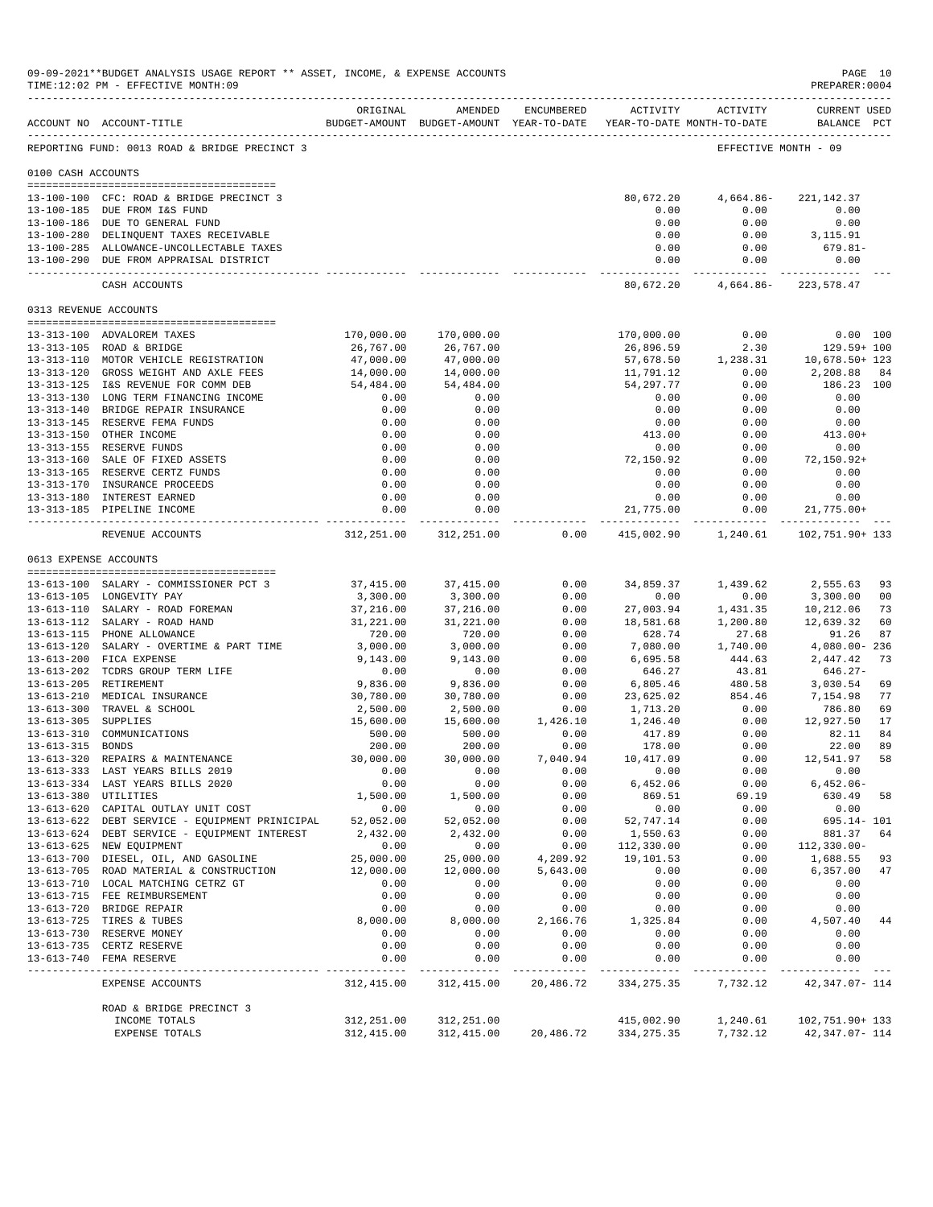09-09-2021**BUDGET ANALYSIS USAGE REPORT ** ASSET, INCOME, & EXPENSE ACCOUNTS
TIME:12:02 PM - EFFECTIVE MONTH:09

PREPARER:0004

REPORTING FUND: 0013 ROAD & BRIDGE PRECINCT 3 — EFFECTIVE MONTH - 09

| ACCOUNT NO | ACCOUNT-TITLE | ORIGINAL BUDGET-AMOUNT | AMENDED BUDGET-AMOUNT | ENCUMBERED YEAR-TO-DATE | ACTIVITY YEAR-TO-DATE | ACTIVITY MONTH-TO-DATE | CURRENT USED BALANCE | PCT |
|---|---|---|---|---|---|---|---|---|
| **0100 CASH ACCOUNTS** | | | | | | | | |
| 13-100-100 | CFC: ROAD & BRIDGE PRECINCT 3 | | | | 80,672.20 | 4,664.86- | 221,142.37 | |
| 13-100-185 | DUE FROM I&S FUND | | | | 0.00 | 0.00 | 0.00 | |
| 13-100-186 | DUE TO GENERAL FUND | | | | 0.00 | 0.00 | 0.00 | |
| 13-100-280 | DELINQUENT TAXES RECEIVABLE | | | | 0.00 | 0.00 | 3,115.91 | |
| 13-100-285 | ALLOWANCE-UNCOLLECTABLE TAXES | | | | 0.00 | 0.00 | 679.81- | |
| 13-100-290 | DUE FROM APPRAISAL DISTRICT | | | | 0.00 | 0.00 | 0.00 | |
| | CASH ACCOUNTS | | | | 80,672.20 | 4,664.86- | 223,578.47 | |
| **0313 REVENUE ACCOUNTS** | | | | | | | | |
| 13-313-100 | ADVALOREM TAXES | 170,000.00 | 170,000.00 | | 170,000.00 | 0.00 | 0.00 | 100 |
| 13-313-105 | ROAD & BRIDGE | 26,767.00 | 26,767.00 | | 26,896.59 | 2.30 | 129.59+ | 100 |
| 13-313-110 | MOTOR VEHICLE REGISTRATION | 47,000.00 | 47,000.00 | | 57,678.50 | 1,238.31 | 10,678.50+ | 123 |
| 13-313-120 | GROSS WEIGHT AND AXLE FEES | 14,000.00 | 14,000.00 | | 11,791.12 | 0.00 | 2,208.88 | 84 |
| 13-313-125 | I&S REVENUE FOR COMM DEB | 54,484.00 | 54,484.00 | | 54,297.77 | 0.00 | 186.23 | 100 |
| 13-313-130 | LONG TERM FINANCING INCOME | 0.00 | 0.00 | | 0.00 | 0.00 | 0.00 | |
| 13-313-140 | BRIDGE REPAIR INSURANCE | 0.00 | 0.00 | | 0.00 | 0.00 | 0.00 | |
| 13-313-145 | RESERVE FEMA FUNDS | 0.00 | 0.00 | | 0.00 | 0.00 | 0.00 | |
| 13-313-150 | OTHER INCOME | 0.00 | 0.00 | | 413.00 | 0.00 | 413.00+ | |
| 13-313-155 | RESERVE FUNDS | 0.00 | 0.00 | | 0.00 | 0.00 | 0.00 | |
| 13-313-160 | SALE OF FIXED ASSETS | 0.00 | 0.00 | | 72,150.92 | 0.00 | 72,150.92+ | |
| 13-313-165 | RESERVE CERTZ FUNDS | 0.00 | 0.00 | | 0.00 | 0.00 | 0.00 | |
| 13-313-170 | INSURANCE PROCEEDS | 0.00 | 0.00 | | 0.00 | 0.00 | 0.00 | |
| 13-313-180 | INTEREST EARNED | 0.00 | 0.00 | | 0.00 | 0.00 | 0.00 | |
| 13-313-185 | PIPELINE INCOME | 0.00 | 0.00 | | 21,775.00 | 0.00 | 21,775.00+ | |
| | REVENUE ACCOUNTS | 312,251.00 | 312,251.00 | 0.00 | 415,002.90 | 1,240.61 | 102,751.90+ | 133 |
| **0613 EXPENSE ACCOUNTS** | | | | | | | | |
| 13-613-100 | SALARY - COMMISSIONER PCT 3 | 37,415.00 | 37,415.00 | 0.00 | 34,859.37 | 1,439.62 | 2,555.63 | 93 |
| 13-613-105 | LONGEVITY PAY | 3,300.00 | 3,300.00 | 0.00 | 0.00 | 0.00 | 3,300.00 | 00 |
| 13-613-110 | SALARY - ROAD FOREMAN | 37,216.00 | 37,216.00 | 0.00 | 27,003.94 | 1,431.35 | 10,212.06 | 73 |
| 13-613-112 | SALARY - ROAD HAND | 31,221.00 | 31,221.00 | 0.00 | 18,581.68 | 1,200.80 | 12,639.32 | 60 |
| 13-613-115 | PHONE ALLOWANCE | 720.00 | 720.00 | 0.00 | 628.74 | 27.68 | 91.26 | 87 |
| 13-613-120 | SALARY - OVERTIME & PART TIME | 3,000.00 | 3,000.00 | 0.00 | 7,080.00 | 1,740.00 | 4,080.00- | 236 |
| 13-613-200 | FICA EXPENSE | 9,143.00 | 9,143.00 | 0.00 | 6,695.58 | 444.63 | 2,447.42 | 73 |
| 13-613-202 | TCDRS GROUP TERM LIFE | 0.00 | 0.00 | 0.00 | 646.27 | 43.81 | 646.27- | |
| 13-613-205 | RETIREMENT | 9,836.00 | 9,836.00 | 0.00 | 6,805.46 | 480.58 | 3,030.54 | 69 |
| 13-613-210 | MEDICAL INSURANCE | 30,780.00 | 30,780.00 | 0.00 | 23,625.02 | 854.46 | 7,154.98 | 77 |
| 13-613-300 | TRAVEL & SCHOOL | 2,500.00 | 2,500.00 | 0.00 | 1,713.20 | 0.00 | 786.80 | 69 |
| 13-613-305 | SUPPLIES | 15,600.00 | 15,600.00 | 1,426.10 | 1,246.40 | 0.00 | 12,927.50 | 17 |
| 13-613-310 | COMMUNICATIONS | 500.00 | 500.00 | 0.00 | 417.89 | 0.00 | 82.11 | 84 |
| 13-613-315 | BONDS | 200.00 | 200.00 | 0.00 | 178.00 | 0.00 | 22.00 | 89 |
| 13-613-320 | REPAIRS & MAINTENANCE | 30,000.00 | 30,000.00 | 7,040.94 | 10,417.09 | 0.00 | 12,541.97 | 58 |
| 13-613-333 | LAST YEARS BILLS 2019 | 0.00 | 0.00 | 0.00 | 0.00 | 0.00 | 0.00 | |
| 13-613-334 | LAST YEARS BILLS 2020 | 0.00 | 0.00 | 0.00 | 6,452.06 | 0.00 | 6,452.06- | |
| 13-613-380 | UTILITIES | 1,500.00 | 1,500.00 | 0.00 | 869.51 | 69.19 | 630.49 | 58 |
| 13-613-620 | CAPITAL OUTLAY UNIT COST | 0.00 | 0.00 | 0.00 | 0.00 | 0.00 | 0.00 | |
| 13-613-622 | DEBT SERVICE - EQUIPMENT PRINICIPAL | 52,052.00 | 52,052.00 | 0.00 | 52,747.14 | 0.00 | 695.14- | 101 |
| 13-613-624 | DEBT SERVICE - EQUIPMENT INTEREST | 2,432.00 | 2,432.00 | 0.00 | 1,550.63 | 0.00 | 881.37 | 64 |
| 13-613-625 | NEW EQUIPMENT | 0.00 | 0.00 | 0.00 | 112,330.00 | 0.00 | 112,330.00- | |
| 13-613-700 | DIESEL, OIL, AND GASOLINE | 25,000.00 | 25,000.00 | 4,209.92 | 19,101.53 | 0.00 | 1,688.55 | 93 |
| 13-613-705 | ROAD MATERIAL & CONSTRUCTION | 12,000.00 | 12,000.00 | 5,643.00 | 0.00 | 0.00 | 6,357.00 | 47 |
| 13-613-710 | LOCAL MATCHING CETRZ GT | 0.00 | 0.00 | 0.00 | 0.00 | 0.00 | 0.00 | |
| 13-613-715 | FEE REIMBURSEMENT | 0.00 | 0.00 | 0.00 | 0.00 | 0.00 | 0.00 | |
| 13-613-720 | BRIDGE REPAIR | 0.00 | 0.00 | 0.00 | 0.00 | 0.00 | 0.00 | |
| 13-613-725 | TIRES & TUBES | 8,000.00 | 8,000.00 | 2,166.76 | 1,325.84 | 0.00 | 4,507.40 | 44 |
| 13-613-730 | RESERVE MONEY | 0.00 | 0.00 | 0.00 | 0.00 | 0.00 | 0.00 | |
| 13-613-735 | CERTZ RESERVE | 0.00 | 0.00 | 0.00 | 0.00 | 0.00 | 0.00 | |
| 13-613-740 | FEMA RESERVE | 0.00 | 0.00 | 0.00 | 0.00 | 0.00 | 0.00 | |
| | EXPENSE ACCOUNTS | 312,415.00 | 312,415.00 | 20,486.72 | 334,275.35 | 7,732.12 | 42,347.07- | 114 |
| | ROAD & BRIDGE PRECINCT 3 | | | | | | | |
| | INCOME TOTALS | 312,251.00 | 312,251.00 | | 415,002.90 | 1,240.61 | 102,751.90+ | 133 |
| | EXPENSE TOTALS | 312,415.00 | 312,415.00 | 20,486.72 | 334,275.35 | 7,732.12 | 42,347.07- | 114 |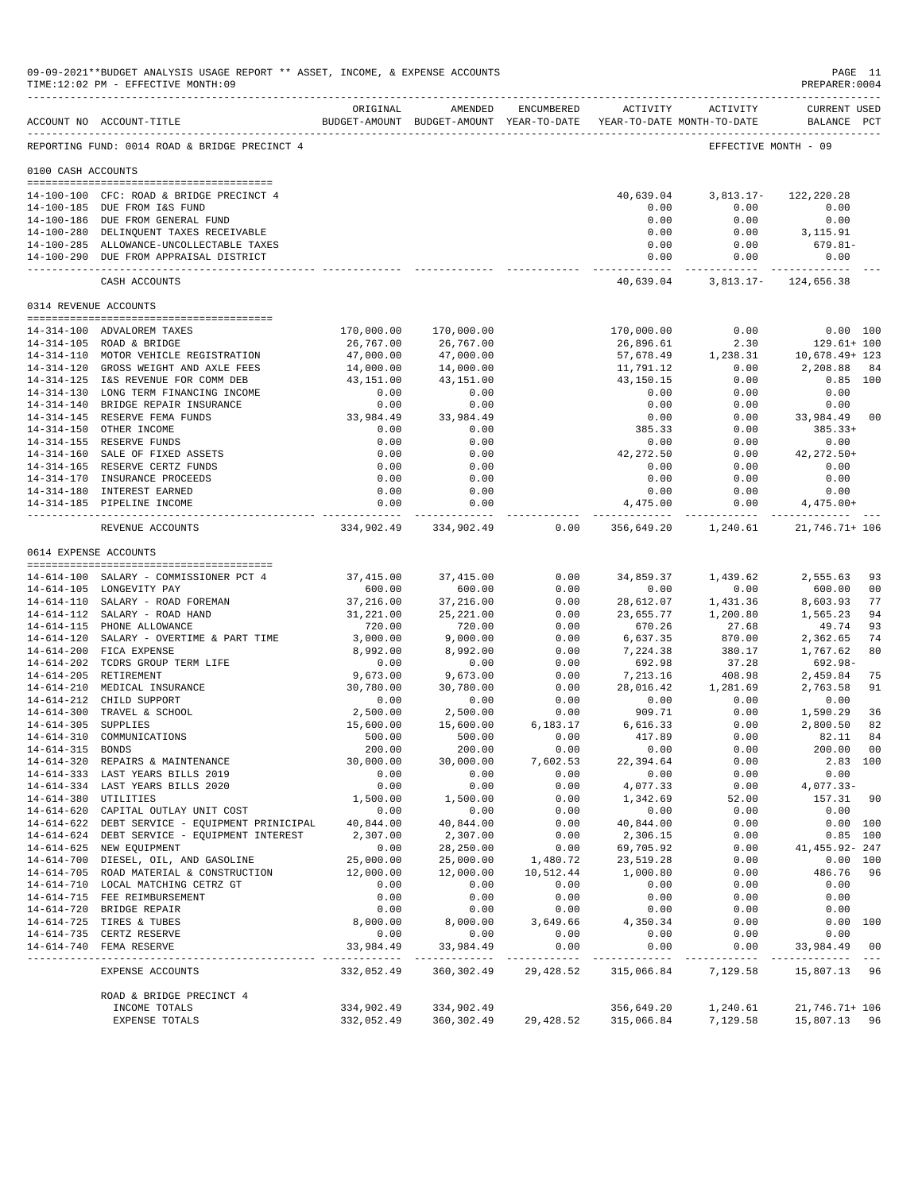09-09-2021**BUDGET ANALYSIS USAGE REPORT ** ASSET, INCOME, & EXPENSE ACCOUNTS

TIME:12:02 PM - EFFECTIVE MONTH:09

PREPARER:0004

| ACCOUNT NO | ACCOUNT-TITLE | ORIGINAL BUDGET-AMOUNT | AMENDED BUDGET-AMOUNT | ENCUMBERED YEAR-TO-DATE | ACTIVITY YEAR-TO-DATE | ACTIVITY MONTH-TO-DATE | CURRENT USED BALANCE | PCT |
|---|---|---|---|---|---|---|---|---|
| REPORTING FUND: 0014 ROAD & BRIDGE PRECINCT 4 | | | | | | EFFECTIVE MONTH - 09 | | |
| 0100 CASH ACCOUNTS | | | | | | | | |
| 14-100-100 | CFC: ROAD & BRIDGE PRECINCT 4 | | | | 40,639.04 | 3,813.17- | 122,220.28 | |
| 14-100-185 | DUE FROM I&S FUND | | | | 0.00 | 0.00 | 0.00 | |
| 14-100-186 | DUE FROM GENERAL FUND | | | | 0.00 | 0.00 | 0.00 | |
| 14-100-280 | DELINQUENT TAXES RECEIVABLE | | | | 0.00 | 0.00 | 3,115.91 | |
| 14-100-285 | ALLOWANCE-UNCOLLECTABLE TAXES | | | | 0.00 | 0.00 | 679.81- | |
| 14-100-290 | DUE FROM APPRAISAL DISTRICT | | | | 0.00 | 0.00 | 0.00 | |
| | CASH ACCOUNTS | | | | 40,639.04 | 3,813.17- | 124,656.38 | |
| 0314 REVENUE ACCOUNTS | | | | | | | | |
| 14-314-100 | ADVALOREM TAXES | 170,000.00 | 170,000.00 | | 170,000.00 | 0.00 | 0.00 | 100 |
| 14-314-105 | ROAD & BRIDGE | 26,767.00 | 26,767.00 | | 26,896.61 | 2.30 | 129.61+ | 100 |
| 14-314-110 | MOTOR VEHICLE REGISTRATION | 47,000.00 | 47,000.00 | | 57,678.49 | 1,238.31 | 10,678.49+ | 123 |
| 14-314-120 | GROSS WEIGHT AND AXLE FEES | 14,000.00 | 14,000.00 | | 11,791.12 | 0.00 | 2,208.88 | 84 |
| 14-314-125 | I&S REVENUE FOR COMM DEB | 43,151.00 | 43,151.00 | | 43,150.15 | 0.00 | 0.85 | 100 |
| 14-314-130 | LONG TERM FINANCING INCOME | 0.00 | 0.00 | | 0.00 | 0.00 | 0.00 | |
| 14-314-140 | BRIDGE REPAIR INSURANCE | 0.00 | 0.00 | | 0.00 | 0.00 | 0.00 | |
| 14-314-145 | RESERVE FEMA FUNDS | 33,984.49 | 33,984.49 | | 0.00 | 0.00 | 33,984.49 | 00 |
| 14-314-150 | OTHER INCOME | 0.00 | 0.00 | | 385.33 | 0.00 | 385.33+ | |
| 14-314-155 | RESERVE FUNDS | 0.00 | 0.00 | | 0.00 | 0.00 | 0.00 | |
| 14-314-160 | SALE OF FIXED ASSETS | 0.00 | 0.00 | | 42,272.50 | 0.00 | 42,272.50+ | |
| 14-314-165 | RESERVE CERTZ FUNDS | 0.00 | 0.00 | | 0.00 | 0.00 | 0.00 | |
| 14-314-170 | INSURANCE PROCEEDS | 0.00 | 0.00 | | 0.00 | 0.00 | 0.00 | |
| 14-314-180 | INTEREST EARNED | 0.00 | 0.00 | | 0.00 | 0.00 | 0.00 | |
| 14-314-185 | PIPELINE INCOME | 0.00 | 0.00 | | 4,475.00 | 0.00 | 4,475.00+ | |
| | REVENUE ACCOUNTS | 334,902.49 | 334,902.49 | 0.00 | 356,649.20 | 1,240.61 | 21,746.71+ | 106 |
| 0614 EXPENSE ACCOUNTS | | | | | | | | |
| 14-614-100 | SALARY - COMMISSIONER PCT 4 | 37,415.00 | 37,415.00 | 0.00 | 34,859.37 | 1,439.62 | 2,555.63 | 93 |
| 14-614-105 | LONGEVITY PAY | 600.00 | 600.00 | 0.00 | 0.00 | 0.00 | 600.00 | 00 |
| 14-614-110 | SALARY - ROAD FOREMAN | 37,216.00 | 37,216.00 | 0.00 | 28,612.07 | 1,431.36 | 8,603.93 | 77 |
| 14-614-112 | SALARY - ROAD HAND | 31,221.00 | 25,221.00 | 0.00 | 23,655.77 | 1,200.80 | 1,565.23 | 94 |
| 14-614-115 | PHONE ALLOWANCE | 720.00 | 720.00 | 0.00 | 670.26 | 27.68 | 49.74 | 93 |
| 14-614-120 | SALARY - OVERTIME & PART TIME | 3,000.00 | 9,000.00 | 0.00 | 6,637.35 | 870.00 | 2,362.65 | 74 |
| 14-614-200 | FICA EXPENSE | 8,992.00 | 8,992.00 | 0.00 | 7,224.38 | 380.17 | 1,767.62 | 80 |
| 14-614-202 | TCDRS GROUP TERM LIFE | 0.00 | 0.00 | 0.00 | 692.98 | 37.28 | 692.98- | |
| 14-614-205 | RETIREMENT | 9,673.00 | 9,673.00 | 0.00 | 7,213.16 | 408.98 | 2,459.84 | 75 |
| 14-614-210 | MEDICAL INSURANCE | 30,780.00 | 30,780.00 | 0.00 | 28,016.42 | 1,281.69 | 2,763.58 | 91 |
| 14-614-212 | CHILD SUPPORT | 0.00 | 0.00 | 0.00 | 0.00 | 0.00 | 0.00 | |
| 14-614-300 | TRAVEL & SCHOOL | 2,500.00 | 2,500.00 | 0.00 | 909.71 | 0.00 | 1,590.29 | 36 |
| 14-614-305 | SUPPLIES | 15,600.00 | 15,600.00 | 6,183.17 | 6,616.33 | 0.00 | 2,800.50 | 82 |
| 14-614-310 | COMMUNICATIONS | 500.00 | 500.00 | 0.00 | 417.89 | 0.00 | 82.11 | 84 |
| 14-614-315 | BONDS | 200.00 | 200.00 | 0.00 | 0.00 | 0.00 | 200.00 | 00 |
| 14-614-320 | REPAIRS & MAINTENANCE | 30,000.00 | 30,000.00 | 7,602.53 | 22,394.64 | 0.00 | 2.83 | 100 |
| 14-614-333 | LAST YEARS BILLS 2019 | 0.00 | 0.00 | 0.00 | 0.00 | 0.00 | 0.00 | |
| 14-614-334 | LAST YEARS BILLS 2020 | 0.00 | 0.00 | 0.00 | 4,077.33 | 0.00 | 4,077.33- | |
| 14-614-380 | UTILITIES | 1,500.00 | 1,500.00 | 0.00 | 1,342.69 | 52.00 | 157.31 | 90 |
| 14-614-620 | CAPITAL OUTLAY UNIT COST | 0.00 | 0.00 | 0.00 | 0.00 | 0.00 | 0.00 | |
| 14-614-622 | DEBT SERVICE - EQUIPMENT PRINICIPAL | 40,844.00 | 40,844.00 | 0.00 | 40,844.00 | 0.00 | 0.00 | 100 |
| 14-614-624 | DEBT SERVICE - EQUIPMENT INTEREST | 2,307.00 | 2,307.00 | 0.00 | 2,306.15 | 0.00 | 0.85 | 100 |
| 14-614-625 | NEW EQUIPMENT | 0.00 | 28,250.00 | 0.00 | 69,705.92 | 0.00 | 41,455.92- | 247 |
| 14-614-700 | DIESEL, OIL, AND GASOLINE | 25,000.00 | 25,000.00 | 1,480.72 | 23,519.28 | 0.00 | 0.00 | 100 |
| 14-614-705 | ROAD MATERIAL & CONSTRUCTION | 12,000.00 | 12,000.00 | 10,512.44 | 1,000.80 | 0.00 | 486.76 | 96 |
| 14-614-710 | LOCAL MATCHING CETRZ GT | 0.00 | 0.00 | 0.00 | 0.00 | 0.00 | 0.00 | |
| 14-614-715 | FEE REIMBURSEMENT | 0.00 | 0.00 | 0.00 | 0.00 | 0.00 | 0.00 | |
| 14-614-720 | BRIDGE REPAIR | 0.00 | 0.00 | 0.00 | 0.00 | 0.00 | 0.00 | |
| 14-614-725 | TIRES & TUBES | 8,000.00 | 8,000.00 | 3,649.66 | 4,350.34 | 0.00 | 0.00 | 100 |
| 14-614-735 | CERTZ RESERVE | 0.00 | 0.00 | 0.00 | 0.00 | 0.00 | 0.00 | |
| 14-614-740 | FEMA RESERVE | 33,984.49 | 33,984.49 | 0.00 | 0.00 | 0.00 | 33,984.49 | 00 |
| | EXPENSE ACCOUNTS | 332,052.49 | 360,302.49 | 29,428.52 | 315,066.84 | 7,129.58 | 15,807.13 | 96 |
| | ROAD & BRIDGE PRECINCT 4 | | | | | | | |
| | INCOME TOTALS | 334,902.49 | 334,902.49 | | 356,649.20 | 1,240.61 | 21,746.71+ | 106 |
| | EXPENSE TOTALS | 332,052.49 | 360,302.49 | 29,428.52 | 315,066.84 | 7,129.58 | 15,807.13 | 96 |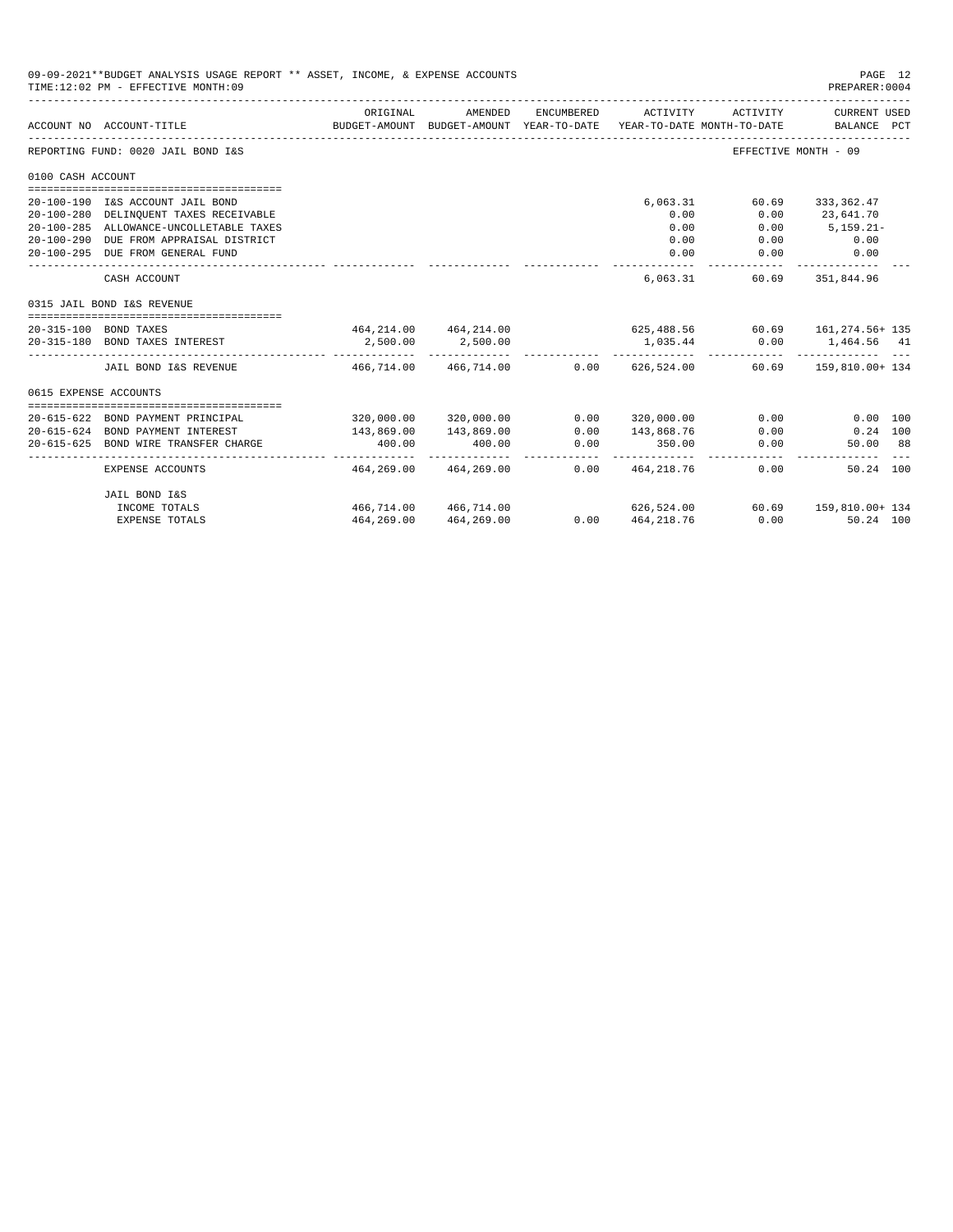09-09-2021**BUDGET ANALYSIS USAGE REPORT ** ASSET, INCOME, & EXPENSE ACCOUNTS

TIME:12:02 PM - EFFECTIVE MONTH:09

PREPARER:0004

| ACCOUNT NO | ACCOUNT-TITLE | ORIGINAL BUDGET-AMOUNT | AMENDED BUDGET-AMOUNT | ENCUMBERED YEAR-TO-DATE | ACTIVITY YEAR-TO-DATE | ACTIVITY MONTH-TO-DATE | CURRENT USED BALANCE | PCT |
|---|---|---|---|---|---|---|---|---|
| REPORTING FUND: 0020 JAIL BOND I&S | | | | | | EFFECTIVE MONTH - 09 | | |
| 0100 CASH ACCOUNT | | | | | | | | |
| 20-100-190 | I&S ACCOUNT JAIL BOND | | | | 6,063.31 | 60.69 | 333,362.47 | |
| 20-100-280 | DELINQUENT TAXES RECEIVABLE | | | | 0.00 | 0.00 | 23,641.70 | |
| 20-100-285 | ALLOWANCE-UNCOLLETABLE TAXES | | | | 0.00 | 0.00 | 5,159.21- | |
| 20-100-290 | DUE FROM APPRAISAL DISTRICT | | | | 0.00 | 0.00 | 0.00 | |
| 20-100-295 | DUE FROM GENERAL FUND | | | | 0.00 | 0.00 | 0.00 | |
| | CASH ACCOUNT | | | | 6,063.31 | 60.69 | 351,844.96 | |
| 0315 JAIL BOND I&S REVENUE | | | | | | | | |
| 20-315-100 | BOND TAXES | 464,214.00 | 464,214.00 | | 625,488.56 | 60.69 | 161,274.56+ | 135 |
| 20-315-180 | BOND TAXES INTEREST | 2,500.00 | 2,500.00 | | 1,035.44 | 0.00 | 1,464.56 | 41 |
| | JAIL BOND I&S REVENUE | 466,714.00 | 466,714.00 | 0.00 | 626,524.00 | 60.69 | 159,810.00+ | 134 |
| 0615 EXPENSE ACCOUNTS | | | | | | | | |
| 20-615-622 | BOND PAYMENT PRINCIPAL | 320,000.00 | 320,000.00 | 0.00 | 320,000.00 | 0.00 | 0.00 | 100 |
| 20-615-624 | BOND PAYMENT INTEREST | 143,869.00 | 143,869.00 | 0.00 | 143,868.76 | 0.00 | 0.24 | 100 |
| 20-615-625 | BOND WIRE TRANSFER CHARGE | 400.00 | 400.00 | 0.00 | 350.00 | 0.00 | 50.00 | 88 |
| | EXPENSE ACCOUNTS | 464,269.00 | 464,269.00 | 0.00 | 464,218.76 | 0.00 | 50.24 | 100 |
| | JAIL BOND I&S | | | | | | | |
| | INCOME TOTALS | 466,714.00 | 466,714.00 | | 626,524.00 | 60.69 | 159,810.00+ | 134 |
| | EXPENSE TOTALS | 464,269.00 | 464,269.00 | 0.00 | 464,218.76 | 0.00 | 50.24 | 100 |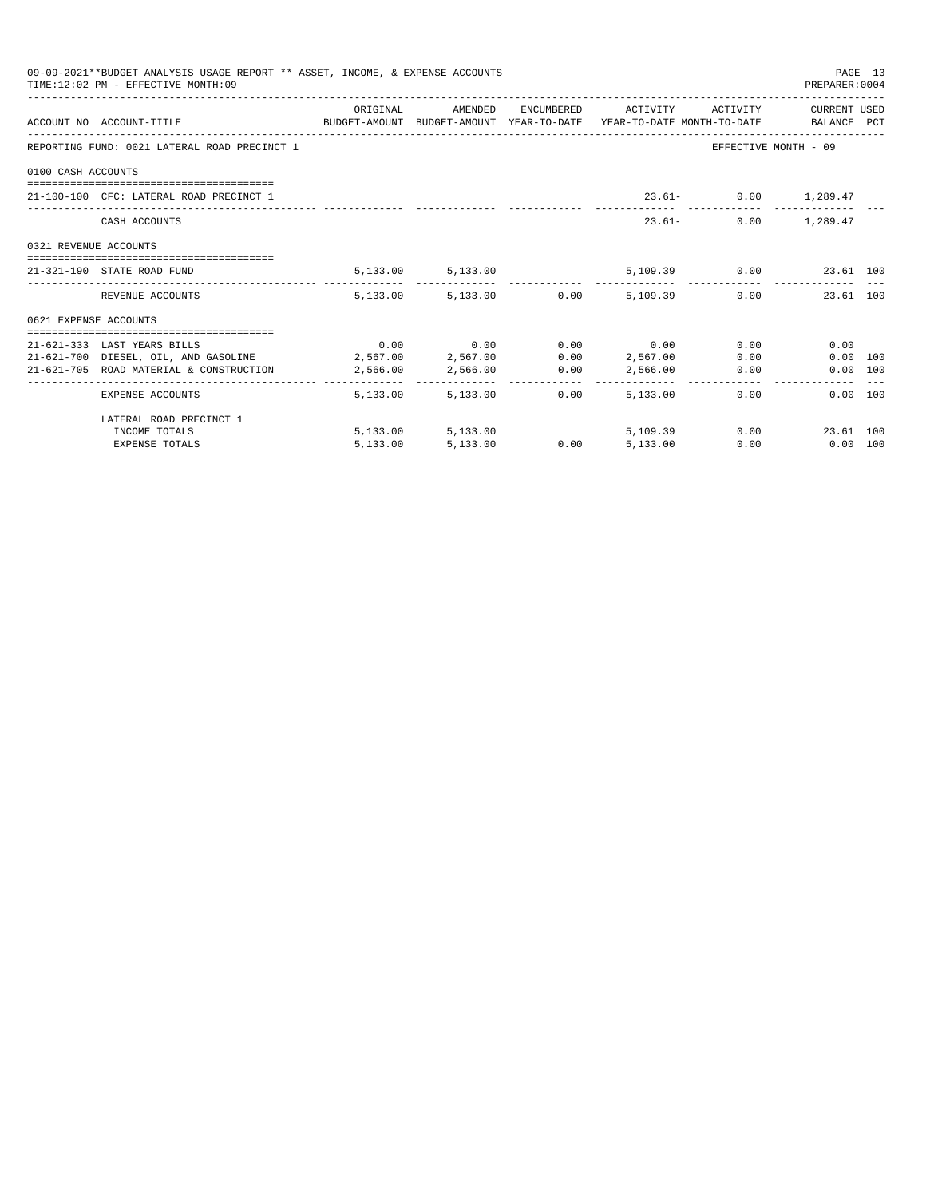09-09-2021**BUDGET ANALYSIS USAGE REPORT ** ASSET, INCOME, & EXPENSE ACCOUNTS

TIME:12:02 PM - EFFECTIVE MONTH:09

PREPARER:0004

| ACCOUNT NO | ACCOUNT-TITLE | ORIGINAL BUDGET-AMOUNT | AMENDED BUDGET-AMOUNT | ENCUMBERED YEAR-TO-DATE | ACTIVITY YEAR-TO-DATE | ACTIVITY MONTH-TO-DATE | CURRENT BALANCE | USED PCT |
|---|---|---|---|---|---|---|---|---|
| REPORTING FUND: 0021 LATERAL ROAD PRECINCT 1 | | | | | | EFFECTIVE MONTH - 09 | | |
| 0100 CASH ACCOUNTS | | | | | | | | |
| 21-100-100 | CFC: LATERAL ROAD PRECINCT 1 | | | | 23.61- | 0.00 | 1,289.47 | |
| | CASH ACCOUNTS | | | | 23.61- | 0.00 | 1,289.47 | |
| 0321 REVENUE ACCOUNTS | | | | | | | | |
| 21-321-190 | STATE ROAD FUND | 5,133.00 | 5,133.00 | | 5,109.39 | 0.00 | 23.61 | 100 |
| | REVENUE ACCOUNTS | 5,133.00 | 5,133.00 | 0.00 | 5,109.39 | 0.00 | 23.61 | 100 |
| 0621 EXPENSE ACCOUNTS | | | | | | | | |
| 21-621-333 | LAST YEARS BILLS | 0.00 | 0.00 | 0.00 | 0.00 | 0.00 | 0.00 | |
| 21-621-700 | DIESEL, OIL, AND GASOLINE | 2,567.00 | 2,567.00 | 0.00 | 2,567.00 | 0.00 | 0.00 | 100 |
| 21-621-705 | ROAD MATERIAL & CONSTRUCTION | 2,566.00 | 2,566.00 | 0.00 | 2,566.00 | 0.00 | 0.00 | 100 |
| | EXPENSE ACCOUNTS | 5,133.00 | 5,133.00 | 0.00 | 5,133.00 | 0.00 | 0.00 | 100 |
| | LATERAL ROAD PRECINCT 1 | | | | | | | |
| | INCOME TOTALS | 5,133.00 | 5,133.00 | | 5,109.39 | 0.00 | 23.61 | 100 |
| | EXPENSE TOTALS | 5,133.00 | 5,133.00 | 0.00 | 5,133.00 | 0.00 | 0.00 | 100 |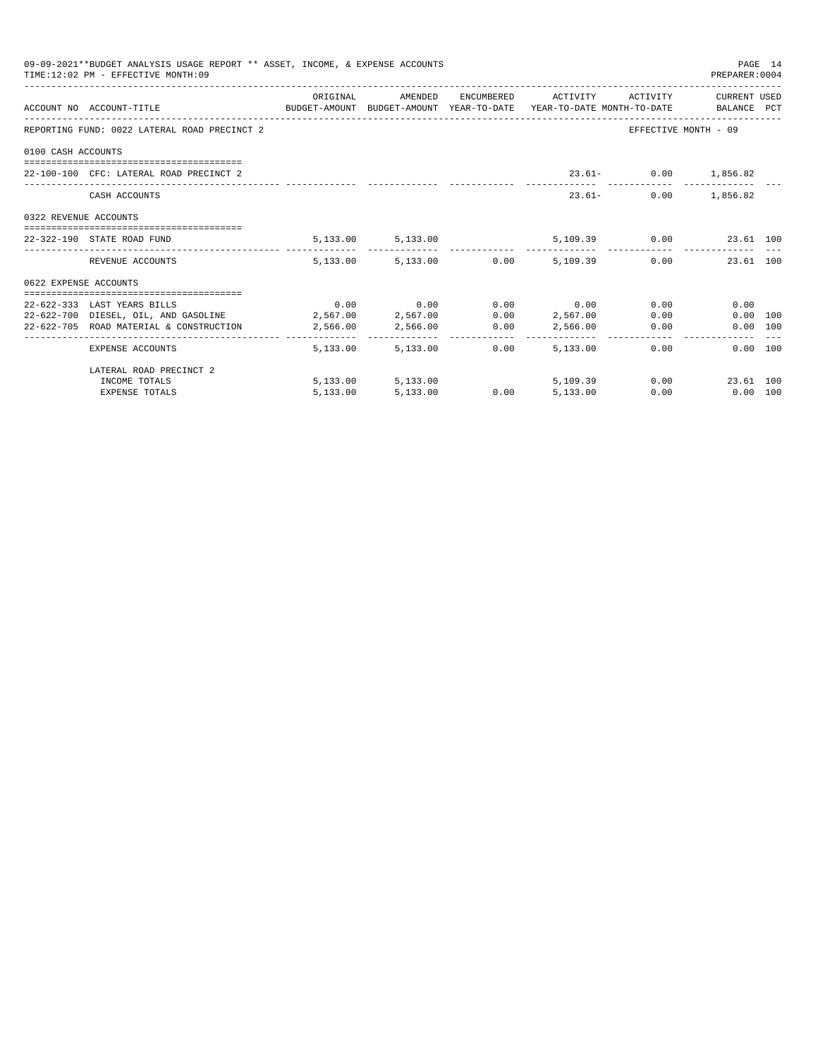09-09-2021**BUDGET ANALYSIS USAGE REPORT ** ASSET, INCOME, & EXPENSE ACCOUNTS
TIME:12:02 PM - EFFECTIVE MONTH:09

REPORTING FUND: 0022 LATERAL ROAD PRECINCT 2 — EFFECTIVE MONTH - 09

| ACCOUNT NO | ACCOUNT-TITLE | ORIGINAL BUDGET-AMOUNT | AMENDED BUDGET-AMOUNT | ENCUMBERED YEAR-TO-DATE | ACTIVITY YEAR-TO-DATE | ACTIVITY MONTH-TO-DATE | CURRENT BALANCE | USED PCT |
|---|---|---|---|---|---|---|---|---|
| **0100 CASH ACCOUNTS** | | | | | | | | |
| 22-100-100 | CFC: LATERAL ROAD PRECINCT 2 | | | | 23.61- | 0.00 | 1,856.82 | |
| | CASH ACCOUNTS | | | | 23.61- | 0.00 | 1,856.82 | |
| **0322 REVENUE ACCOUNTS** | | | | | | | | |
| 22-322-190 | STATE ROAD FUND | 5,133.00 | 5,133.00 | | 5,109.39 | 0.00 | 23.61 | 100 |
| | REVENUE ACCOUNTS | 5,133.00 | 5,133.00 | 0.00 | 5,109.39 | 0.00 | 23.61 | 100 |
| **0622 EXPENSE ACCOUNTS** | | | | | | | | |
| 22-622-333 | LAST YEARS BILLS | 0.00 | 0.00 | 0.00 | 0.00 | 0.00 | 0.00 | |
| 22-622-700 | DIESEL, OIL, AND GASOLINE | 2,567.00 | 2,567.00 | 0.00 | 2,567.00 | 0.00 | 0.00 | 100 |
| 22-622-705 | ROAD MATERIAL & CONSTRUCTION | 2,566.00 | 2,566.00 | 0.00 | 2,566.00 | 0.00 | 0.00 | 100 |
| | EXPENSE ACCOUNTS | 5,133.00 | 5,133.00 | 0.00 | 5,133.00 | 0.00 | 0.00 | 100 |
| | LATERAL ROAD PRECINCT 2 | | | | | | | |
| | INCOME TOTALS | 5,133.00 | 5,133.00 | | 5,109.39 | 0.00 | 23.61 | 100 |
| | EXPENSE TOTALS | 5,133.00 | 5,133.00 | 0.00 | 5,133.00 | 0.00 | 0.00 | 100 |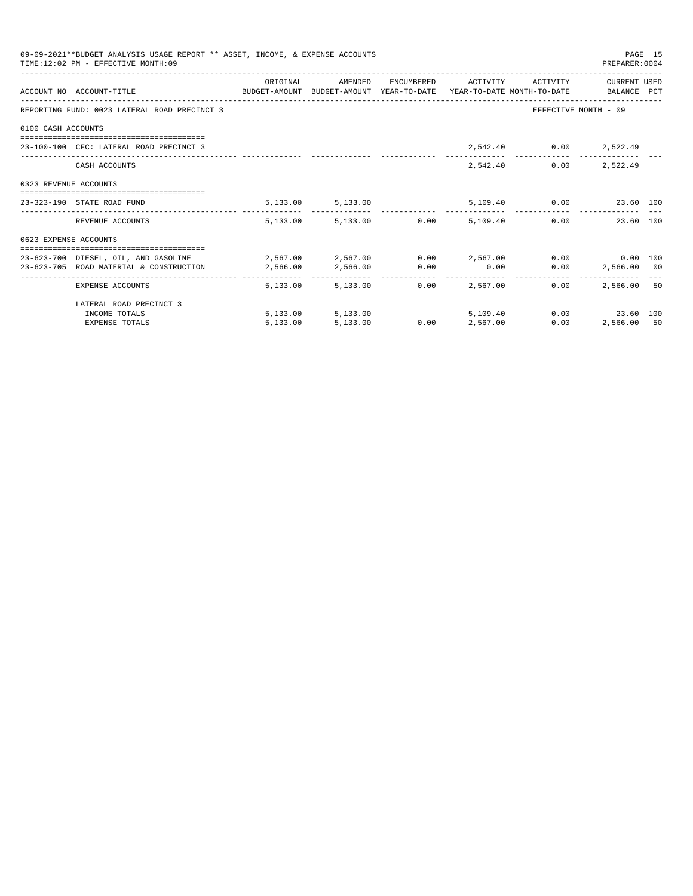09-09-2021**BUDGET ANALYSIS USAGE REPORT ** ASSET, INCOME, & EXPENSE ACCOUNTS
TIME:12:02 PM - EFFECTIVE MONTH:09

PREPARER:0004

| ACCOUNT NO | ACCOUNT-TITLE | ORIGINAL BUDGET-AMOUNT | AMENDED BUDGET-AMOUNT | ENCUMBERED YEAR-TO-DATE | ACTIVITY YEAR-TO-DATE | ACTIVITY MONTH-TO-DATE | CURRENT USED BALANCE | PCT |
|---|---|---|---|---|---|---|---|---|
| REPORTING FUND: 0023 LATERAL ROAD PRECINCT 3 | | | | | | EFFECTIVE MONTH - 09 | | |
| 0100 CASH ACCOUNTS | | | | | | | | |
| 23-100-100 | CFC: LATERAL ROAD PRECINCT 3 | | | | 2,542.40 | 0.00 | 2,522.49 | |
| | CASH ACCOUNTS | | | | 2,542.40 | 0.00 | 2,522.49 | |
| 0323 REVENUE ACCOUNTS | | | | | | | | |
| 23-323-190 | STATE ROAD FUND | 5,133.00 | 5,133.00 | | 5,109.40 | 0.00 | 23.60 | 100 |
| | REVENUE ACCOUNTS | 5,133.00 | 5,133.00 | 0.00 | 5,109.40 | 0.00 | 23.60 | 100 |
| 0623 EXPENSE ACCOUNTS | | | | | | | | |
| 23-623-700 | DIESEL, OIL, AND GASOLINE | 2,567.00 | 2,567.00 | 0.00 | 2,567.00 | 0.00 | 0.00 | 100 |
| 23-623-705 | ROAD MATERIAL & CONSTRUCTION | 2,566.00 | 2,566.00 | 0.00 | 0.00 | 0.00 | 2,566.00 | 00 |
| | EXPENSE ACCOUNTS | 5,133.00 | 5,133.00 | 0.00 | 2,567.00 | 0.00 | 2,566.00 | 50 |
| | LATERAL ROAD PRECINCT 3 | | | | | | | |
| | INCOME TOTALS | 5,133.00 | 5,133.00 | | 5,109.40 | 0.00 | 23.60 | 100 |
| | EXPENSE TOTALS | 5,133.00 | 5,133.00 | 0.00 | 2,567.00 | 0.00 | 2,566.00 | 50 |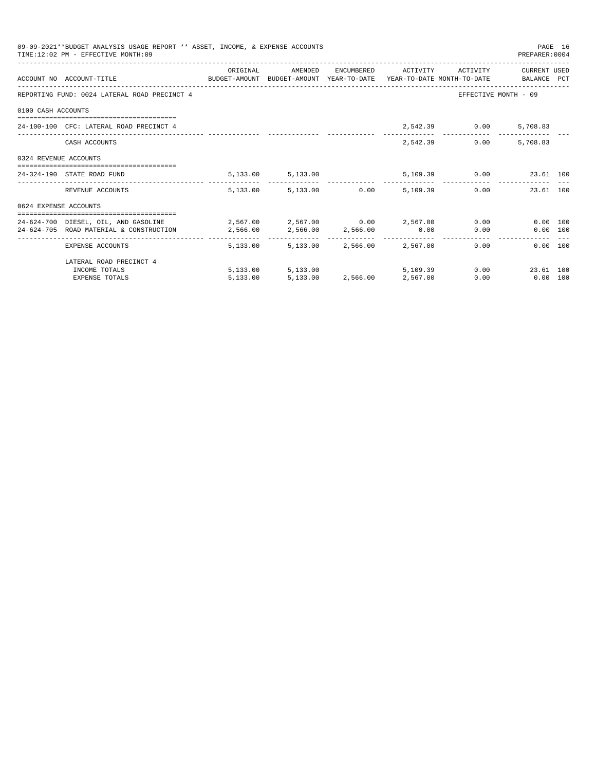09-09-2021**BUDGET ANALYSIS USAGE REPORT ** ASSET, INCOME, & EXPENSE ACCOUNTS

TIME:12:02 PM - EFFECTIVE MONTH:09

PREPARER:0004

| ACCOUNT NO | ACCOUNT-TITLE | ORIGINAL BUDGET-AMOUNT | AMENDED BUDGET-AMOUNT | ENCUMBERED YEAR-TO-DATE | ACTIVITY YEAR-TO-DATE | ACTIVITY MONTH-TO-DATE | CURRENT BALANCE | USED PCT |
|---|---|---|---|---|---|---|---|---|
| REPORTING FUND: 0024 LATERAL ROAD PRECINCT 4 | | | | | | EFFECTIVE MONTH - 09 | | |
| 0100 CASH ACCOUNTS | | | | | | | | |
| 24-100-100 | CFC: LATERAL ROAD PRECINCT 4 | | | | 2,542.39 | 0.00 | 5,708.83 | |
| | CASH ACCOUNTS | | | | 2,542.39 | 0.00 | 5,708.83 | |
| 0324 REVENUE ACCOUNTS | | | | | | | | |
| 24-324-190 | STATE ROAD FUND | 5,133.00 | 5,133.00 | | 5,109.39 | 0.00 | 23.61 | 100 |
| | REVENUE ACCOUNTS | 5,133.00 | 5,133.00 | 0.00 | 5,109.39 | 0.00 | 23.61 | 100 |
| 0624 EXPENSE ACCOUNTS | | | | | | | | |
| 24-624-700 | DIESEL, OIL, AND GASOLINE | 2,567.00 | 2,567.00 | 0.00 | 2,567.00 | 0.00 | 0.00 | 100 |
| 24-624-705 | ROAD MATERIAL & CONSTRUCTION | 2,566.00 | 2,566.00 | 2,566.00 | 0.00 | 0.00 | 0.00 | 100 |
| | EXPENSE ACCOUNTS | 5,133.00 | 5,133.00 | 2,566.00 | 2,567.00 | 0.00 | 0.00 | 100 |
| | LATERAL ROAD PRECINCT 4 | | | | | | | |
| | INCOME TOTALS | 5,133.00 | 5,133.00 | | 5,109.39 | 0.00 | 23.61 | 100 |
| | EXPENSE TOTALS | 5,133.00 | 5,133.00 | 2,566.00 | 2,567.00 | 0.00 | 0.00 | 100 |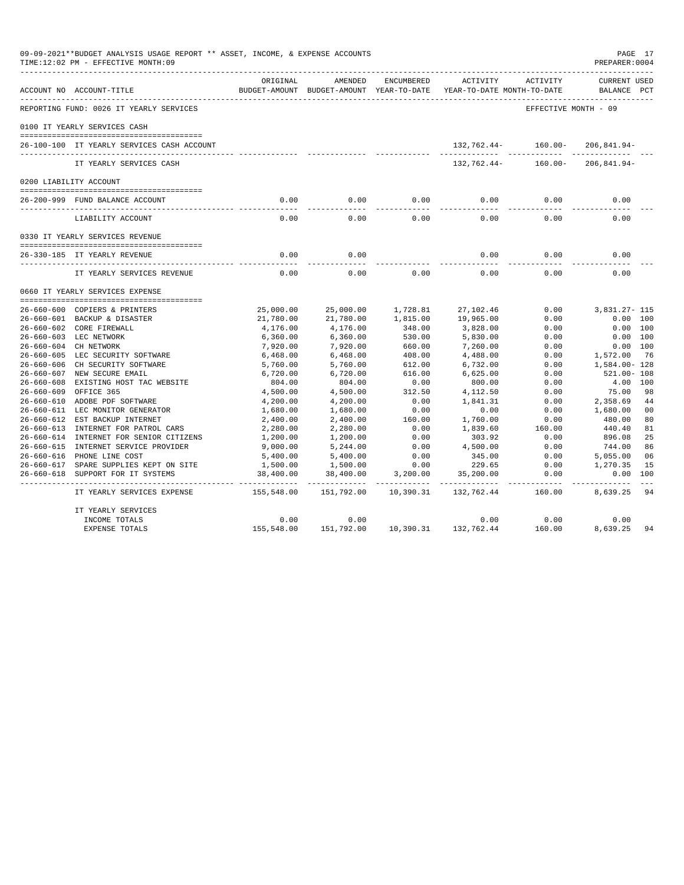09-09-2021**BUDGET ANALYSIS USAGE REPORT ** ASSET, INCOME, & EXPENSE ACCOUNTS
TIME:12:02 PM - EFFECTIVE MONTH:09

PREPARER:0004

| ACCOUNT NO | ACCOUNT-TITLE | ORIGINAL BUDGET-AMOUNT | AMENDED BUDGET-AMOUNT | ENCUMBERED YEAR-TO-DATE | ACTIVITY YEAR-TO-DATE | ACTIVITY MONTH-TO-DATE | CURRENT USED BALANCE | PCT |
|---|---|---|---|---|---|---|---|---|
| REPORTING FUND: 0026 IT YEARLY SERVICES | | | | | | EFFECTIVE MONTH - 09 | | |
| 0100 IT YEARLY SERVICES CASH | | | | | | | | |
| 26-100-100 | IT YEARLY SERVICES CASH ACCOUNT | | | | 132,762.44- | 160.00- | 206,841.94- | |
| | IT YEARLY SERVICES CASH | | | | 132,762.44- | 160.00- | 206,841.94- | |
| 0200 LIABILITY ACCOUNT | | | | | | | | |
| 26-200-999 | FUND BALANCE ACCOUNT | 0.00 | 0.00 | 0.00 | 0.00 | 0.00 | 0.00 | |
| | LIABILITY ACCOUNT | 0.00 | 0.00 | 0.00 | 0.00 | 0.00 | 0.00 | |
| 0330 IT YEARLY SERVICES REVENUE | | | | | | | | |
| 26-330-185 | IT YEARLY REVENUE | 0.00 | 0.00 | | 0.00 | 0.00 | 0.00 | |
| | IT YEARLY SERVICES REVENUE | 0.00 | 0.00 | 0.00 | 0.00 | 0.00 | 0.00 | |
| 0660 IT YEARLY SERVICES EXPENSE | | | | | | | | |
| 26-660-600 | COPIERS & PRINTERS | 25,000.00 | 25,000.00 | 1,728.81 | 27,102.46 | 0.00 | 3,831.27- | 115 |
| 26-660-601 | BACKUP & DISASTER | 21,780.00 | 21,780.00 | 1,815.00 | 19,965.00 | 0.00 | 0.00 | 100 |
| 26-660-602 | CORE FIREWALL | 4,176.00 | 4,176.00 | 348.00 | 3,828.00 | 0.00 | 0.00 | 100 |
| 26-660-603 | LEC NETWORK | 6,360.00 | 6,360.00 | 530.00 | 5,830.00 | 0.00 | 0.00 | 100 |
| 26-660-604 | CH NETWORK | 7,920.00 | 7,920.00 | 660.00 | 7,260.00 | 0.00 | 0.00 | 100 |
| 26-660-605 | LEC SECURITY SOFTWARE | 6,468.00 | 6,468.00 | 408.00 | 4,488.00 | 0.00 | 1,572.00 | 76 |
| 26-660-606 | CH SECURITY SOFTWARE | 5,760.00 | 5,760.00 | 612.00 | 6,732.00 | 0.00 | 1,584.00- | 128 |
| 26-660-607 | NEW SECURE EMAIL | 6,720.00 | 6,720.00 | 616.00 | 6,625.00 | 0.00 | 521.00- | 108 |
| 26-660-608 | EXISTING HOST TAC WEBSITE | 804.00 | 804.00 | 0.00 | 800.00 | 0.00 | 4.00 | 100 |
| 26-660-609 | OFFICE 365 | 4,500.00 | 4,500.00 | 312.50 | 4,112.50 | 0.00 | 75.00 | 98 |
| 26-660-610 | ADOBE PDF SOFTWARE | 4,200.00 | 4,200.00 | 0.00 | 1,841.31 | 0.00 | 2,358.69 | 44 |
| 26-660-611 | LEC MONITOR GENERATOR | 1,680.00 | 1,680.00 | 0.00 | 0.00 | 0.00 | 1,680.00 | 00 |
| 26-660-612 | EST BACKUP INTERNET | 2,400.00 | 2,400.00 | 160.00 | 1,760.00 | 0.00 | 480.00 | 80 |
| 26-660-613 | INTERNET FOR PATROL CARS | 2,280.00 | 2,280.00 | 0.00 | 1,839.60 | 160.00 | 440.40 | 81 |
| 26-660-614 | INTERNET FOR SENIOR CITIZENS | 1,200.00 | 1,200.00 | 0.00 | 303.92 | 0.00 | 896.08 | 25 |
| 26-660-615 | INTERNET SERVICE PROVIDER | 9,000.00 | 5,244.00 | 0.00 | 4,500.00 | 0.00 | 744.00 | 86 |
| 26-660-616 | PHONE LINE COST | 5,400.00 | 5,400.00 | 0.00 | 345.00 | 0.00 | 5,055.00 | 06 |
| 26-660-617 | SPARE SUPPLIES KEPT ON SITE | 1,500.00 | 1,500.00 | 0.00 | 229.65 | 0.00 | 1,270.35 | 15 |
| 26-660-618 | SUPPORT FOR IT SYSTEMS | 38,400.00 | 38,400.00 | 3,200.00 | 35,200.00 | 0.00 | 0.00 | 100 |
| | IT YEARLY SERVICES EXPENSE | 155,548.00 | 151,792.00 | 10,390.31 | 132,762.44 | 160.00 | 8,639.25 | 94 |
| | IT YEARLY SERVICES | | | | | | | |
| | INCOME TOTALS | 0.00 | 0.00 | | 0.00 | 0.00 | 0.00 | |
| | EXPENSE TOTALS | 155,548.00 | 151,792.00 | 10,390.31 | 132,762.44 | 160.00 | 8,639.25 | 94 |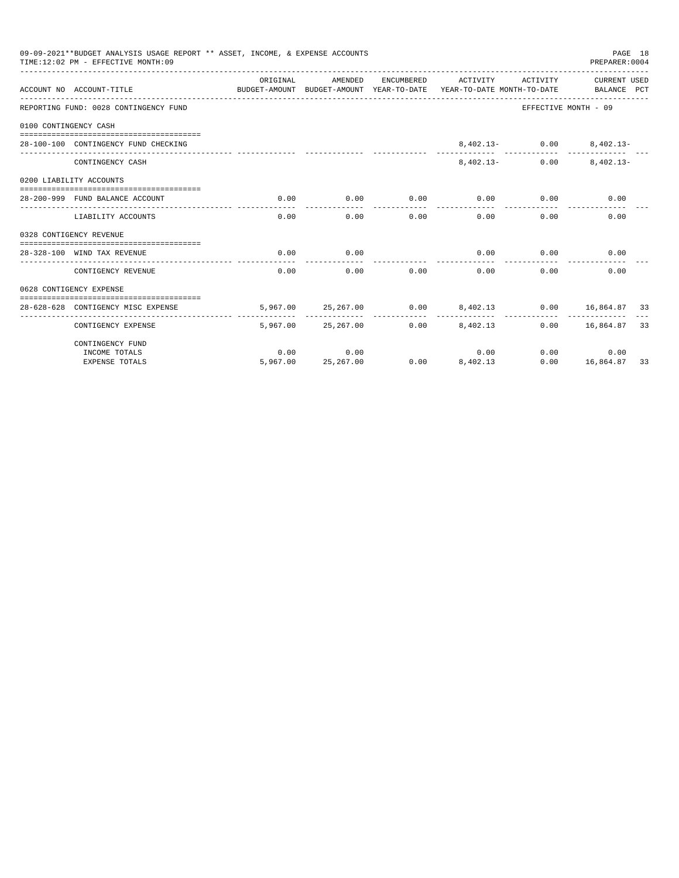09-09-2021**BUDGET ANALYSIS USAGE REPORT ** ASSET, INCOME, & EXPENSE ACCOUNTS

TIME:12:02 PM - EFFECTIVE MONTH:09

PREPARER:0004

| ACCOUNT NO | ACCOUNT-TITLE | ORIGINAL BUDGET-AMOUNT | AMENDED BUDGET-AMOUNT | ENCUMBERED YEAR-TO-DATE | ACTIVITY YEAR-TO-DATE | ACTIVITY MONTH-TO-DATE | CURRENT USED BALANCE | PCT |
|---|---|---|---|---|---|---|---|---|
| REPORTING FUND: 0028 CONTINGENCY FUND | | | | | | EFFECTIVE MONTH - 09 | | |
| 0100 CONTINGENCY CASH | | | | | | | | |
| 28-100-100 | CONTINGENCY FUND CHECKING | | | | 8,402.13- | 0.00 | 8,402.13- | |
| | CONTINGENCY CASH | | | | 8,402.13- | 0.00 | 8,402.13- | |
| 0200 LIABILITY ACCOUNTS | | | | | | | | |
| 28-200-999 | FUND BALANCE ACCOUNT | 0.00 | 0.00 | 0.00 | 0.00 | 0.00 | 0.00 | |
| | LIABILITY ACCOUNTS | 0.00 | 0.00 | 0.00 | 0.00 | 0.00 | 0.00 | |
| 0328 CONTIGENCY REVENUE | | | | | | | | |
| 28-328-100 | WIND TAX REVENUE | 0.00 | 0.00 | | 0.00 | 0.00 | 0.00 | |
| | CONTIGENCY REVENUE | 0.00 | 0.00 | 0.00 | 0.00 | 0.00 | 0.00 | |
| 0628 CONTIGENCY EXPENSE | | | | | | | | |
| 28-628-628 | CONTIGENCY MISC EXPENSE | 5,967.00 | 25,267.00 | 0.00 | 8,402.13 | 0.00 | 16,864.87 | 33 |
| | CONTIGENCY EXPENSE | 5,967.00 | 25,267.00 | 0.00 | 8,402.13 | 0.00 | 16,864.87 | 33 |
| | CONTINGENCY FUND | | | | | | | |
| | INCOME TOTALS | 0.00 | 0.00 | | 0.00 | 0.00 | 0.00 | |
| | EXPENSE TOTALS | 5,967.00 | 25,267.00 | 0.00 | 8,402.13 | 0.00 | 16,864.87 | 33 |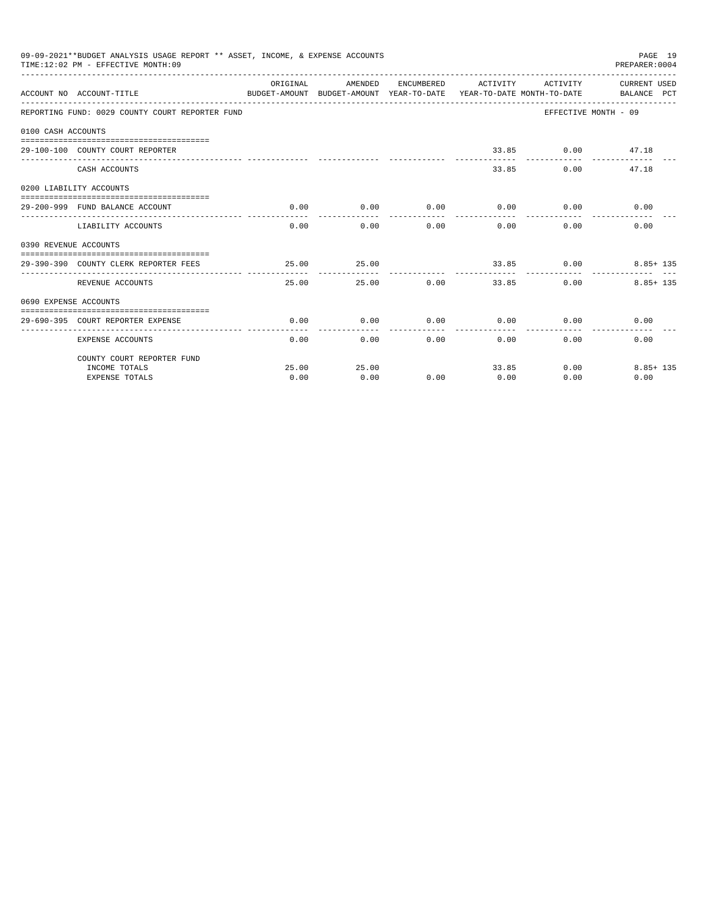09-09-2021**BUDGET ANALYSIS USAGE REPORT ** ASSET, INCOME, & EXPENSE ACCOUNTS
TIME:12:02 PM - EFFECTIVE MONTH:09

PREPARER:0004

| ACCOUNT NO | ACCOUNT-TITLE | ORIGINAL BUDGET-AMOUNT | AMENDED BUDGET-AMOUNT | ENCUMBERED YEAR-TO-DATE | ACTIVITY YEAR-TO-DATE | ACTIVITY MONTH-TO-DATE | CURRENT USED BALANCE | PCT |
|---|---|---|---|---|---|---|---|---|
| REPORTING FUND: 0029 COUNTY COURT REPORTER FUND | | | | | | EFFECTIVE MONTH - 09 | | |
| 0100 CASH ACCOUNTS | | | | | | | | |
| 29-100-100 | COUNTY COURT REPORTER | | | | 33.85 | 0.00 | 47.18 | |
| | CASH ACCOUNTS | | | | 33.85 | 0.00 | 47.18 | |
| 0200 LIABILITY ACCOUNTS | | | | | | | | |
| 29-200-999 | FUND BALANCE ACCOUNT | 0.00 | 0.00 | 0.00 | 0.00 | 0.00 | 0.00 | |
| | LIABILITY ACCOUNTS | 0.00 | 0.00 | 0.00 | 0.00 | 0.00 | 0.00 | |
| 0390 REVENUE ACCOUNTS | | | | | | | | |
| 29-390-390 | COUNTY CLERK REPORTER FEES | 25.00 | 25.00 | | 33.85 | 0.00 | 8.85+ | 135 |
| | REVENUE ACCOUNTS | 25.00 | 25.00 | 0.00 | 33.85 | 0.00 | 8.85+ | 135 |
| 0690 EXPENSE ACCOUNTS | | | | | | | | |
| 29-690-395 | COURT REPORTER EXPENSE | 0.00 | 0.00 | 0.00 | 0.00 | 0.00 | 0.00 | |
| | EXPENSE ACCOUNTS | 0.00 | 0.00 | 0.00 | 0.00 | 0.00 | 0.00 | |
| | COUNTY COURT REPORTER FUND | | | | | | | |
| | INCOME TOTALS | 25.00 | 25.00 | | 33.85 | 0.00 | 8.85+ | 135 |
| | EXPENSE TOTALS | 0.00 | 0.00 | 0.00 | 0.00 | 0.00 | 0.00 | |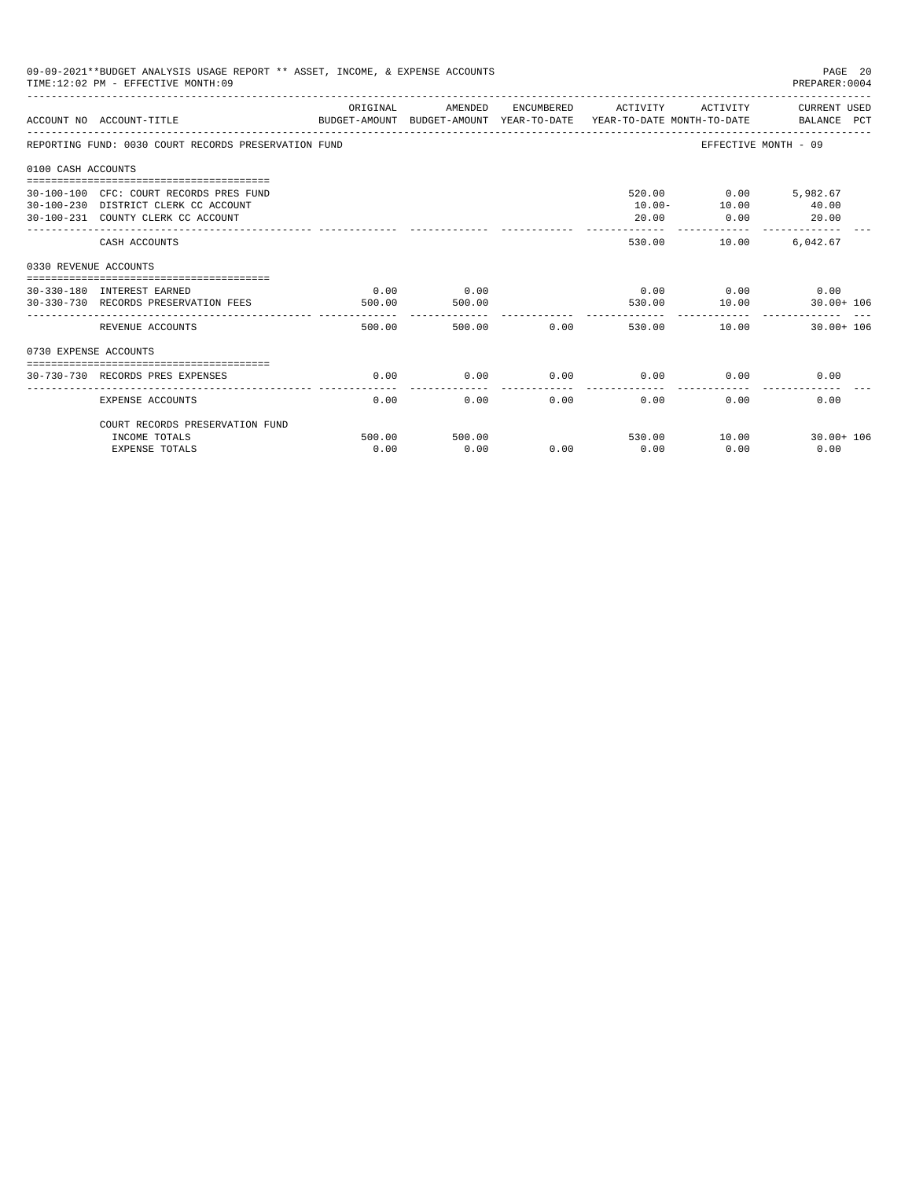09-09-2021**BUDGET ANALYSIS USAGE REPORT ** ASSET, INCOME, & EXPENSE ACCOUNTS
TIME:12:02 PM - EFFECTIVE MONTH:09

PREPARER:0004

| ACCOUNT NO | ACCOUNT-TITLE | ORIGINAL BUDGET-AMOUNT | AMENDED BUDGET-AMOUNT | ENCUMBERED YEAR-TO-DATE | ACTIVITY YEAR-TO-DATE | ACTIVITY MONTH-TO-DATE | CURRENT USED BALANCE | PCT |
|---|---|---|---|---|---|---|---|---|
| REPORTING FUND: 0030 COURT RECORDS PRESERVATION FUND | | | | | | EFFECTIVE MONTH - 09 | | |
| 0100 CASH ACCOUNTS | | | | | | | | |
| 30-100-100 | CFC: COURT RECORDS PRES FUND | | | | 520.00 | 0.00 | 5,982.67 | |
| 30-100-230 | DISTRICT CLERK CC ACCOUNT | | | | 10.00- | 10.00 | 40.00 | |
| 30-100-231 | COUNTY CLERK CC ACCOUNT | | | | 20.00 | 0.00 | 20.00 | |
| | CASH ACCOUNTS | | | | 530.00 | 10.00 | 6,042.67 | |
| 0330 REVENUE ACCOUNTS | | | | | | | | |
| 30-330-180 | INTEREST EARNED | 0.00 | 0.00 | | 0.00 | 0.00 | 0.00 | |
| 30-330-730 | RECORDS PRESERVATION FEES | 500.00 | 500.00 | | 530.00 | 10.00 | 30.00+ | 106 |
| | REVENUE ACCOUNTS | 500.00 | 500.00 | 0.00 | 530.00 | 10.00 | 30.00+ | 106 |
| 0730 EXPENSE ACCOUNTS | | | | | | | | |
| 30-730-730 | RECORDS PRES EXPENSES | 0.00 | 0.00 | 0.00 | 0.00 | 0.00 | 0.00 | |
| | EXPENSE ACCOUNTS | 0.00 | 0.00 | 0.00 | 0.00 | 0.00 | 0.00 | |
| | COURT RECORDS PRESERVATION FUND | | | | | | | |
| | INCOME TOTALS | 500.00 | 500.00 | | 530.00 | 10.00 | 30.00+ | 106 |
| | EXPENSE TOTALS | 0.00 | 0.00 | 0.00 | 0.00 | 0.00 | 0.00 | |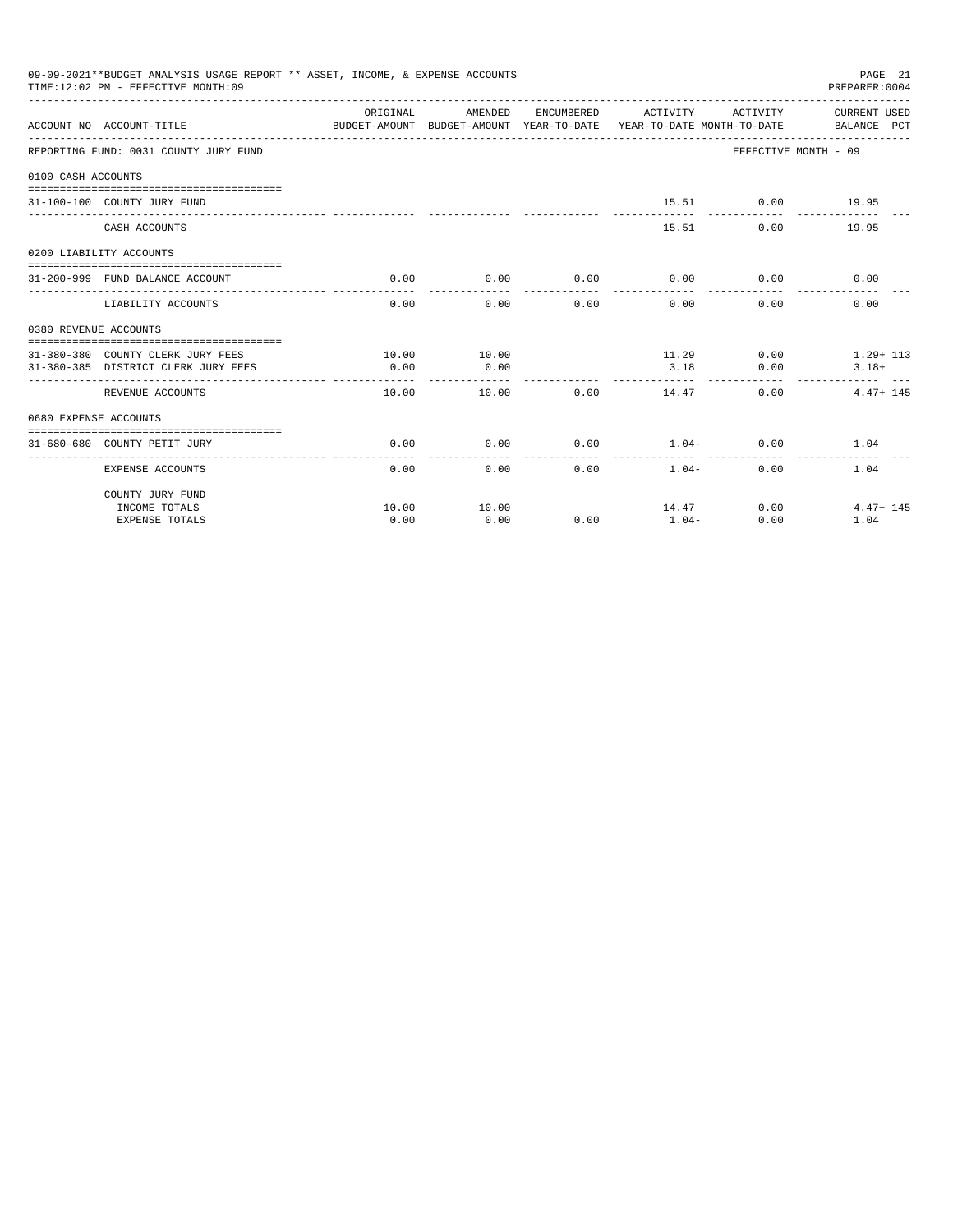09-09-2021**BUDGET ANALYSIS USAGE REPORT ** ASSET, INCOME, & EXPENSE ACCOUNTS
TIME:12:02 PM - EFFECTIVE MONTH:09

PREPARER:0004

| ACCOUNT NO | ACCOUNT-TITLE | ORIGINAL BUDGET-AMOUNT | AMENDED BUDGET-AMOUNT | ENCUMBERED YEAR-TO-DATE | ACTIVITY YEAR-TO-DATE | ACTIVITY MONTH-TO-DATE | CURRENT USED BALANCE | PCT |
|---|---|---|---|---|---|---|---|---|
| REPORTING FUND: 0031 COUNTY JURY FUND | | | | | | EFFECTIVE MONTH - 09 | | |
| 0100 CASH ACCOUNTS | | | | | | | | |
| 31-100-100 | COUNTY JURY FUND | | | | 15.51 | 0.00 | 19.95 | |
| | CASH ACCOUNTS | | | | 15.51 | 0.00 | 19.95 | |
| 0200 LIABILITY ACCOUNTS | | | | | | | | |
| 31-200-999 | FUND BALANCE ACCOUNT | 0.00 | 0.00 | 0.00 | 0.00 | 0.00 | 0.00 | |
| | LIABILITY ACCOUNTS | 0.00 | 0.00 | 0.00 | 0.00 | 0.00 | 0.00 | |
| 0380 REVENUE ACCOUNTS | | | | | | | | |
| 31-380-380 | COUNTY CLERK JURY FEES | 10.00 | 10.00 | | 11.29 | 0.00 | 1.29+ | 113 |
| 31-380-385 | DISTRICT CLERK JURY FEES | 0.00 | 0.00 | | 3.18 | 0.00 | 3.18+ | |
| | REVENUE ACCOUNTS | 10.00 | 10.00 | 0.00 | 14.47 | 0.00 | 4.47+ | 145 |
| 0680 EXPENSE ACCOUNTS | | | | | | | | |
| 31-680-680 | COUNTY PETIT JURY | 0.00 | 0.00 | 0.00 | 1.04- | 0.00 | 1.04 | |
| | EXPENSE ACCOUNTS | 0.00 | 0.00 | 0.00 | 1.04- | 0.00 | 1.04 | |
| | COUNTY JURY FUND | | | | | | | |
| | INCOME TOTALS | 10.00 | 10.00 | | 14.47 | 0.00 | 4.47+ | 145 |
| | EXPENSE TOTALS | 0.00 | 0.00 | 0.00 | 1.04- | 0.00 | 1.04 | |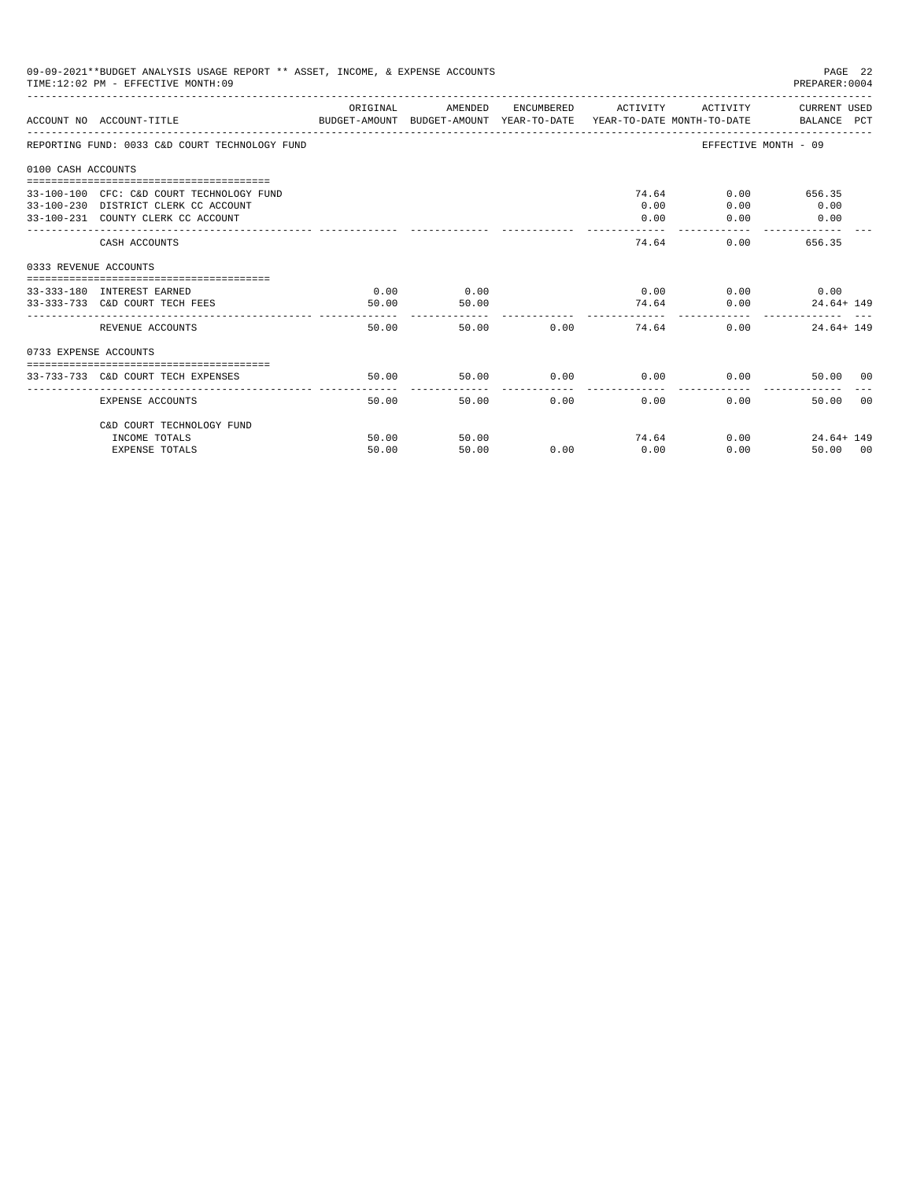09-09-2021**BUDGET ANALYSIS USAGE REPORT ** ASSET, INCOME, & EXPENSE ACCOUNTS

TIME:12:02 PM - EFFECTIVE MONTH:09

PREPARER:0004

| ACCOUNT NO | ACCOUNT-TITLE | ORIGINAL BUDGET-AMOUNT | AMENDED BUDGET-AMOUNT | ENCUMBERED YEAR-TO-DATE | ACTIVITY YEAR-TO-DATE | ACTIVITY MONTH-TO-DATE | CURRENT BALANCE | USED PCT |
|---|---|---|---|---|---|---|---|---|
| REPORTING FUND: 0033 C&D COURT TECHNOLOGY FUND | | | | | | EFFECTIVE MONTH - 09 | | |
| 0100 CASH ACCOUNTS | | | | | | | | |
| 33-100-100 | CFC: C&D COURT TECHNOLOGY FUND | | | | 74.64 | 0.00 | 656.35 | |
| 33-100-230 | DISTRICT CLERK CC ACCOUNT | | | | 0.00 | 0.00 | 0.00 | |
| 33-100-231 | COUNTY CLERK CC ACCOUNT | | | | 0.00 | 0.00 | 0.00 | |
| | CASH ACCOUNTS | | | | 74.64 | 0.00 | 656.35 | |
| 0333 REVENUE ACCOUNTS | | | | | | | | |
| 33-333-180 | INTEREST EARNED | 0.00 | 0.00 | | 0.00 | 0.00 | 0.00 | |
| 33-333-733 | C&D COURT TECH FEES | 50.00 | 50.00 | | 74.64 | 0.00 | 24.64+ | 149 |
| | REVENUE ACCOUNTS | 50.00 | 50.00 | 0.00 | 74.64 | 0.00 | 24.64+ | 149 |
| 0733 EXPENSE ACCOUNTS | | | | | | | | |
| 33-733-733 | C&D COURT TECH EXPENSES | 50.00 | 50.00 | 0.00 | 0.00 | 0.00 | 50.00 | 00 |
| | EXPENSE ACCOUNTS | 50.00 | 50.00 | 0.00 | 0.00 | 0.00 | 50.00 | 00 |
| | C&D COURT TECHNOLOGY FUND | | | | | | | |
| | INCOME TOTALS | 50.00 | 50.00 | | 74.64 | 0.00 | 24.64+ | 149 |
| | EXPENSE TOTALS | 50.00 | 50.00 | 0.00 | 0.00 | 0.00 | 50.00 | 00 |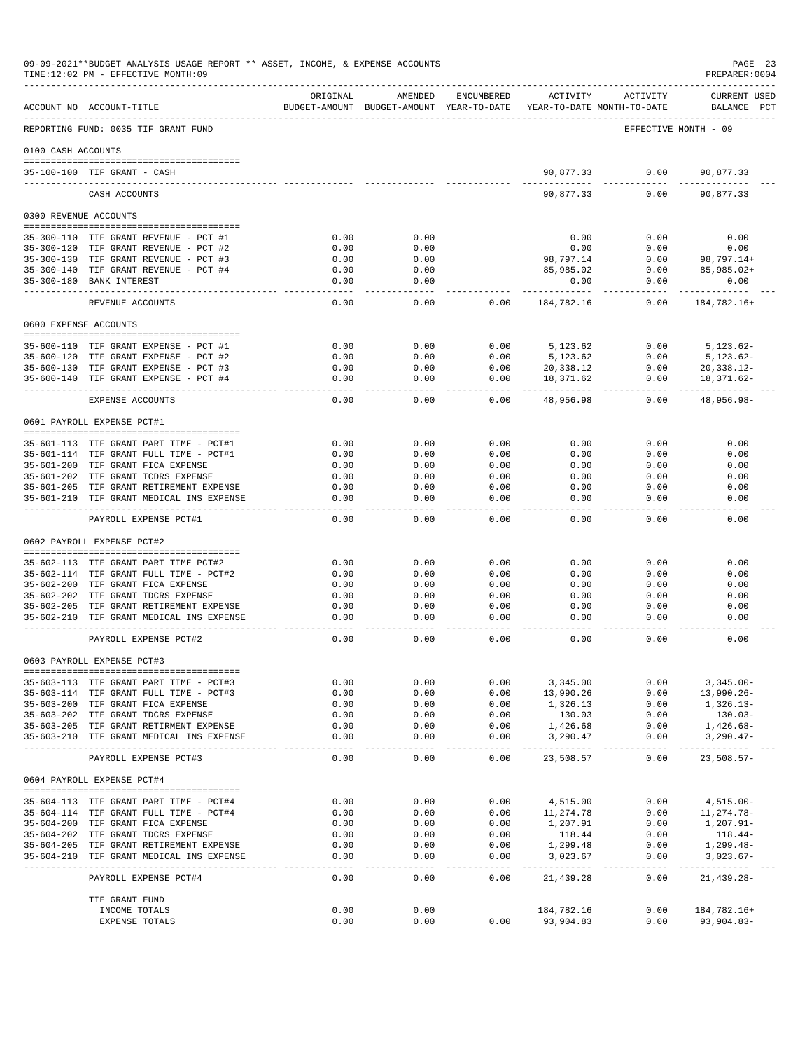09-09-2021**BUDGET ANALYSIS USAGE REPORT ** ASSET, INCOME, & EXPENSE ACCOUNTS
TIME:12:02 PM - EFFECTIVE MONTH:09
PREPARER:0004

| ACCOUNT NO | ACCOUNT-TITLE | ORIGINAL BUDGET-AMOUNT | AMENDED BUDGET-AMOUNT | ENCUMBERED YEAR-TO-DATE | ACTIVITY YEAR-TO-DATE | ACTIVITY MONTH-TO-DATE | CURRENT USED BALANCE PCT |
|---|---|---|---|---|---|---|---|
| REPORTING FUND: 0035 TIF GRANT FUND | | | | | | | EFFECTIVE MONTH - 09 |
| 0100 CASH ACCOUNTS | | | | | | | |
| 35-100-100 | TIF GRANT - CASH | | | | 90,877.33 | 0.00 | 90,877.33 |
| | CASH ACCOUNTS | | | | 90,877.33 | 0.00 | 90,877.33 |
| 0300 REVENUE ACCOUNTS | | | | | | | |
| 35-300-110 | TIF GRANT REVENUE - PCT #1 | 0.00 | 0.00 | | 0.00 | 0.00 | 0.00 |
| 35-300-120 | TIF GRANT REVENUE - PCT #2 | 0.00 | 0.00 | | 0.00 | 0.00 | 0.00 |
| 35-300-130 | TIF GRANT REVENUE - PCT #3 | 0.00 | 0.00 | | 98,797.14 | 0.00 | 98,797.14+ |
| 35-300-140 | TIF GRANT REVENUE - PCT #4 | 0.00 | 0.00 | | 85,985.02 | 0.00 | 85,985.02+ |
| 35-300-180 | BANK INTEREST | 0.00 | 0.00 | | 0.00 | 0.00 | 0.00 |
| | REVENUE ACCOUNTS | 0.00 | 0.00 | 0.00 | 184,782.16 | 0.00 | 184,782.16+ |
| 0600 EXPENSE ACCOUNTS | | | | | | | |
| 35-600-110 | TIF GRANT EXPENSE - PCT #1 | 0.00 | 0.00 | 0.00 | 5,123.62 | 0.00 | 5,123.62- |
| 35-600-120 | TIF GRANT EXPENSE - PCT #2 | 0.00 | 0.00 | 0.00 | 5,123.62 | 0.00 | 5,123.62- |
| 35-600-130 | TIF GRANT EXPENSE - PCT #3 | 0.00 | 0.00 | 0.00 | 20,338.12 | 0.00 | 20,338.12- |
| 35-600-140 | TIF GRANT EXPENSE - PCT #4 | 0.00 | 0.00 | 0.00 | 18,371.62 | 0.00 | 18,371.62- |
| | EXPENSE ACCOUNTS | 0.00 | 0.00 | 0.00 | 48,956.98 | 0.00 | 48,956.98- |
| 0601 PAYROLL EXPENSE PCT#1 | | | | | | | |
| 35-601-113 | TIF GRANT PART TIME - PCT#1 | 0.00 | 0.00 | 0.00 | 0.00 | 0.00 | 0.00 |
| 35-601-114 | TIF GRANT FULL TIME - PCT#1 | 0.00 | 0.00 | 0.00 | 0.00 | 0.00 | 0.00 |
| 35-601-200 | TIF GRANT FICA EXPENSE | 0.00 | 0.00 | 0.00 | 0.00 | 0.00 | 0.00 |
| 35-601-202 | TIF GRANT TCDRS EXPENSE | 0.00 | 0.00 | 0.00 | 0.00 | 0.00 | 0.00 |
| 35-601-205 | TIF GRANT RETIREMENT EXPENSE | 0.00 | 0.00 | 0.00 | 0.00 | 0.00 | 0.00 |
| 35-601-210 | TIF GRANT MEDICAL INS EXPENSE | 0.00 | 0.00 | 0.00 | 0.00 | 0.00 | 0.00 |
| | PAYROLL EXPENSE PCT#1 | 0.00 | 0.00 | 0.00 | 0.00 | 0.00 | 0.00 |
| 0602 PAYROLL EXPENSE PCT#2 | | | | | | | |
| 35-602-113 | TIF GRANT PART TIME PCT#2 | 0.00 | 0.00 | 0.00 | 0.00 | 0.00 | 0.00 |
| 35-602-114 | TIF GRANT FULL TIME - PCT#2 | 0.00 | 0.00 | 0.00 | 0.00 | 0.00 | 0.00 |
| 35-602-200 | TIF GRANT FICA EXPENSE | 0.00 | 0.00 | 0.00 | 0.00 | 0.00 | 0.00 |
| 35-602-202 | TIF GRANT TDCRS EXPENSE | 0.00 | 0.00 | 0.00 | 0.00 | 0.00 | 0.00 |
| 35-602-205 | TIF GRANT RETIREMENT EXPENSE | 0.00 | 0.00 | 0.00 | 0.00 | 0.00 | 0.00 |
| 35-602-210 | TIF GRANT MEDICAL INS EXPENSE | 0.00 | 0.00 | 0.00 | 0.00 | 0.00 | 0.00 |
| | PAYROLL EXPENSE PCT#2 | 0.00 | 0.00 | 0.00 | 0.00 | 0.00 | 0.00 |
| 0603 PAYROLL EXPENSE PCT#3 | | | | | | | |
| 35-603-113 | TIF GRANT PART TIME - PCT#3 | 0.00 | 0.00 | 0.00 | 3,345.00 | 0.00 | 3,345.00- |
| 35-603-114 | TIF GRANT FULL TIME - PCT#3 | 0.00 | 0.00 | 0.00 | 13,990.26 | 0.00 | 13,990.26- |
| 35-603-200 | TIF GRANT FICA EXPENSE | 0.00 | 0.00 | 0.00 | 1,326.13 | 0.00 | 1,326.13- |
| 35-603-202 | TIF GRANT TDCRS EXPENSE | 0.00 | 0.00 | 0.00 | 130.03 | 0.00 | 130.03- |
| 35-603-205 | TIF GRANT RETIRMENT EXPENSE | 0.00 | 0.00 | 0.00 | 1,426.68 | 0.00 | 1,426.68- |
| 35-603-210 | TIF GRANT MEDICAL INS EXPENSE | 0.00 | 0.00 | 0.00 | 3,290.47 | 0.00 | 3,290.47- |
| | PAYROLL EXPENSE PCT#3 | 0.00 | 0.00 | 0.00 | 23,508.57 | 0.00 | 23,508.57- |
| 0604 PAYROLL EXPENSE PCT#4 | | | | | | | |
| 35-604-113 | TIF GRANT PART TIME - PCT#4 | 0.00 | 0.00 | 0.00 | 4,515.00 | 0.00 | 4,515.00- |
| 35-604-114 | TIF GRANT FULL TIME - PCT#4 | 0.00 | 0.00 | 0.00 | 11,274.78 | 0.00 | 11,274.78- |
| 35-604-200 | TIF GRANT FICA EXPENSE | 0.00 | 0.00 | 0.00 | 1,207.91 | 0.00 | 1,207.91- |
| 35-604-202 | TIF GRANT TDCRS EXPENSE | 0.00 | 0.00 | 0.00 | 118.44 | 0.00 | 118.44- |
| 35-604-205 | TIF GRANT RETIREMENT EXPENSE | 0.00 | 0.00 | 0.00 | 1,299.48 | 0.00 | 1,299.48- |
| 35-604-210 | TIF GRANT MEDICAL INS EXPENSE | 0.00 | 0.00 | 0.00 | 3,023.67 | 0.00 | 3,023.67- |
| | PAYROLL EXPENSE PCT#4 | 0.00 | 0.00 | 0.00 | 21,439.28 | 0.00 | 21,439.28- |
| | TIF GRANT FUND | | | | | | |
| | INCOME TOTALS | 0.00 | 0.00 | | 184,782.16 | 0.00 | 184,782.16+ |
| | EXPENSE TOTALS | 0.00 | 0.00 | 0.00 | 93,904.83 | 0.00 | 93,904.83- |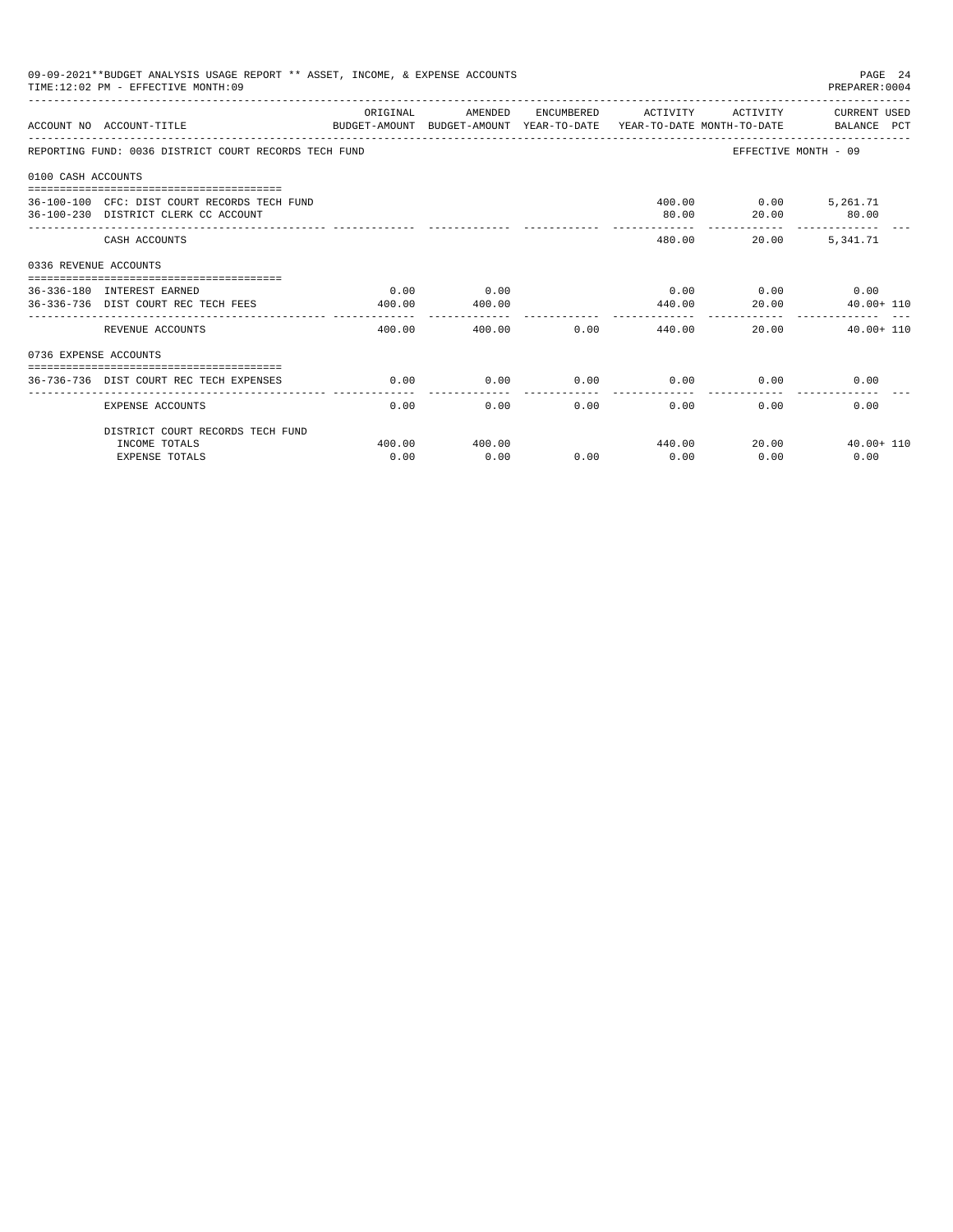09-09-2021**BUDGET ANALYSIS USAGE REPORT ** ASSET, INCOME, & EXPENSE ACCOUNTS

TIME:12:02 PM - EFFECTIVE MONTH:09

PREPARER:0004

| ACCOUNT NO | ACCOUNT-TITLE | ORIGINAL BUDGET-AMOUNT | AMENDED BUDGET-AMOUNT | ENCUMBERED YEAR-TO-DATE | ACTIVITY YEAR-TO-DATE | ACTIVITY MONTH-TO-DATE | CURRENT USED BALANCE | PCT |
|---|---|---|---|---|---|---|---|---|
| REPORTING FUND: 0036 DISTRICT COURT RECORDS TECH FUND | | | | | | | EFFECTIVE MONTH - 09 | |
| 0100 CASH ACCOUNTS | | | | | | | | |
| 36-100-100 | CFC: DIST COURT RECORDS TECH FUND | | | | 400.00 | 0.00 | 5,261.71 | |
| 36-100-230 | DISTRICT CLERK CC ACCOUNT | | | | 80.00 | 20.00 | 80.00 | |
| | CASH ACCOUNTS | | | | 480.00 | 20.00 | 5,341.71 | |
| 0336 REVENUE ACCOUNTS | | | | | | | | |
| 36-336-180 | INTEREST EARNED | 0.00 | 0.00 | | 0.00 | 0.00 | 0.00 | |
| 36-336-736 | DIST COURT REC TECH FEES | 400.00 | 400.00 | | 440.00 | 20.00 | 40.00+ | 110 |
| | REVENUE ACCOUNTS | 400.00 | 400.00 | 0.00 | 440.00 | 20.00 | 40.00+ | 110 |
| 0736 EXPENSE ACCOUNTS | | | | | | | | |
| 36-736-736 | DIST COURT REC TECH EXPENSES | 0.00 | 0.00 | 0.00 | 0.00 | 0.00 | 0.00 | |
| | EXPENSE ACCOUNTS | 0.00 | 0.00 | 0.00 | 0.00 | 0.00 | 0.00 | |
| | DISTRICT COURT RECORDS TECH FUND | | | | | | | |
| | INCOME TOTALS | 400.00 | 400.00 | | 440.00 | 20.00 | 40.00+ | 110 |
| | EXPENSE TOTALS | 0.00 | 0.00 | 0.00 | 0.00 | 0.00 | 0.00 | |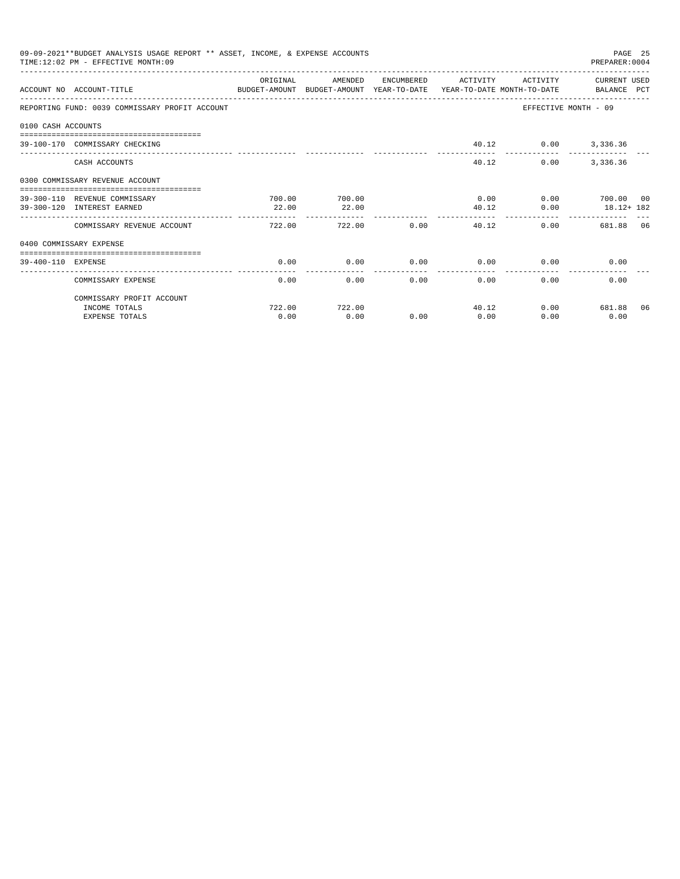09-09-2021**BUDGET ANALYSIS USAGE REPORT ** ASSET, INCOME, & EXPENSE ACCOUNTS

TIME:12:02 PM - EFFECTIVE MONTH:09

PREPARER:0004

| ACCOUNT NO | ACCOUNT-TITLE | ORIGINAL BUDGET-AMOUNT | AMENDED BUDGET-AMOUNT | ENCUMBERED YEAR-TO-DATE | ACTIVITY YEAR-TO-DATE | ACTIVITY MONTH-TO-DATE | CURRENT USED BALANCE | PCT |
|---|---|---|---|---|---|---|---|---|
| REPORTING FUND: 0039 COMMISSARY PROFIT ACCOUNT | | | | | | | EFFECTIVE MONTH - 09 | |
| 0100 CASH ACCOUNTS | | | | | | | | |
| 39-100-170 | COMMISSARY CHECKING | | | | 40.12 | 0.00 | 3,336.36 | |
| | CASH ACCOUNTS | | | | 40.12 | 0.00 | 3,336.36 | |
| 0300 COMMISSARY REVENUE ACCOUNT | | | | | | | | |
| 39-300-110 | REVENUE COMMISSARY | 700.00 | 700.00 | | 0.00 | 0.00 | 700.00 | 00 |
| 39-300-120 | INTEREST EARNED | 22.00 | 22.00 | | 40.12 | 0.00 | 18.12+ | 182 |
| | COMMISSARY REVENUE ACCOUNT | 722.00 | 722.00 | 0.00 | 40.12 | 0.00 | 681.88 | 06 |
| 0400 COMMISSARY EXPENSE | | | | | | | | |
| 39-400-110 | EXPENSE | 0.00 | 0.00 | 0.00 | 0.00 | 0.00 | 0.00 | |
| | COMMISSARY EXPENSE | 0.00 | 0.00 | 0.00 | 0.00 | 0.00 | 0.00 | |
| | COMMISSARY PROFIT ACCOUNT | | | | | | | |
| | INCOME TOTALS | 722.00 | 722.00 | | 40.12 | 0.00 | 681.88 | 06 |
| | EXPENSE TOTALS | 0.00 | 0.00 | 0.00 | 0.00 | 0.00 | 0.00 | |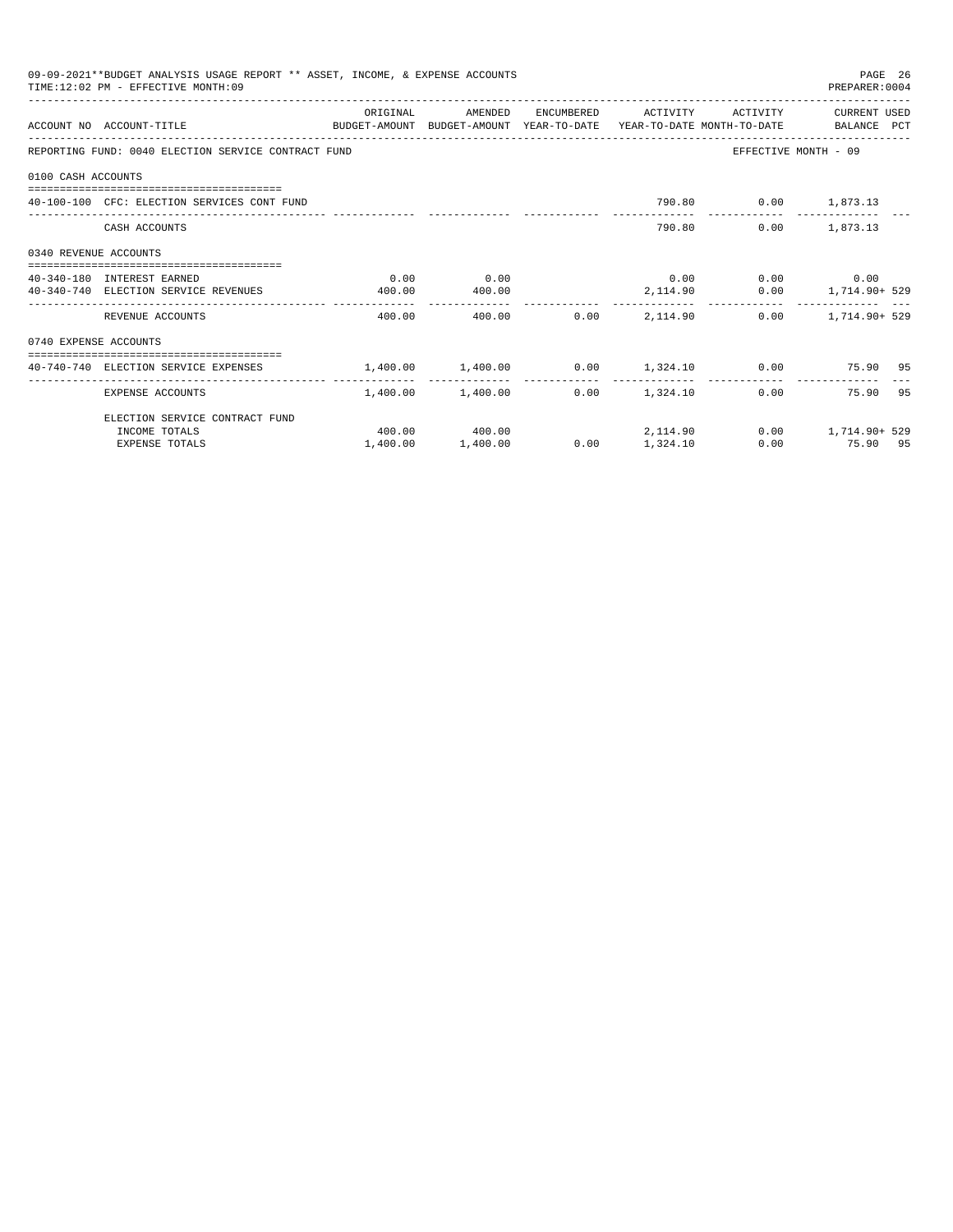09-09-2021**BUDGET ANALYSIS USAGE REPORT ** ASSET, INCOME, & EXPENSE ACCOUNTS

TIME:12:02 PM - EFFECTIVE MONTH:09

PREPARER:0004

| ACCOUNT NO | ACCOUNT-TITLE | ORIGINAL BUDGET-AMOUNT | AMENDED BUDGET-AMOUNT | ENCUMBERED YEAR-TO-DATE | ACTIVITY YEAR-TO-DATE | ACTIVITY MONTH-TO-DATE | CURRENT USED BALANCE | PCT |
|---|---|---|---|---|---|---|---|---|
| REPORTING FUND: 0040 ELECTION SERVICE CONTRACT FUND | | | | | | | EFFECTIVE MONTH - 09 | |
| 0100 CASH ACCOUNTS | | | | | | | | |
| 40-100-100 | CFC: ELECTION SERVICES CONT FUND | | | | 790.80 | 0.00 | 1,873.13 | |
| | CASH ACCOUNTS | | | | 790.80 | 0.00 | 1,873.13 | |
| 0340 REVENUE ACCOUNTS | | | | | | | | |
| 40-340-180 | INTEREST EARNED | 0.00 | 0.00 | | 0.00 | 0.00 | 0.00 | |
| 40-340-740 | ELECTION SERVICE REVENUES | 400.00 | 400.00 | | 2,114.90 | 0.00 | 1,714.90+ | 529 |
| | REVENUE ACCOUNTS | 400.00 | 400.00 | 0.00 | 2,114.90 | 0.00 | 1,714.90+ | 529 |
| 0740 EXPENSE ACCOUNTS | | | | | | | | |
| 40-740-740 | ELECTION SERVICE EXPENSES | 1,400.00 | 1,400.00 | 0.00 | 1,324.10 | 0.00 | 75.90 | 95 |
| | EXPENSE ACCOUNTS | 1,400.00 | 1,400.00 | 0.00 | 1,324.10 | 0.00 | 75.90 | 95 |
| | ELECTION SERVICE CONTRACT FUND | | | | | | | |
| | INCOME TOTALS | 400.00 | 400.00 | | 2,114.90 | 0.00 | 1,714.90+ | 529 |
| | EXPENSE TOTALS | 1,400.00 | 1,400.00 | 0.00 | 1,324.10 | 0.00 | 75.90 | 95 |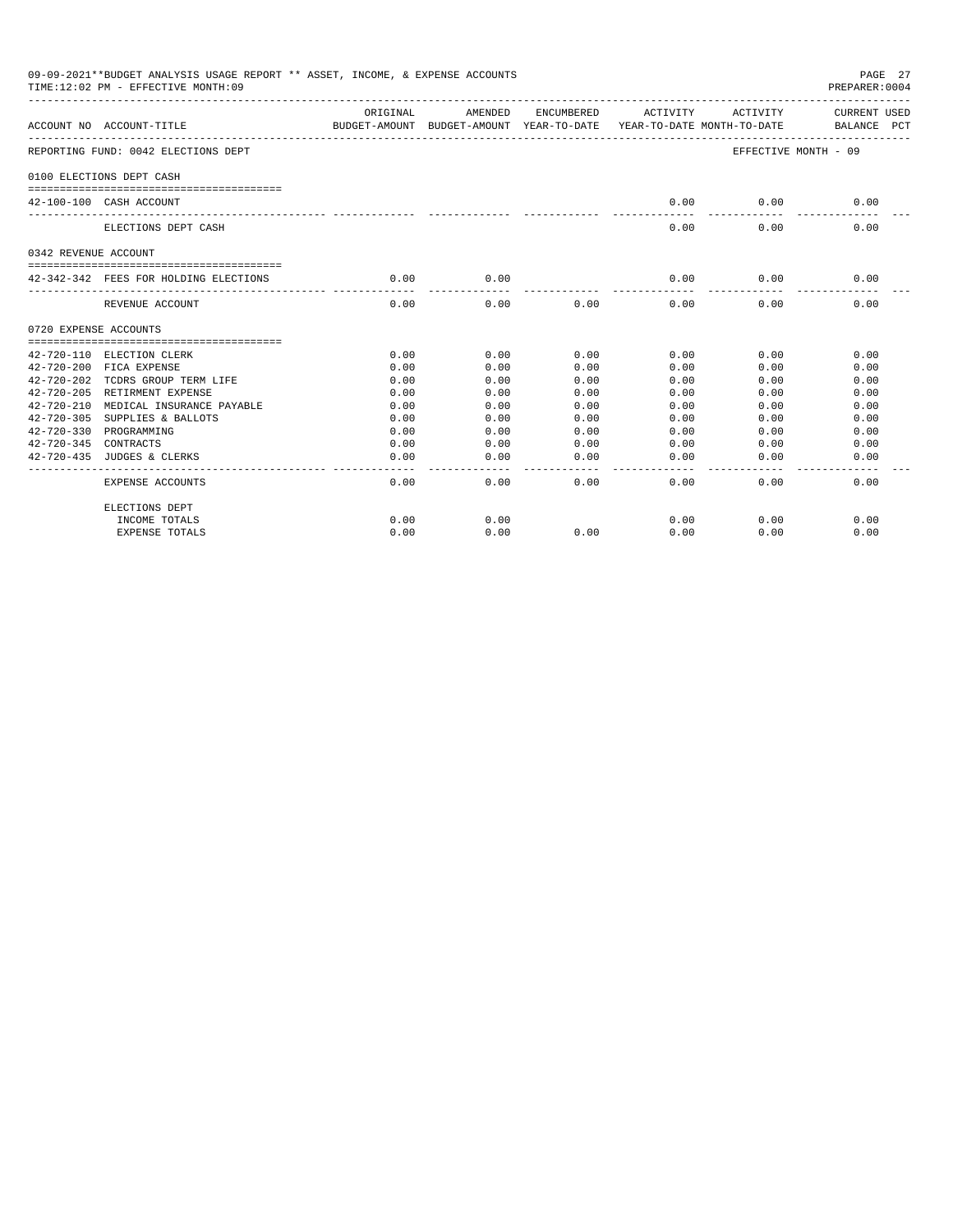09-09-2021**BUDGET ANALYSIS USAGE REPORT ** ASSET, INCOME, & EXPENSE ACCOUNTS

TIME:12:02 PM - EFFECTIVE MONTH:09

PREPARER:0004

| ACCOUNT NO | ACCOUNT-TITLE | ORIGINAL BUDGET-AMOUNT | AMENDED BUDGET-AMOUNT | ENCUMBERED YEAR-TO-DATE | ACTIVITY YEAR-TO-DATE | ACTIVITY MONTH-TO-DATE | CURRENT USED BALANCE PCT |
|---|---|---|---|---|---|---|---|
| REPORTING FUND: 0042 ELECTIONS DEPT | | | | | | EFFECTIVE MONTH - 09 | |
| 0100 ELECTIONS DEPT CASH | | | | | | | |
| 42-100-100 | CASH ACCOUNT | | | | 0.00 | 0.00 | 0.00 |
| | ELECTIONS DEPT CASH | | | | 0.00 | 0.00 | 0.00 |
| 0342 REVENUE ACCOUNT | | | | | | | |
| 42-342-342 | FEES FOR HOLDING ELECTIONS | 0.00 | 0.00 | | 0.00 | 0.00 | 0.00 |
| | REVENUE ACCOUNT | 0.00 | 0.00 | 0.00 | 0.00 | 0.00 | 0.00 |
| 0720 EXPENSE ACCOUNTS | | | | | | | |
| 42-720-110 | ELECTION CLERK | 0.00 | 0.00 | 0.00 | 0.00 | 0.00 | 0.00 |
| 42-720-200 | FICA EXPENSE | 0.00 | 0.00 | 0.00 | 0.00 | 0.00 | 0.00 |
| 42-720-202 | TCDRS GROUP TERM LIFE | 0.00 | 0.00 | 0.00 | 0.00 | 0.00 | 0.00 |
| 42-720-205 | RETIREMENT EXPENSE | 0.00 | 0.00 | 0.00 | 0.00 | 0.00 | 0.00 |
| 42-720-210 | MEDICAL INSURANCE PAYABLE | 0.00 | 0.00 | 0.00 | 0.00 | 0.00 | 0.00 |
| 42-720-305 | SUPPLIES & BALLOTS | 0.00 | 0.00 | 0.00 | 0.00 | 0.00 | 0.00 |
| 42-720-330 | PROGRAMMING | 0.00 | 0.00 | 0.00 | 0.00 | 0.00 | 0.00 |
| 42-720-345 | CONTRACTS | 0.00 | 0.00 | 0.00 | 0.00 | 0.00 | 0.00 |
| 42-720-435 | JUDGES & CLERKS | 0.00 | 0.00 | 0.00 | 0.00 | 0.00 | 0.00 |
| | EXPENSE ACCOUNTS | 0.00 | 0.00 | 0.00 | 0.00 | 0.00 | 0.00 |
| | ELECTIONS DEPT | | | | | | |
| | INCOME TOTALS | 0.00 | 0.00 | | 0.00 | 0.00 | 0.00 |
| | EXPENSE TOTALS | 0.00 | 0.00 | 0.00 | 0.00 | 0.00 | 0.00 |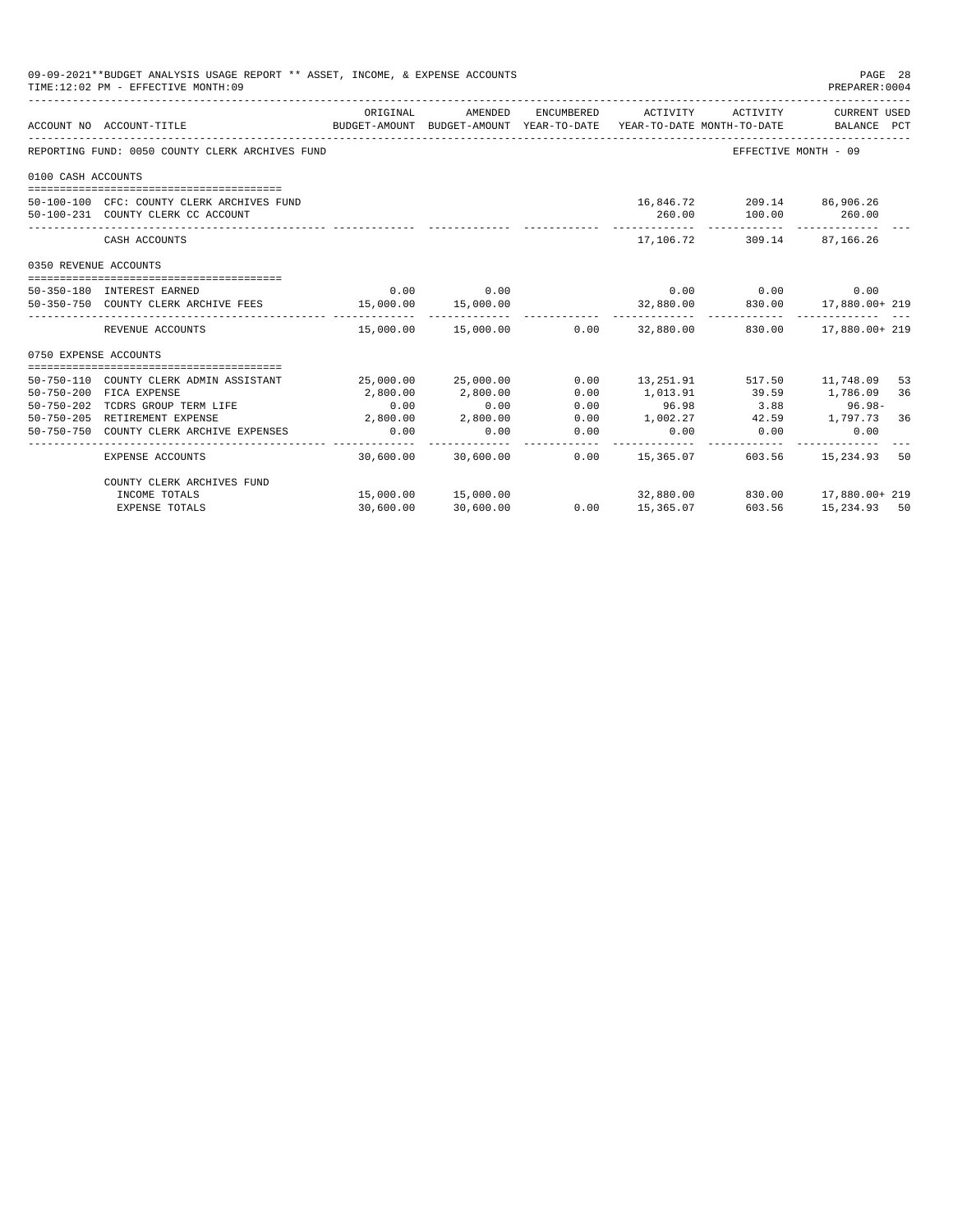09-09-2021**BUDGET ANALYSIS USAGE REPORT ** ASSET, INCOME, & EXPENSE ACCOUNTS
TIME:12:02 PM - EFFECTIVE MONTH:09
PREPARER:0004

| ACCOUNT NO | ACCOUNT-TITLE | ORIGINAL BUDGET-AMOUNT | AMENDED BUDGET-AMOUNT | ENCUMBERED YEAR-TO-DATE | ACTIVITY YEAR-TO-DATE | ACTIVITY MONTH-TO-DATE | CURRENT USED BALANCE | PCT |
|---|---|---|---|---|---|---|---|---|
| REPORTING FUND: 0050 COUNTY CLERK ARCHIVES FUND | | | | | | | EFFECTIVE MONTH - 09 | |
| 0100 CASH ACCOUNTS | | | | | | | | |
| 50-100-100 | CFC: COUNTY CLERK ARCHIVES FUND | | | | 16,846.72 | 209.14 | 86,906.26 | |
| 50-100-231 | COUNTY CLERK CC ACCOUNT | | | | 260.00 | 100.00 | 260.00 | |
| | CASH ACCOUNTS | | | | 17,106.72 | 309.14 | 87,166.26 | |
| 0350 REVENUE ACCOUNTS | | | | | | | | |
| 50-350-180 | INTEREST EARNED | 0.00 | 0.00 | | 0.00 | 0.00 | 0.00 | |
| 50-350-750 | COUNTY CLERK ARCHIVE FEES | 15,000.00 | 15,000.00 | | 32,880.00 | 830.00 | 17,880.00+ | 219 |
| | REVENUE ACCOUNTS | 15,000.00 | 15,000.00 | 0.00 | 32,880.00 | 830.00 | 17,880.00+ | 219 |
| 0750 EXPENSE ACCOUNTS | | | | | | | | |
| 50-750-110 | COUNTY CLERK ADMIN ASSISTANT | 25,000.00 | 25,000.00 | 0.00 | 13,251.91 | 517.50 | 11,748.09 | 53 |
| 50-750-200 | FICA EXPENSE | 2,800.00 | 2,800.00 | 0.00 | 1,013.91 | 39.59 | 1,786.09 | 36 |
| 50-750-202 | TCDRS GROUP TERM LIFE | 0.00 | 0.00 | 0.00 | 96.98 | 3.88 | 96.98- | |
| 50-750-205 | RETIREMENT EXPENSE | 2,800.00 | 2,800.00 | 0.00 | 1,002.27 | 42.59 | 1,797.73 | 36 |
| 50-750-750 | COUNTY CLERK ARCHIVE EXPENSES | 0.00 | 0.00 | 0.00 | 0.00 | 0.00 | 0.00 | |
| | EXPENSE ACCOUNTS | 30,600.00 | 30,600.00 | 0.00 | 15,365.07 | 603.56 | 15,234.93 | 50 |
| | COUNTY CLERK ARCHIVES FUND | | | | | | | |
| | INCOME TOTALS | 15,000.00 | 15,000.00 | | 32,880.00 | 830.00 | 17,880.00+ | 219 |
| | EXPENSE TOTALS | 30,600.00 | 30,600.00 | 0.00 | 15,365.07 | 603.56 | 15,234.93 | 50 |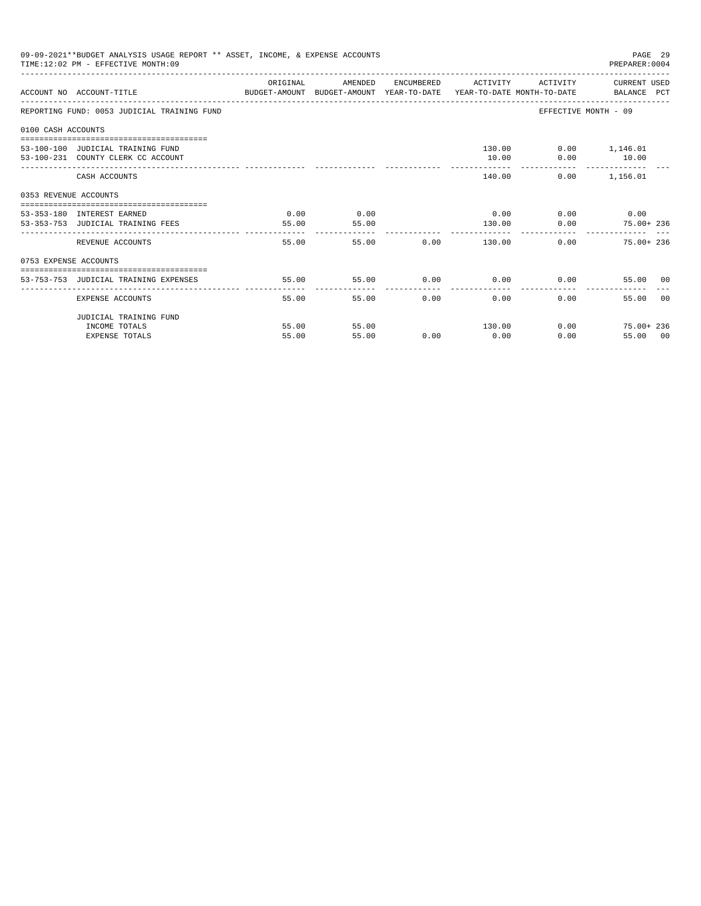09-09-2021**BUDGET ANALYSIS USAGE REPORT ** ASSET, INCOME, & EXPENSE ACCOUNTS
TIME:12:02 PM - EFFECTIVE MONTH:09
PREPARER:0004

| ACCOUNT NO | ACCOUNT-TITLE | ORIGINAL BUDGET-AMOUNT | AMENDED BUDGET-AMOUNT | ENCUMBERED YEAR-TO-DATE | ACTIVITY YEAR-TO-DATE | ACTIVITY MONTH-TO-DATE | CURRENT USED BALANCE | PCT |
|---|---|---|---|---|---|---|---|---|
| REPORTING FUND: 0053 JUDICIAL TRAINING FUND | | | | | | EFFECTIVE MONTH - 09 | | |
| 0100 CASH ACCOUNTS | | | | | | | | |
| 53-100-100 | JUDICIAL TRAINING FUND | | | | 130.00 | 0.00 | 1,146.01 | |
| 53-100-231 | COUNTY CLERK CC ACCOUNT | | | | 10.00 | 0.00 | 10.00 | |
| | CASH ACCOUNTS | | | | 140.00 | 0.00 | 1,156.01 | |
| 0353 REVENUE ACCOUNTS | | | | | | | | |
| 53-353-180 | INTEREST EARNED | 0.00 | 0.00 | | 0.00 | 0.00 | 0.00 | |
| 53-353-753 | JUDICIAL TRAINING FEES | 55.00 | 55.00 | | 130.00 | 0.00 | 75.00+ | 236 |
| | REVENUE ACCOUNTS | 55.00 | 55.00 | 0.00 | 130.00 | 0.00 | 75.00+ | 236 |
| 0753 EXPENSE ACCOUNTS | | | | | | | | |
| 53-753-753 | JUDICIAL TRAINING EXPENSES | 55.00 | 55.00 | 0.00 | 0.00 | 0.00 | 55.00 | 00 |
| | EXPENSE ACCOUNTS | 55.00 | 55.00 | 0.00 | 0.00 | 0.00 | 55.00 | 00 |
| | JUDICIAL TRAINING FUND | | | | | | | |
| | INCOME TOTALS | 55.00 | 55.00 | | 130.00 | 0.00 | 75.00+ | 236 |
| | EXPENSE TOTALS | 55.00 | 55.00 | 0.00 | 0.00 | 0.00 | 55.00 | 00 |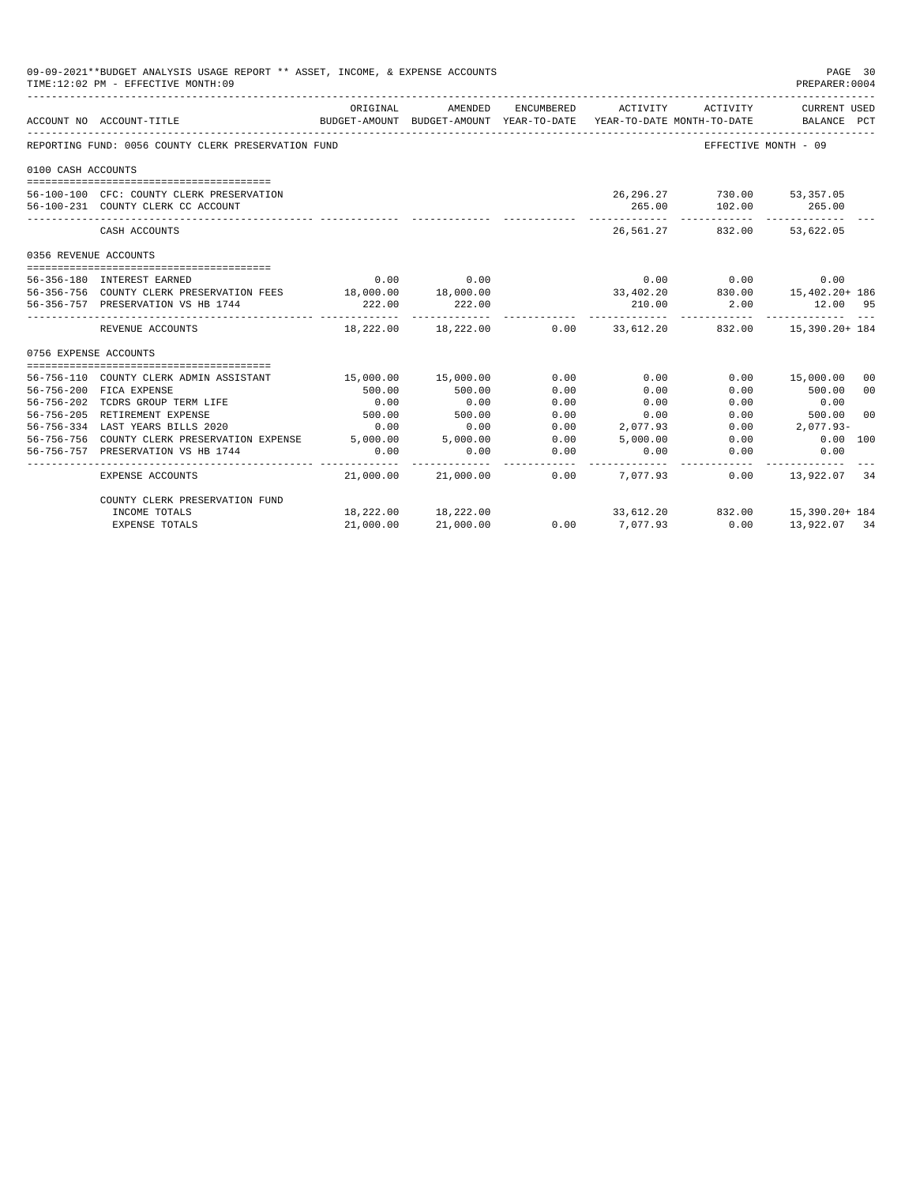09-09-2021**BUDGET ANALYSIS USAGE REPORT ** ASSET, INCOME, & EXPENSE ACCOUNTS

TIME:12:02 PM - EFFECTIVE MONTH:09

PREPARER:0004

| ACCOUNT NO | ACCOUNT-TITLE | ORIGINAL BUDGET-AMOUNT | AMENDED BUDGET-AMOUNT | ENCUMBERED YEAR-TO-DATE | ACTIVITY YEAR-TO-DATE | ACTIVITY MONTH-TO-DATE | CURRENT USED BALANCE | PCT |
|---|---|---|---|---|---|---|---|---|
| REPORTING FUND: 0056 COUNTY CLERK PRESERVATION FUND | | | | | | EFFECTIVE MONTH - 09 | | |
| 0100 CASH ACCOUNTS | | | | | | | | |
| 56-100-100 | CFC: COUNTY CLERK PRESERVATION | | | | 26,296.27 | 730.00 | 53,357.05 | |
| 56-100-231 | COUNTY CLERK CC ACCOUNT | | | | 265.00 | 102.00 | 265.00 | |
| | CASH ACCOUNTS | | | | 26,561.27 | 832.00 | 53,622.05 | |
| 0356 REVENUE ACCOUNTS | | | | | | | | |
| 56-356-180 | INTEREST EARNED | 0.00 | 0.00 | | 0.00 | 0.00 | 0.00 | |
| 56-356-756 | COUNTY CLERK PRESERVATION FEES | 18,000.00 | 18,000.00 | | 33,402.20 | 830.00 | 15,402.20+ | 186 |
| 56-356-757 | PRESERVATION VS HB 1744 | 222.00 | 222.00 | | 210.00 | 2.00 | 12.00 | 95 |
| | REVENUE ACCOUNTS | 18,222.00 | 18,222.00 | 0.00 | 33,612.20 | 832.00 | 15,390.20+ | 184 |
| 0756 EXPENSE ACCOUNTS | | | | | | | | |
| 56-756-110 | COUNTY CLERK ADMIN ASSISTANT | 15,000.00 | 15,000.00 | 0.00 | 0.00 | 0.00 | 15,000.00 | 00 |
| 56-756-200 | FICA EXPENSE | 500.00 | 500.00 | 0.00 | 0.00 | 0.00 | 500.00 | 00 |
| 56-756-202 | TCDRS GROUP TERM LIFE | 0.00 | 0.00 | 0.00 | 0.00 | 0.00 | 0.00 | |
| 56-756-205 | RETIREMENT EXPENSE | 500.00 | 500.00 | 0.00 | 0.00 | 0.00 | 500.00 | 00 |
| 56-756-334 | LAST YEARS BILLS 2020 | 0.00 | 0.00 | 0.00 | 2,077.93 | 0.00 | 2,077.93- | |
| 56-756-756 | COUNTY CLERK PRESERVATION EXPENSE | 5,000.00 | 5,000.00 | 0.00 | 5,000.00 | 0.00 | 0.00 | 100 |
| 56-756-757 | PRESERVATION VS HB 1744 | 0.00 | 0.00 | 0.00 | 0.00 | 0.00 | 0.00 | |
| | EXPENSE ACCOUNTS | 21,000.00 | 21,000.00 | 0.00 | 7,077.93 | 0.00 | 13,922.07 | 34 |
| | COUNTY CLERK PRESERVATION FUND | | | | | | | |
| | INCOME TOTALS | 18,222.00 | 18,222.00 | | 33,612.20 | 832.00 | 15,390.20+ | 184 |
| | EXPENSE TOTALS | 21,000.00 | 21,000.00 | 0.00 | 7,077.93 | 0.00 | 13,922.07 | 34 |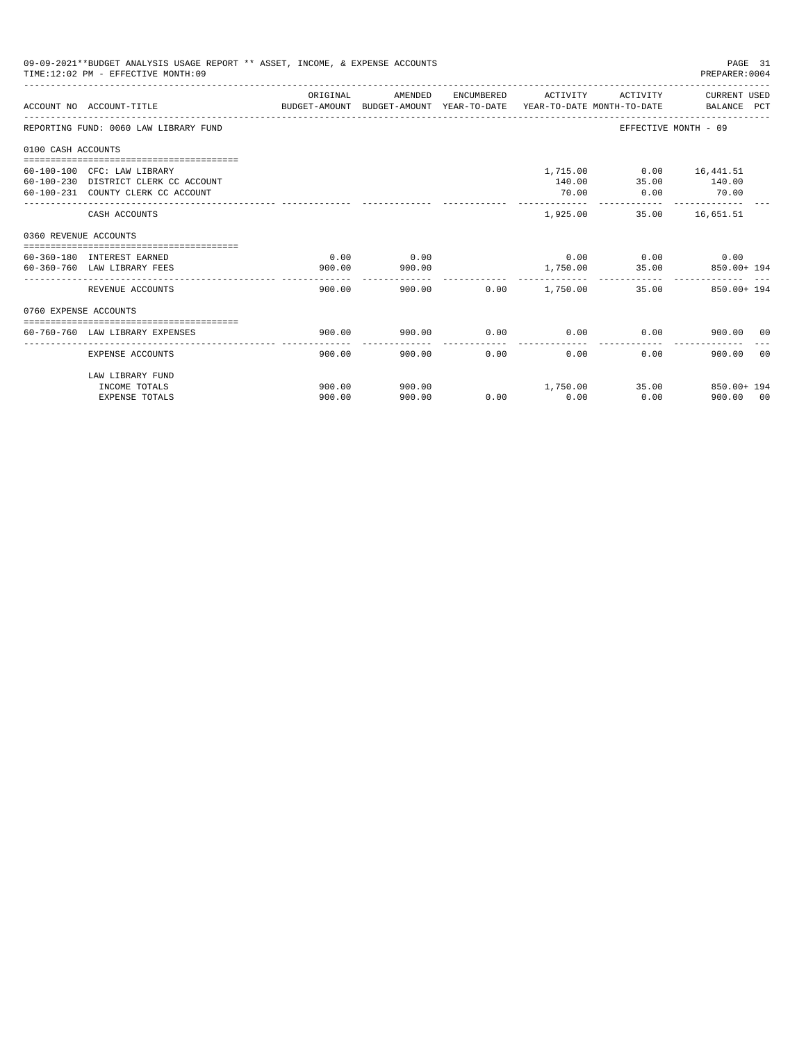09-09-2021**BUDGET ANALYSIS USAGE REPORT ** ASSET, INCOME, & EXPENSE ACCOUNTS

TIME:12:02 PM - EFFECTIVE MONTH:09

| ACCOUNT NO | ACCOUNT-TITLE | ORIGINAL BUDGET-AMOUNT | AMENDED BUDGET-AMOUNT | ENCUMBERED YEAR-TO-DATE | ACTIVITY YEAR-TO-DATE | ACTIVITY MONTH-TO-DATE | CURRENT USED BALANCE | PCT |
|---|---|---|---|---|---|---|---|---|
| REPORTING FUND: 0060 LAW LIBRARY FUND | | | | | | EFFECTIVE MONTH - 09 | | |
| 0100 CASH ACCOUNTS | | | | | | | | |
| 60-100-100 | CFC: LAW LIBRARY | | | | 1,715.00 | 0.00 | 16,441.51 | |
| 60-100-230 | DISTRICT CLERK CC ACCOUNT | | | | 140.00 | 35.00 | 140.00 | |
| 60-100-231 | COUNTY CLERK CC ACCOUNT | | | | 70.00 | 0.00 | 70.00 | |
| | CASH ACCOUNTS | | | | 1,925.00 | 35.00 | 16,651.51 | |
| 0360 REVENUE ACCOUNTS | | | | | | | | |
| 60-360-180 | INTEREST EARNED | 0.00 | 0.00 | | 0.00 | 0.00 | 0.00 | |
| 60-360-760 | LAW LIBRARY FEES | 900.00 | 900.00 | | 1,750.00 | 35.00 | 850.00+ | 194 |
| | REVENUE ACCOUNTS | 900.00 | 900.00 | 0.00 | 1,750.00 | 35.00 | 850.00+ | 194 |
| 0760 EXPENSE ACCOUNTS | | | | | | | | |
| 60-760-760 | LAW LIBRARY EXPENSES | 900.00 | 900.00 | 0.00 | 0.00 | 0.00 | 900.00 | 00 |
| | EXPENSE ACCOUNTS | 900.00 | 900.00 | 0.00 | 0.00 | 0.00 | 900.00 | 00 |
| | LAW LIBRARY FUND | | | | | | | |
| | INCOME TOTALS | 900.00 | 900.00 | | 1,750.00 | 35.00 | 850.00+ | 194 |
| | EXPENSE TOTALS | 900.00 | 900.00 | 0.00 | 0.00 | 0.00 | 900.00 | 00 |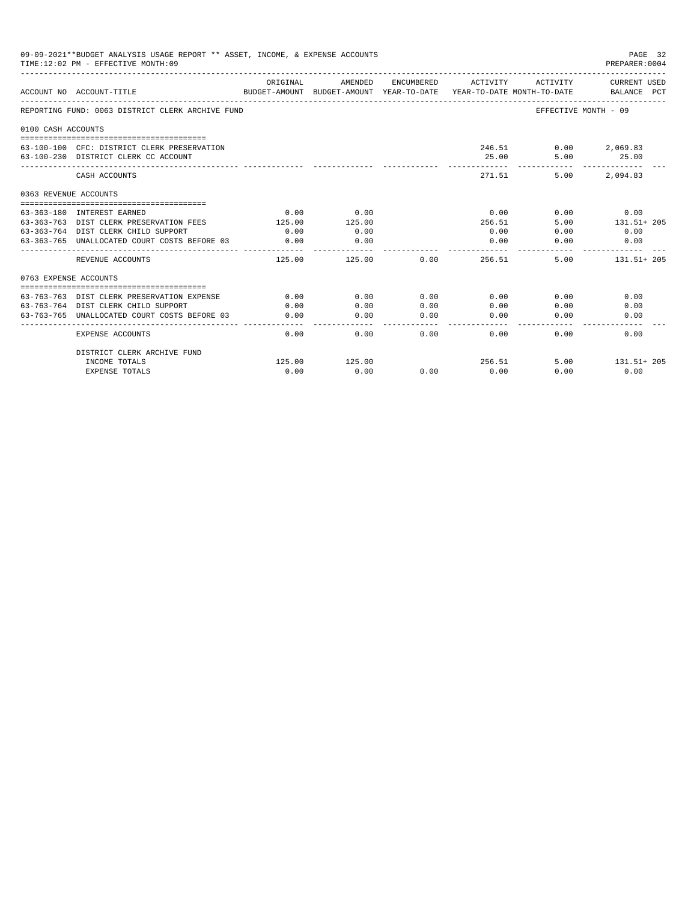09-09-2021**BUDGET ANALYSIS USAGE REPORT ** ASSET, INCOME, & EXPENSE ACCOUNTS

TIME:12:02 PM - EFFECTIVE MONTH:09

PREPARER:0004

| ACCOUNT NO | ACCOUNT-TITLE | ORIGINAL BUDGET-AMOUNT | AMENDED BUDGET-AMOUNT | ENCUMBERED YEAR-TO-DATE | ACTIVITY YEAR-TO-DATE | ACTIVITY MONTH-TO-DATE | CURRENT USED BALANCE | PCT |
|---|---|---|---|---|---|---|---|---|
| REPORTING FUND: 0063 DISTRICT CLERK ARCHIVE FUND | | | | | | EFFECTIVE MONTH - 09 | | |
| 0100 CASH ACCOUNTS | | | | | | | | |
| 63-100-100 | CFC: DISTRICT CLERK PRESERVATION | | | | 246.51 | 0.00 | 2,069.83 | |
| 63-100-230 | DISTRICT CLERK CC ACCOUNT | | | | 25.00 | 5.00 | 25.00 | |
| | CASH ACCOUNTS | | | | 271.51 | 5.00 | 2,094.83 | |
| 0363 REVENUE ACCOUNTS | | | | | | | | |
| 63-363-180 | INTEREST EARNED | 0.00 | 0.00 | | 0.00 | 0.00 | 0.00 | |
| 63-363-763 | DIST CLERK PRESERVATION FEES | 125.00 | 125.00 | | 256.51 | 5.00 | 131.51+ | 205 |
| 63-363-764 | DIST CLERK CHILD SUPPORT | 0.00 | 0.00 | | 0.00 | 0.00 | 0.00 | |
| 63-363-765 | UNALLOCATED COURT COSTS BEFORE 03 | 0.00 | 0.00 | | 0.00 | 0.00 | 0.00 | |
| | REVENUE ACCOUNTS | 125.00 | 125.00 | 0.00 | 256.51 | 5.00 | 131.51+ | 205 |
| 0763 EXPENSE ACCOUNTS | | | | | | | | |
| 63-763-763 | DIST CLERK PRESERVATION EXPENSE | 0.00 | 0.00 | 0.00 | 0.00 | 0.00 | 0.00 | |
| 63-763-764 | DIST CLERK CHILD SUPPORT | 0.00 | 0.00 | 0.00 | 0.00 | 0.00 | 0.00 | |
| 63-763-765 | UNALLOCATED COURT COSTS BEFORE 03 | 0.00 | 0.00 | 0.00 | 0.00 | 0.00 | 0.00 | |
| | EXPENSE ACCOUNTS | 0.00 | 0.00 | 0.00 | 0.00 | 0.00 | 0.00 | |
| | DISTRICT CLERK ARCHIVE FUND | | | | | | | |
| | INCOME TOTALS | 125.00 | 125.00 | | 256.51 | 5.00 | 131.51+ | 205 |
| | EXPENSE TOTALS | 0.00 | 0.00 | 0.00 | 0.00 | 0.00 | 0.00 | |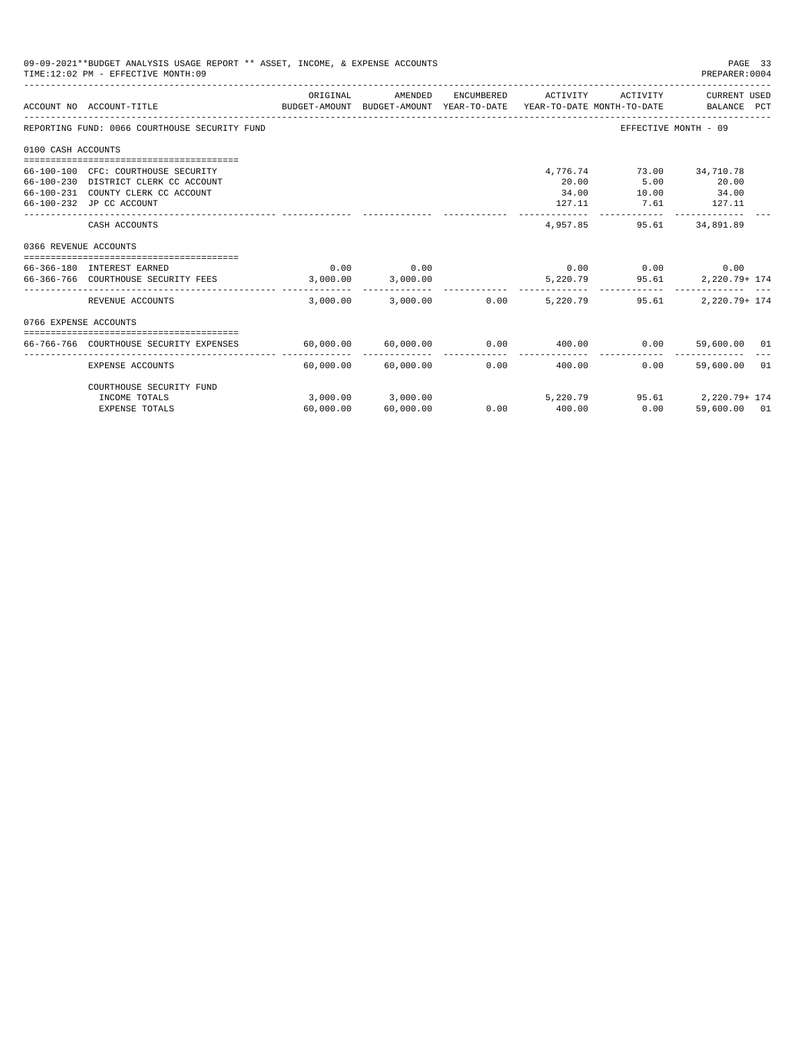09-09-2021**BUDGET ANALYSIS USAGE REPORT ** ASSET, INCOME, & EXPENSE ACCOUNTS
TIME:12:02 PM - EFFECTIVE MONTH:09

PREPARER:0004

| ACCOUNT NO | ACCOUNT-TITLE | ORIGINAL BUDGET-AMOUNT | AMENDED BUDGET-AMOUNT | ENCUMBERED YEAR-TO-DATE | ACTIVITY YEAR-TO-DATE | ACTIVITY MONTH-TO-DATE | CURRENT USED BALANCE | PCT |
|---|---|---|---|---|---|---|---|---|
| REPORTING FUND: 0066 COURTHOUSE SECURITY FUND | | | | | | EFFECTIVE MONTH - 09 | | |
| 0100 CASH ACCOUNTS | | | | | | | | |
| 66-100-100 | CFC: COURTHOUSE SECURITY | | | | 4,776.74 | 73.00 | 34,710.78 | |
| 66-100-230 | DISTRICT CLERK CC ACCOUNT | | | | 20.00 | 5.00 | 20.00 | |
| 66-100-231 | COUNTY CLERK CC ACCOUNT | | | | 34.00 | 10.00 | 34.00 | |
| 66-100-232 | JP CC ACCOUNT | | | | 127.11 | 7.61 | 127.11 | |
| | CASH ACCOUNTS | | | | 4,957.85 | 95.61 | 34,891.89 | |
| 0366 REVENUE ACCOUNTS | | | | | | | | |
| 66-366-180 | INTEREST EARNED | 0.00 | 0.00 | | 0.00 | 0.00 | 0.00 | |
| 66-366-766 | COURTHOUSE SECURITY FEES | 3,000.00 | 3,000.00 | | 5,220.79 | 95.61 | 2,220.79+ | 174 |
| | REVENUE ACCOUNTS | 3,000.00 | 3,000.00 | 0.00 | 5,220.79 | 95.61 | 2,220.79+ | 174 |
| 0766 EXPENSE ACCOUNTS | | | | | | | | |
| 66-766-766 | COURTHOUSE SECURITY EXPENSES | 60,000.00 | 60,000.00 | 0.00 | 400.00 | 0.00 | 59,600.00 | 01 |
| | EXPENSE ACCOUNTS | 60,000.00 | 60,000.00 | 0.00 | 400.00 | 0.00 | 59,600.00 | 01 |
| | COURTHOUSE SECURITY FUND | | | | | | | |
| | INCOME TOTALS | 3,000.00 | 3,000.00 | | 5,220.79 | 95.61 | 2,220.79+ | 174 |
| | EXPENSE TOTALS | 60,000.00 | 60,000.00 | 0.00 | 400.00 | 0.00 | 59,600.00 | 01 |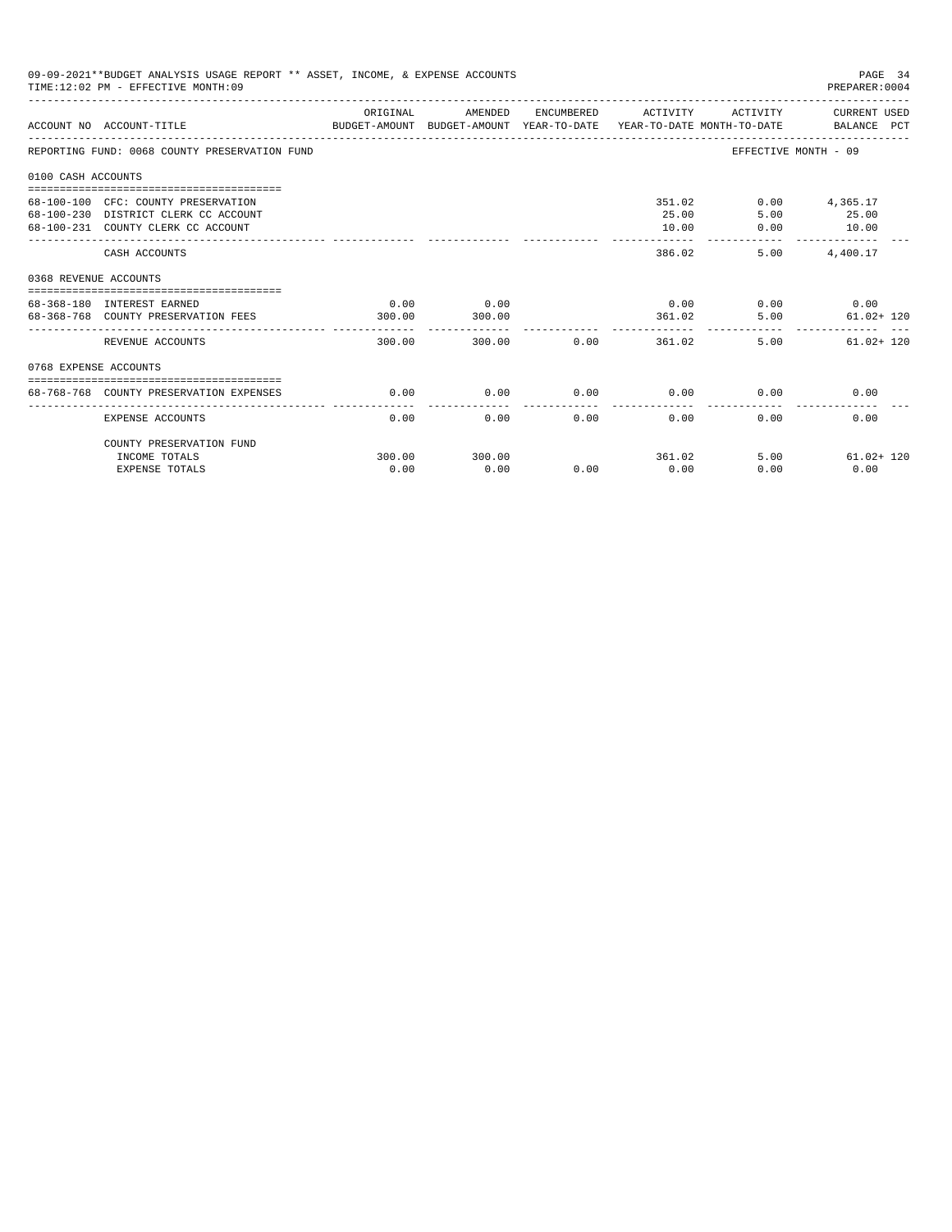09-09-2021**BUDGET ANALYSIS USAGE REPORT ** ASSET, INCOME, & EXPENSE ACCOUNTS

TIME:12:02 PM - EFFECTIVE MONTH:09

PREPARER:0004

| ACCOUNT NO | ACCOUNT-TITLE | ORIGINAL BUDGET-AMOUNT | AMENDED BUDGET-AMOUNT | ENCUMBERED YEAR-TO-DATE | ACTIVITY YEAR-TO-DATE | ACTIVITY MONTH-TO-DATE | CURRENT USED BALANCE | PCT |
|---|---|---|---|---|---|---|---|---|
| REPORTING FUND: 0068 COUNTY PRESERVATION FUND | | | | | | EFFECTIVE MONTH - 09 | | |
| 0100 CASH ACCOUNTS | | | | | | | | |
| 68-100-100 | CFC: COUNTY PRESERVATION | | | | 351.02 | 0.00 | 4,365.17 | |
| 68-100-230 | DISTRICT CLERK CC ACCOUNT | | | | 25.00 | 5.00 | 25.00 | |
| 68-100-231 | COUNTY CLERK CC ACCOUNT | | | | 10.00 | 0.00 | 10.00 | |
| | CASH ACCOUNTS | | | | 386.02 | 5.00 | 4,400.17 | |
| 0368 REVENUE ACCOUNTS | | | | | | | | |
| 68-368-180 | INTEREST EARNED | 0.00 | 0.00 | | 0.00 | 0.00 | 0.00 | |
| 68-368-768 | COUNTY PRESERVATION FEES | 300.00 | 300.00 | | 361.02 | 5.00 | 61.02+ | 120 |
| | REVENUE ACCOUNTS | 300.00 | 300.00 | 0.00 | 361.02 | 5.00 | 61.02+ | 120 |
| 0768 EXPENSE ACCOUNTS | | | | | | | | |
| 68-768-768 | COUNTY PRESERVATION EXPENSES | 0.00 | 0.00 | 0.00 | 0.00 | 0.00 | 0.00 | |
| | EXPENSE ACCOUNTS | 0.00 | 0.00 | 0.00 | 0.00 | 0.00 | 0.00 | |
| | COUNTY PRESERVATION FUND | | | | | | | |
| | INCOME TOTALS | 300.00 | 300.00 | | 361.02 | 5.00 | 61.02+ | 120 |
| | EXPENSE TOTALS | 0.00 | 0.00 | 0.00 | 0.00 | 0.00 | 0.00 | |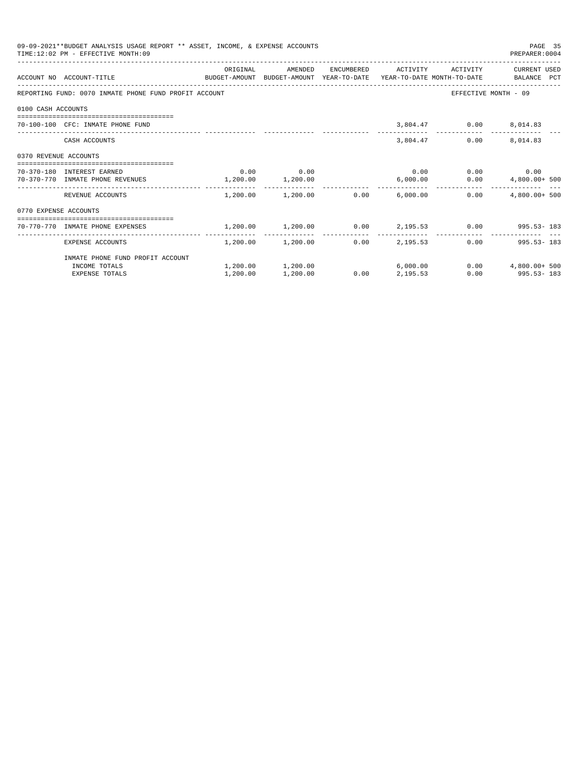09-09-2021**BUDGET ANALYSIS USAGE REPORT ** ASSET, INCOME, & EXPENSE ACCOUNTS
TIME:12:02 PM - EFFECTIVE MONTH:09

PREPARER:0004

| ACCOUNT NO | ACCOUNT-TITLE | ORIGINAL BUDGET-AMOUNT | AMENDED BUDGET-AMOUNT | ENCUMBERED YEAR-TO-DATE | ACTIVITY YEAR-TO-DATE | ACTIVITY MONTH-TO-DATE | CURRENT USED BALANCE | PCT |
|---|---|---|---|---|---|---|---|---|
| REPORTING FUND: 0070 INMATE PHONE FUND PROFIT ACCOUNT | | | | | | EFFECTIVE MONTH - 09 | | |
| 0100 CASH ACCOUNTS | | | | | | | | |
| 70-100-100 | CFC: INMATE PHONE FUND | | | | 3,804.47 | 0.00 | 8,014.83 | |
| | CASH ACCOUNTS | | | | 3,804.47 | 0.00 | 8,014.83 | |
| 0370 REVENUE ACCOUNTS | | | | | | | | |
| 70-370-180 | INTEREST EARNED | 0.00 | 0.00 | | 0.00 | 0.00 | 0.00 | |
| 70-370-770 | INMATE PHONE REVENUES | 1,200.00 | 1,200.00 | | 6,000.00 | 0.00 | 4,800.00+ | 500 |
| | REVENUE ACCOUNTS | 1,200.00 | 1,200.00 | 0.00 | 6,000.00 | 0.00 | 4,800.00+ | 500 |
| 0770 EXPENSE ACCOUNTS | | | | | | | | |
| 70-770-770 | INMATE PHONE EXPENSES | 1,200.00 | 1,200.00 | 0.00 | 2,195.53 | 0.00 | 995.53- | 183 |
| | EXPENSE ACCOUNTS | 1,200.00 | 1,200.00 | 0.00 | 2,195.53 | 0.00 | 995.53- | 183 |
| | INMATE PHONE FUND PROFIT ACCOUNT | | | | | | | |
| | INCOME TOTALS | 1,200.00 | 1,200.00 | | 6,000.00 | 0.00 | 4,800.00+ | 500 |
| | EXPENSE TOTALS | 1,200.00 | 1,200.00 | 0.00 | 2,195.53 | 0.00 | 995.53- | 183 |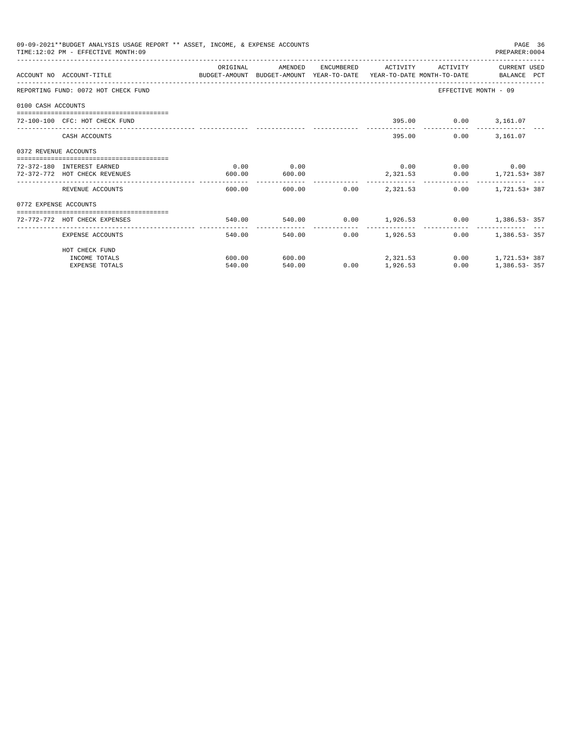09-09-2021**BUDGET ANALYSIS USAGE REPORT ** ASSET, INCOME, & EXPENSE ACCOUNTS
TIME:12:02 PM - EFFECTIVE MONTH:09

PREPARER:0004

| ACCOUNT NO | ACCOUNT-TITLE | ORIGINAL BUDGET-AMOUNT | AMENDED BUDGET-AMOUNT | ENCUMBERED YEAR-TO-DATE | ACTIVITY YEAR-TO-DATE | ACTIVITY MONTH-TO-DATE | CURRENT USED BALANCE | PCT |
|---|---|---|---|---|---|---|---|---|
| REPORTING FUND: 0072 HOT CHECK FUND | | | | | | EFFECTIVE MONTH - 09 | | |
| 0100 CASH ACCOUNTS | | | | | | | | |
| 72-100-100 | CFC: HOT CHECK FUND | | | | 395.00 | 0.00 | 3,161.07 | |
| | CASH ACCOUNTS | | | | 395.00 | 0.00 | 3,161.07 | |
| 0372 REVENUE ACCOUNTS | | | | | | | | |
| 72-372-180 | INTEREST EARNED | 0.00 | 0.00 | | 0.00 | 0.00 | 0.00 | |
| 72-372-772 | HOT CHECK REVENUES | 600.00 | 600.00 | | 2,321.53 | 0.00 | 1,721.53+ | 387 |
| | REVENUE ACCOUNTS | 600.00 | 600.00 | 0.00 | 2,321.53 | 0.00 | 1,721.53+ | 387 |
| 0772 EXPENSE ACCOUNTS | | | | | | | | |
| 72-772-772 | HOT CHECK EXPENSES | 540.00 | 540.00 | 0.00 | 1,926.53 | 0.00 | 1,386.53- | 357 |
| | EXPENSE ACCOUNTS | 540.00 | 540.00 | 0.00 | 1,926.53 | 0.00 | 1,386.53- | 357 |
| | HOT CHECK FUND | | | | | | | |
| | INCOME TOTALS | 600.00 | 600.00 | | 2,321.53 | 0.00 | 1,721.53+ | 387 |
| | EXPENSE TOTALS | 540.00 | 540.00 | 0.00 | 1,926.53 | 0.00 | 1,386.53- | 357 |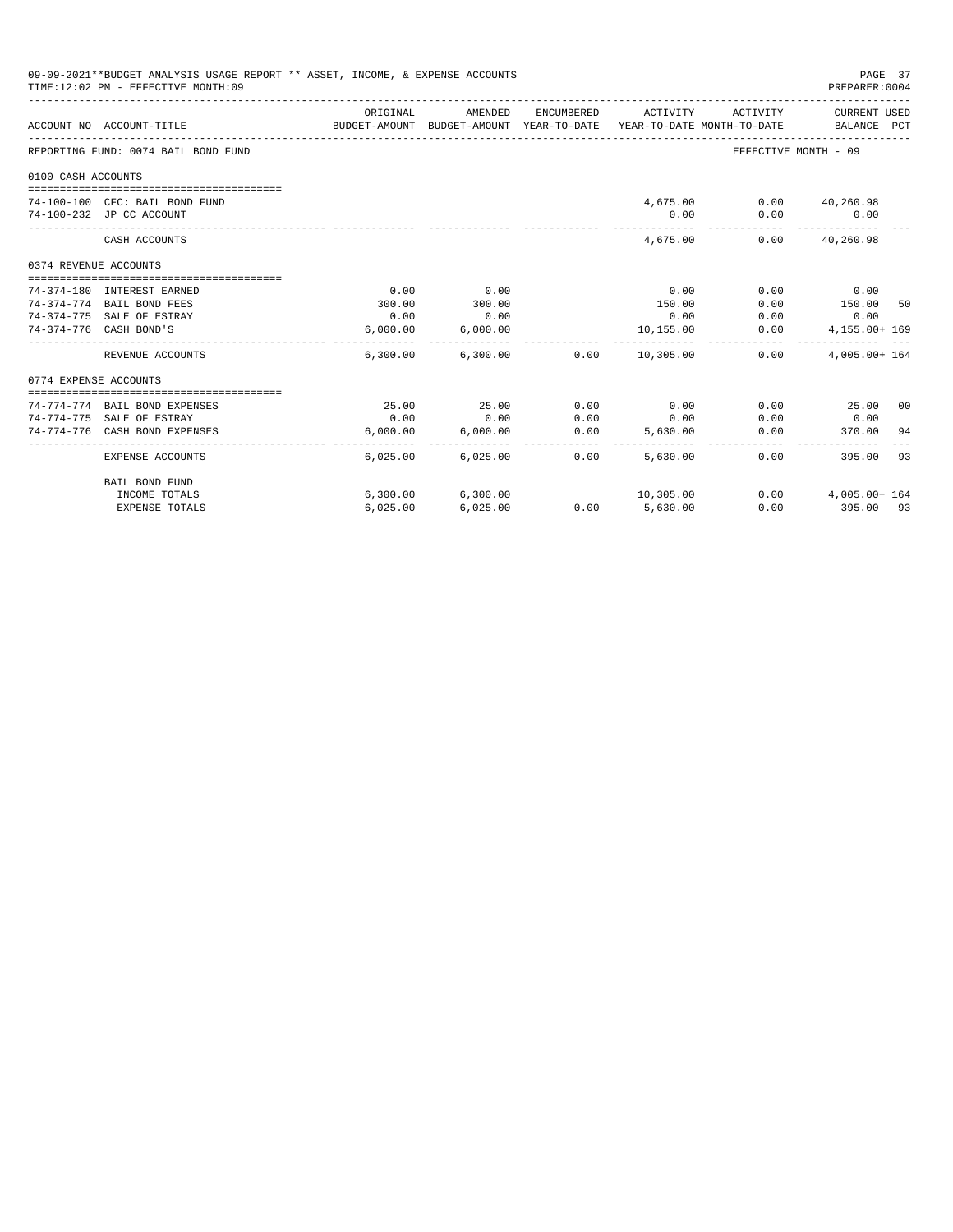09-09-2021**BUDGET ANALYSIS USAGE REPORT ** ASSET, INCOME, & EXPENSE ACCOUNTS

TIME:12:02 PM - EFFECTIVE MONTH:09

PREPARER:0004

REPORTING FUND: 0074 BAIL BOND FUND — EFFECTIVE MONTH - 09

| ACCOUNT NO | ACCOUNT-TITLE | ORIGINAL BUDGET-AMOUNT | AMENDED BUDGET-AMOUNT | ENCUMBERED YEAR-TO-DATE | ACTIVITY YEAR-TO-DATE | ACTIVITY MONTH-TO-DATE | CURRENT USED BALANCE | PCT |
|---|---|---|---|---|---|---|---|---|
| **0100 CASH ACCOUNTS** | | | | | | | | |
| 74-100-100 | CFC: BAIL BOND FUND | | | | 4,675.00 | 0.00 | 40,260.98 | |
| 74-100-232 | JP CC ACCOUNT | | | | 0.00 | 0.00 | 0.00 | |
| | CASH ACCOUNTS | | | | 4,675.00 | 0.00 | 40,260.98 | |
| **0374 REVENUE ACCOUNTS** | | | | | | | | |
| 74-374-180 | INTEREST EARNED | 0.00 | 0.00 | | 0.00 | 0.00 | 0.00 | |
| 74-374-774 | BAIL BOND FEES | 300.00 | 300.00 | | 150.00 | 0.00 | 150.00 | 50 |
| 74-374-775 | SALE OF ESTRAY | 0.00 | 0.00 | | 0.00 | 0.00 | 0.00 | |
| 74-374-776 | CASH BOND'S | 6,000.00 | 6,000.00 | | 10,155.00 | 0.00 | 4,155.00+ | 169 |
| | REVENUE ACCOUNTS | 6,300.00 | 6,300.00 | 0.00 | 10,305.00 | 0.00 | 4,005.00+ | 164 |
| **0774 EXPENSE ACCOUNTS** | | | | | | | | |
| 74-774-774 | BAIL BOND EXPENSES | 25.00 | 25.00 | 0.00 | 0.00 | 0.00 | 25.00 | 00 |
| 74-774-775 | SALE OF ESTRAY | 0.00 | 0.00 | 0.00 | 0.00 | 0.00 | 0.00 | |
| 74-774-776 | CASH BOND EXPENSES | 6,000.00 | 6,000.00 | 0.00 | 5,630.00 | 0.00 | 370.00 | 94 |
| | EXPENSE ACCOUNTS | 6,025.00 | 6,025.00 | 0.00 | 5,630.00 | 0.00 | 395.00 | 93 |
| | BAIL BOND FUND | | | | | | | |
| | INCOME TOTALS | 6,300.00 | 6,300.00 | | 10,305.00 | 0.00 | 4,005.00+ | 164 |
| | EXPENSE TOTALS | 6,025.00 | 6,025.00 | 0.00 | 5,630.00 | 0.00 | 395.00 | 93 |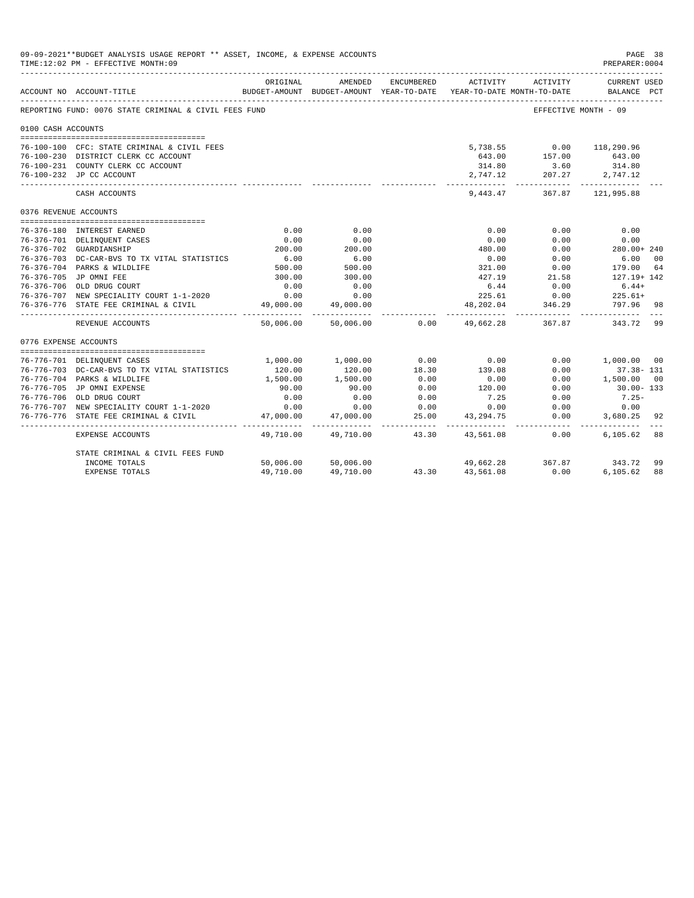09-09-2021**BUDGET ANALYSIS USAGE REPORT ** ASSET, INCOME, & EXPENSE ACCOUNTS
TIME:12:02 PM - EFFECTIVE MONTH:09

PREPARER:0004

| ACCOUNT NO | ACCOUNT-TITLE | ORIGINAL BUDGET-AMOUNT | AMENDED BUDGET-AMOUNT | ENCUMBERED YEAR-TO-DATE | ACTIVITY YEAR-TO-DATE | ACTIVITY MONTH-TO-DATE | CURRENT USED BALANCE | PCT |
|---|---|---|---|---|---|---|---|---|
| REPORTING FUND: 0076 STATE CRIMINAL & CIVIL FEES FUND | | | | | | EFFECTIVE MONTH - 09 | | |
| 0100 CASH ACCOUNTS | | | | | | | | |
| 76-100-100 | CFC: STATE CRIMINAL & CIVIL FEES | | | | 5,738.55 | 0.00 | 118,290.96 | |
| 76-100-230 | DISTRICT CLERK CC ACCOUNT | | | | 643.00 | 157.00 | 643.00 | |
| 76-100-231 | COUNTY CLERK CC ACCOUNT | | | | 314.80 | 3.60 | 314.80 | |
| 76-100-232 | JP CC ACCOUNT | | | | 2,747.12 | 207.27 | 2,747.12 | |
| | CASH ACCOUNTS | | | | 9,443.47 | 367.87 | 121,995.88 | |
| 0376 REVENUE ACCOUNTS | | | | | | | | |
| 76-376-180 | INTEREST EARNED | 0.00 | 0.00 | | 0.00 | 0.00 | 0.00 | |
| 76-376-701 | DELINQUENT CASES | 0.00 | 0.00 | | 0.00 | 0.00 | 0.00 | |
| 76-376-702 | GUARDIANSHIP | 200.00 | 200.00 | | 480.00 | 0.00 | 280.00+ | 240 |
| 76-376-703 | DC-CAR-BVS TO TX VITAL STATISTICS | 6.00 | 6.00 | | 0.00 | 0.00 | 6.00 | 00 |
| 76-376-704 | PARKS & WILDLIFE | 500.00 | 500.00 | | 321.00 | 0.00 | 179.00 | 64 |
| 76-376-705 | JP OMNI FEE | 300.00 | 300.00 | | 427.19 | 21.58 | 127.19+ | 142 |
| 76-376-706 | OLD DRUG COURT | 0.00 | 0.00 | | 6.44 | 0.00 | 6.44+ | |
| 76-376-707 | NEW SPECIALITY COURT 1-1-2020 | 0.00 | 0.00 | | 225.61 | 0.00 | 225.61+ | |
| 76-376-776 | STATE FEE CRIMINAL & CIVIL | 49,000.00 | 49,000.00 | | 48,202.04 | 346.29 | 797.96 | 98 |
| | REVENUE ACCOUNTS | 50,006.00 | 50,006.00 | 0.00 | 49,662.28 | 367.87 | 343.72 | 99 |
| 0776 EXPENSE ACCOUNTS | | | | | | | | |
| 76-776-701 | DELINQUENT CASES | 1,000.00 | 1,000.00 | 0.00 | 0.00 | 0.00 | 1,000.00 | 00 |
| 76-776-703 | DC-CAR-BVS TO TX VITAL STATISTICS | 120.00 | 120.00 | 18.30 | 139.08 | 0.00 | 37.38- | 131 |
| 76-776-704 | PARKS & WILDLIFE | 1,500.00 | 1,500.00 | 0.00 | 0.00 | 0.00 | 1,500.00 | 00 |
| 76-776-705 | JP OMNI EXPENSE | 90.00 | 90.00 | 0.00 | 120.00 | 0.00 | 30.00- | 133 |
| 76-776-706 | OLD DRUG COURT | 0.00 | 0.00 | 0.00 | 7.25 | 0.00 | 7.25- | |
| 76-776-707 | NEW SPECIALITY COURT 1-1-2020 | 0.00 | 0.00 | 0.00 | 0.00 | 0.00 | 0.00 | |
| 76-776-776 | STATE FEE CRIMINAL & CIVIL | 47,000.00 | 47,000.00 | 25.00 | 43,294.75 | 0.00 | 3,680.25 | 92 |
| | EXPENSE ACCOUNTS | 49,710.00 | 49,710.00 | 43.30 | 43,561.08 | 0.00 | 6,105.62 | 88 |
| | STATE CRIMINAL & CIVIL FEES FUND | | | | | | | |
| | INCOME TOTALS | 50,006.00 | 50,006.00 | | 49,662.28 | 367.87 | 343.72 | 99 |
| | EXPENSE TOTALS | 49,710.00 | 49,710.00 | 43.30 | 43,561.08 | 0.00 | 6,105.62 | 88 |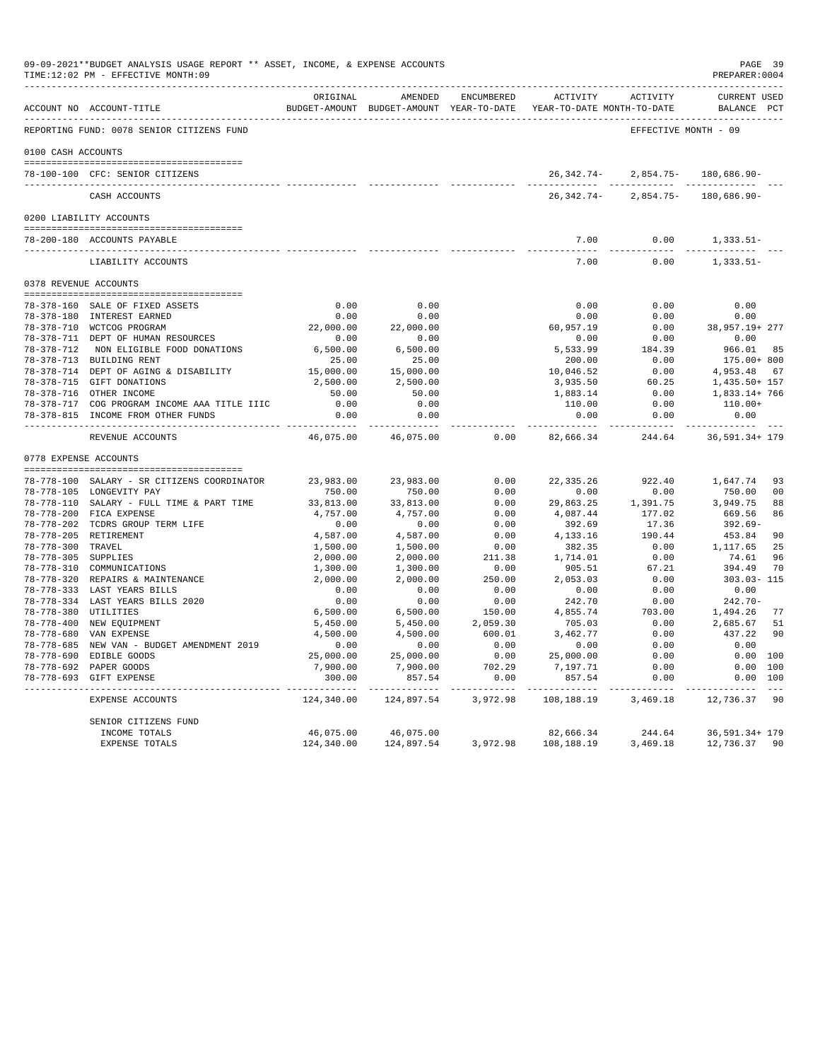09-09-2021**BUDGET ANALYSIS USAGE REPORT ** ASSET, INCOME, & EXPENSE ACCOUNTS
TIME:12:02 PM - EFFECTIVE MONTH:09

PREPARER:0004

REPORTING FUND: 0078 SENIOR CITIZENS FUND — EFFECTIVE MONTH - 09

| ACCOUNT NO | ACCOUNT-TITLE | ORIGINAL BUDGET-AMOUNT | AMENDED BUDGET-AMOUNT | ENCUMBERED YEAR-TO-DATE | ACTIVITY YEAR-TO-DATE | ACTIVITY MONTH-TO-DATE | CURRENT USED BALANCE | PCT |
|---|---|---|---|---|---|---|---|---|
| **0100 CASH ACCOUNTS** | | | | | | | | |
| 78-100-100 | CFC: SENIOR CITIZENS | | | | 26,342.74- | 2,854.75- | 180,686.90- | |
| | CASH ACCOUNTS | | | | 26,342.74- | 2,854.75- | 180,686.90- | |
| **0200 LIABILITY ACCOUNTS** | | | | | | | | |
| 78-200-180 | ACCOUNTS PAYABLE | | | | 7.00 | 0.00 | 1,333.51- | |
| | LIABILITY ACCOUNTS | | | | 7.00 | 0.00 | 1,333.51- | |
| **0378 REVENUE ACCOUNTS** | | | | | | | | |
| 78-378-160 | SALE OF FIXED ASSETS | 0.00 | 0.00 | | 0.00 | 0.00 | 0.00 | |
| 78-378-180 | INTEREST EARNED | 0.00 | 0.00 | | 0.00 | 0.00 | 0.00 | |
| 78-378-710 | WCTCOG PROGRAM | 22,000.00 | 22,000.00 | | 60,957.19 | 0.00 | 38,957.19+ | 277 |
| 78-378-711 | DEPT OF HUMAN RESOURCES | 0.00 | 0.00 | | 0.00 | 0.00 | 0.00 | |
| 78-378-712 | NON ELIGIBLE FOOD DONATIONS | 6,500.00 | 6,500.00 | | 5,533.99 | 184.39 | 966.01 | 85 |
| 78-378-713 | BUILDING RENT | 25.00 | 25.00 | | 200.00 | 0.00 | 175.00+ | 800 |
| 78-378-714 | DEPT OF AGING & DISABILITY | 15,000.00 | 15,000.00 | | 10,046.52 | 0.00 | 4,953.48 | 67 |
| 78-378-715 | GIFT DONATIONS | 2,500.00 | 2,500.00 | | 3,935.50 | 60.25 | 1,435.50+ | 157 |
| 78-378-716 | OTHER INCOME | 50.00 | 50.00 | | 1,883.14 | 0.00 | 1,833.14+ | 766 |
| 78-378-717 | COG PROGRAM INCOME AAA TITLE IIIC | 0.00 | 0.00 | | 110.00 | 0.00 | 110.00+ | |
| 78-378-815 | INCOME FROM OTHER FUNDS | 0.00 | 0.00 | | 0.00 | 0.00 | 0.00 | |
| | REVENUE ACCOUNTS | 46,075.00 | 46,075.00 | 0.00 | 82,666.34 | 244.64 | 36,591.34+ | 179 |
| **0778 EXPENSE ACCOUNTS** | | | | | | | | |
| 78-778-100 | SALARY - SR CITIZENS COORDINATOR | 23,983.00 | 23,983.00 | 0.00 | 22,335.26 | 922.40 | 1,647.74 | 93 |
| 78-778-105 | LONGEVITY PAY | 750.00 | 750.00 | 0.00 | 0.00 | 0.00 | 750.00 | 00 |
| 78-778-110 | SALARY - FULL TIME & PART TIME | 33,813.00 | 33,813.00 | 0.00 | 29,863.25 | 1,391.75 | 3,949.75 | 88 |
| 78-778-200 | FICA EXPENSE | 4,757.00 | 4,757.00 | 0.00 | 4,087.44 | 177.02 | 669.56 | 86 |
| 78-778-202 | TCDRS GROUP TERM LIFE | 0.00 | 0.00 | 0.00 | 392.69 | 17.36 | 392.69- | |
| 78-778-205 | RETIREMENT | 4,587.00 | 4,587.00 | 0.00 | 4,133.16 | 190.44 | 453.84 | 90 |
| 78-778-300 | TRAVEL | 1,500.00 | 1,500.00 | 0.00 | 382.35 | 0.00 | 1,117.65 | 25 |
| 78-778-305 | SUPPLIES | 2,000.00 | 2,000.00 | 211.38 | 1,714.01 | 0.00 | 74.61 | 96 |
| 78-778-310 | COMMUNICATIONS | 1,300.00 | 1,300.00 | 0.00 | 905.51 | 67.21 | 394.49 | 70 |
| 78-778-320 | REPAIRS & MAINTENANCE | 2,000.00 | 2,000.00 | 250.00 | 2,053.03 | 0.00 | 303.03- | 115 |
| 78-778-333 | LAST YEARS BILLS | 0.00 | 0.00 | 0.00 | 0.00 | 0.00 | 0.00 | |
| 78-778-334 | LAST YEARS BILLS 2020 | 0.00 | 0.00 | 0.00 | 242.70 | 0.00 | 242.70- | |
| 78-778-380 | UTILITIES | 6,500.00 | 6,500.00 | 150.00 | 4,855.74 | 703.00 | 1,494.26 | 77 |
| 78-778-400 | NEW EQUIPMENT | 5,450.00 | 5,450.00 | 2,059.30 | 705.03 | 0.00 | 2,685.67 | 51 |
| 78-778-680 | VAN EXPENSE | 4,500.00 | 4,500.00 | 600.01 | 3,462.77 | 0.00 | 437.22 | 90 |
| 78-778-685 | NEW VAN - BUDGET AMENDMENT 2019 | 0.00 | 0.00 | 0.00 | 0.00 | 0.00 | 0.00 | |
| 78-778-690 | EDIBLE GOODS | 25,000.00 | 25,000.00 | 0.00 | 25,000.00 | 0.00 | 0.00 | 100 |
| 78-778-692 | PAPER GOODS | 7,900.00 | 7,900.00 | 702.29 | 7,197.71 | 0.00 | 0.00 | 100 |
| 78-778-693 | GIFT EXPENSE | 300.00 | 857.54 | 0.00 | 857.54 | 0.00 | 0.00 | 100 |
| | EXPENSE ACCOUNTS | 124,340.00 | 124,897.54 | 3,972.98 | 108,188.19 | 3,469.18 | 12,736.37 | 90 |
| | SENIOR CITIZENS FUND | | | | | | | |
| | INCOME TOTALS | 46,075.00 | 46,075.00 | | 82,666.34 | 244.64 | 36,591.34+ | 179 |
| | EXPENSE TOTALS | 124,340.00 | 124,897.54 | 3,972.98 | 108,188.19 | 3,469.18 | 12,736.37 | 90 |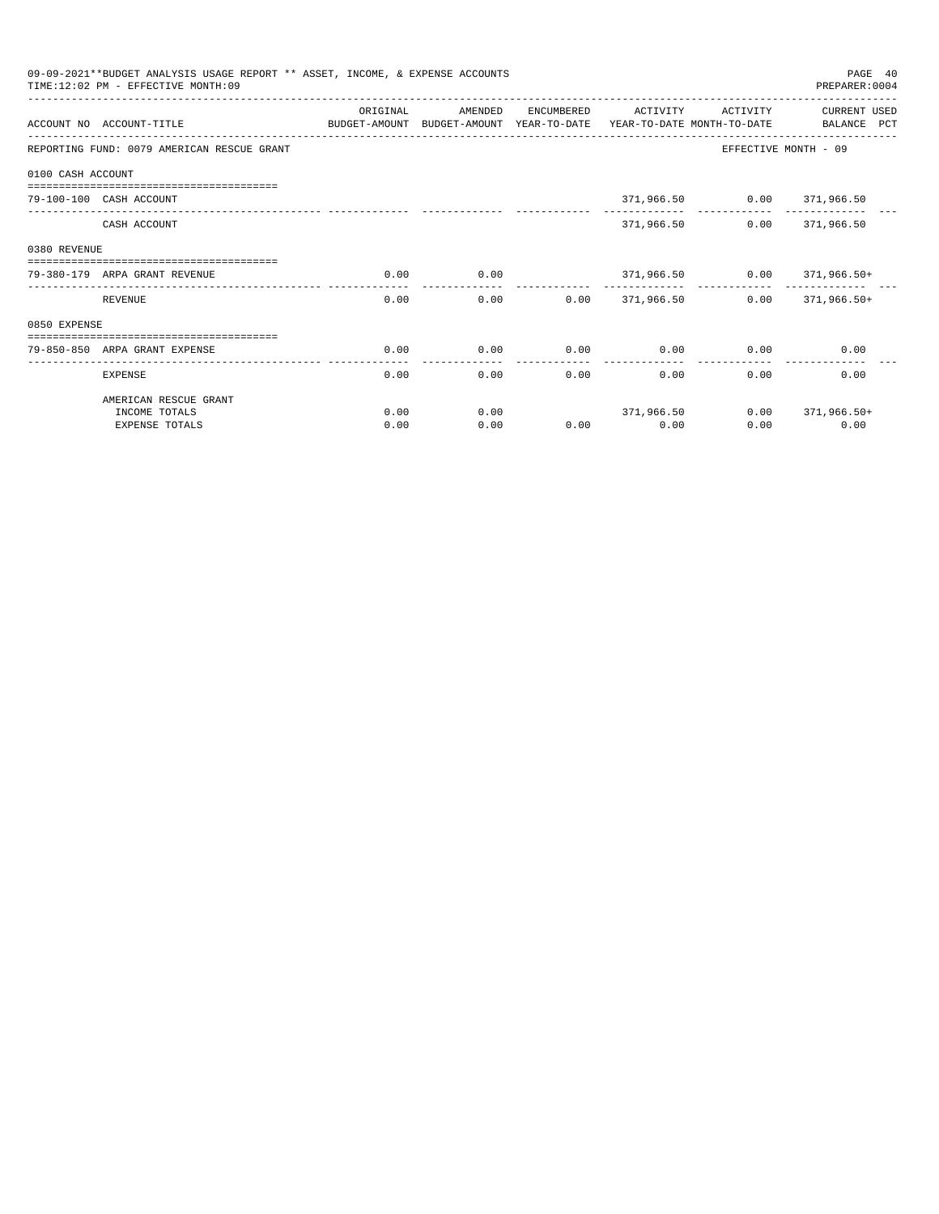09-09-2021**BUDGET ANALYSIS USAGE REPORT ** ASSET, INCOME, & EXPENSE ACCOUNTS
TIME:12:02 PM - EFFECTIVE MONTH:09
PREPARER:0004

| ACCOUNT NO | ACCOUNT-TITLE | ORIGINAL BUDGET-AMOUNT | AMENDED BUDGET-AMOUNT | ENCUMBERED YEAR-TO-DATE | ACTIVITY YEAR-TO-DATE | ACTIVITY MONTH-TO-DATE | CURRENT USED BALANCE PCT |
|---|---|---|---|---|---|---|---|
| REPORTING FUND: 0079 AMERICAN RESCUE GRANT | | | | | | | EFFECTIVE MONTH - 09 |
| 0100 CASH ACCOUNT | | | | | | | |
| 79-100-100 | CASH ACCOUNT | | | | 371,966.50 | 0.00 | 371,966.50 |
| | CASH ACCOUNT | | | | 371,966.50 | 0.00 | 371,966.50 |
| 0380 REVENUE | | | | | | | |
| 79-380-179 | ARPA GRANT REVENUE | 0.00 | 0.00 | | 371,966.50 | 0.00 | 371,966.50+ |
| | REVENUE | 0.00 | 0.00 | 0.00 | 371,966.50 | 0.00 | 371,966.50+ |
| 0850 EXPENSE | | | | | | | |
| 79-850-850 | ARPA GRANT EXPENSE | 0.00 | 0.00 | 0.00 | 0.00 | 0.00 | 0.00 |
| | EXPENSE | 0.00 | 0.00 | 0.00 | 0.00 | 0.00 | 0.00 |
| | AMERICAN RESCUE GRANT | | | | | | |
| | INCOME TOTALS | 0.00 | 0.00 | | 371,966.50 | 0.00 | 371,966.50+ |
| | EXPENSE TOTALS | 0.00 | 0.00 | 0.00 | 0.00 | 0.00 | 0.00 |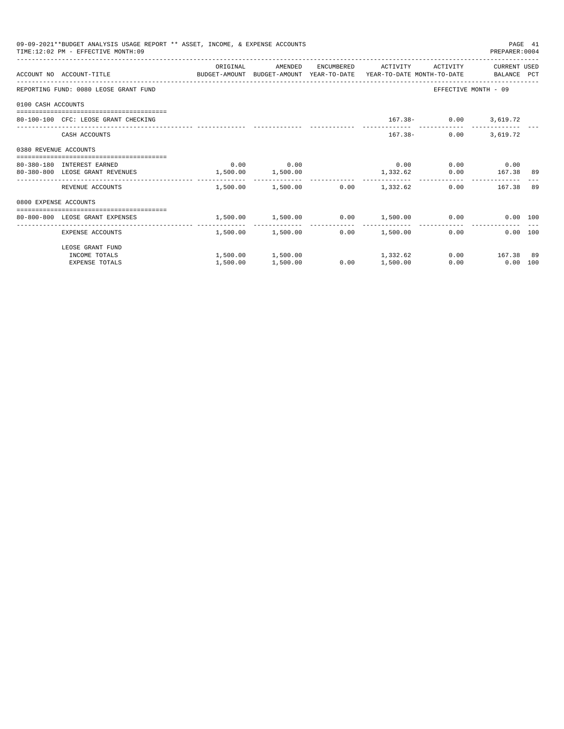09-09-2021**BUDGET ANALYSIS USAGE REPORT ** ASSET, INCOME, & EXPENSE ACCOUNTS
TIME:12:02 PM - EFFECTIVE MONTH:09
PREPARER:0004

| ACCOUNT NO | ACCOUNT-TITLE | ORIGINAL BUDGET-AMOUNT | AMENDED BUDGET-AMOUNT | ENCUMBERED YEAR-TO-DATE | ACTIVITY YEAR-TO-DATE | ACTIVITY MONTH-TO-DATE | CURRENT BALANCE | USED PCT |
|---|---|---|---|---|---|---|---|---|
| REPORTING FUND: 0080 LEOSE GRANT FUND | | | | | | EFFECTIVE MONTH - 09 | | |
| 0100 CASH ACCOUNTS | | | | | | | | |
| 80-100-100 | CFC: LEOSE GRANT CHECKING | | | | 167.38- | 0.00 | 3,619.72 | |
| | CASH ACCOUNTS | | | | 167.38- | 0.00 | 3,619.72 | |
| 0380 REVENUE ACCOUNTS | | | | | | | | |
| 80-380-180 | INTEREST EARNED | 0.00 | 0.00 | | 0.00 | 0.00 | 0.00 | |
| 80-380-800 | LEOSE GRANT REVENUES | 1,500.00 | 1,500.00 | | 1,332.62 | 0.00 | 167.38 | 89 |
| | REVENUE ACCOUNTS | 1,500.00 | 1,500.00 | 0.00 | 1,332.62 | 0.00 | 167.38 | 89 |
| 0800 EXPENSE ACCOUNTS | | | | | | | | |
| 80-800-800 | LEOSE GRANT EXPENSES | 1,500.00 | 1,500.00 | 0.00 | 1,500.00 | 0.00 | 0.00 | 100 |
| | EXPENSE ACCOUNTS | 1,500.00 | 1,500.00 | 0.00 | 1,500.00 | 0.00 | 0.00 | 100 |
| | LEOSE GRANT FUND | | | | | | | |
| | INCOME TOTALS | 1,500.00 | 1,500.00 | | 1,332.62 | 0.00 | 167.38 | 89 |
| | EXPENSE TOTALS | 1,500.00 | 1,500.00 | 0.00 | 1,500.00 | 0.00 | 0.00 | 100 |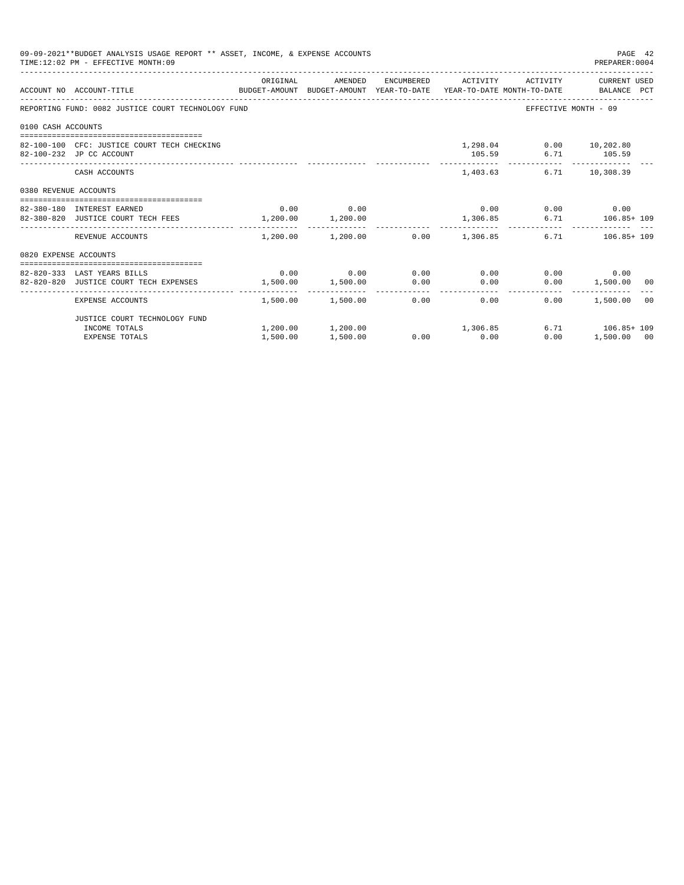09-09-2021**BUDGET ANALYSIS USAGE REPORT ** ASSET, INCOME, & EXPENSE ACCOUNTS
TIME:12:02 PM - EFFECTIVE MONTH:09
PREPARER:0004

| ACCOUNT NO | ACCOUNT-TITLE | ORIGINAL BUDGET-AMOUNT | AMENDED BUDGET-AMOUNT | ENCUMBERED YEAR-TO-DATE | ACTIVITY YEAR-TO-DATE | ACTIVITY MONTH-TO-DATE | CURRENT USED BALANCE | PCT |
|---|---|---|---|---|---|---|---|---|
| REPORTING FUND: 0082 JUSTICE COURT TECHNOLOGY FUND | | | | | | | EFFECTIVE MONTH - 09 | |
| 0100 CASH ACCOUNTS | | | | | | | | |
| 82-100-100 | CFC: JUSTICE COURT TECH CHECKING | | | | 1,298.04 | 0.00 | 10,202.80 | |
| 82-100-232 | JP CC ACCOUNT | | | | 105.59 | 6.71 | 105.59 | |
| | CASH ACCOUNTS | | | | 1,403.63 | 6.71 | 10,308.39 | |
| 0380 REVENUE ACCOUNTS | | | | | | | | |
| 82-380-180 | INTEREST EARNED | 0.00 | 0.00 | | 0.00 | 0.00 | 0.00 | |
| 82-380-820 | JUSTICE COURT TECH FEES | 1,200.00 | 1,200.00 | | 1,306.85 | 6.71 | 106.85+ | 109 |
| | REVENUE ACCOUNTS | 1,200.00 | 1,200.00 | 0.00 | 1,306.85 | 6.71 | 106.85+ | 109 |
| 0820 EXPENSE ACCOUNTS | | | | | | | | |
| 82-820-333 | LAST YEARS BILLS | 0.00 | 0.00 | 0.00 | 0.00 | 0.00 | 0.00 | |
| 82-820-820 | JUSTICE COURT TECH EXPENSES | 1,500.00 | 1,500.00 | 0.00 | 0.00 | 0.00 | 1,500.00 | 00 |
| | EXPENSE ACCOUNTS | 1,500.00 | 1,500.00 | 0.00 | 0.00 | 0.00 | 1,500.00 | 00 |
| | JUSTICE COURT TECHNOLOGY FUND | | | | | | | |
| | INCOME TOTALS | 1,200.00 | 1,200.00 | | 1,306.85 | 6.71 | 106.85+ | 109 |
| | EXPENSE TOTALS | 1,500.00 | 1,500.00 | 0.00 | 0.00 | 0.00 | 1,500.00 | 00 |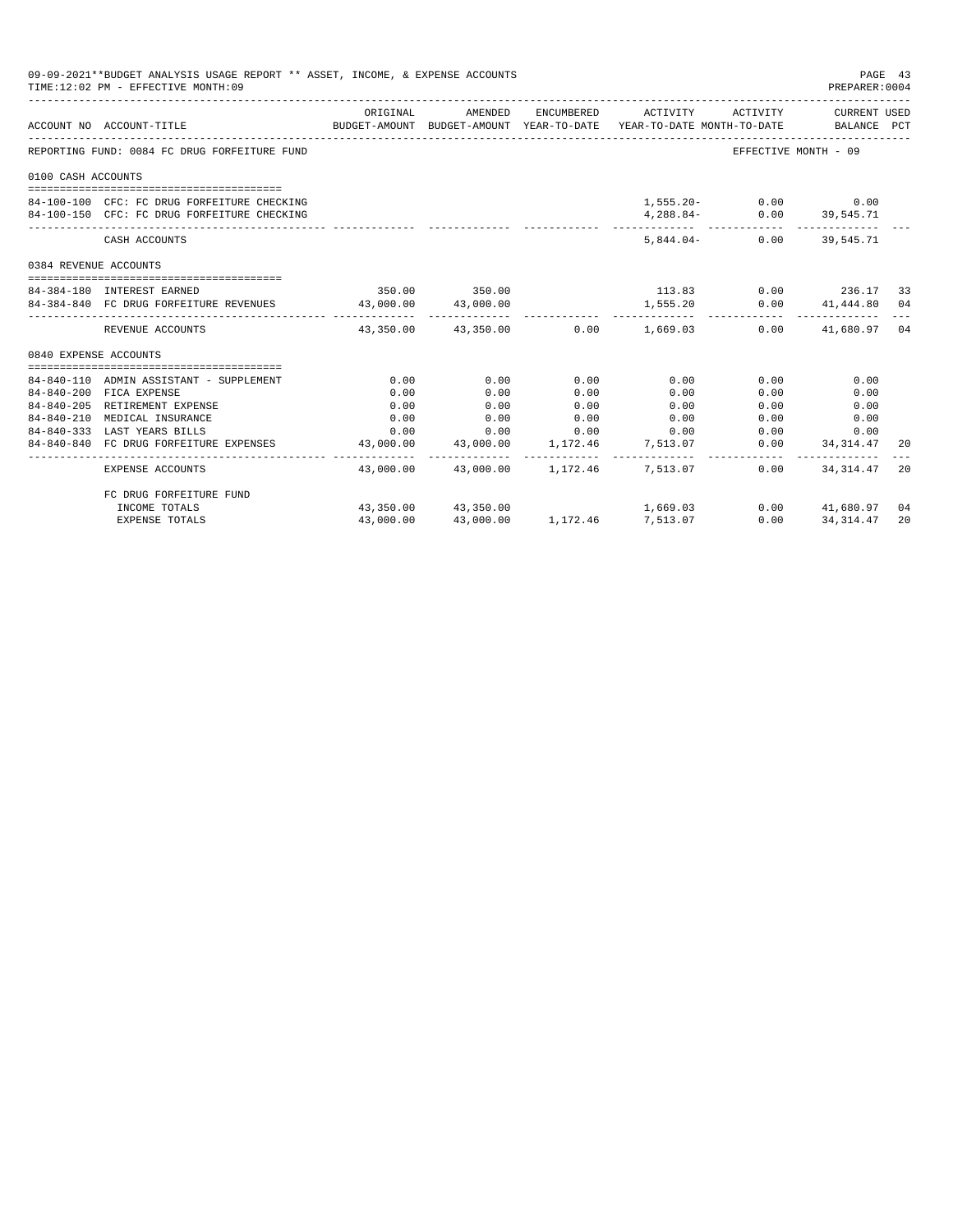09-09-2021**BUDGET ANALYSIS USAGE REPORT ** ASSET, INCOME, & EXPENSE ACCOUNTS

TIME:12:02 PM - EFFECTIVE MONTH:09

PREPARER:0004

| ACCOUNT NO | ACCOUNT-TITLE | ORIGINAL BUDGET-AMOUNT | AMENDED BUDGET-AMOUNT | ENCUMBERED YEAR-TO-DATE | ACTIVITY YEAR-TO-DATE | ACTIVITY MONTH-TO-DATE | CURRENT USED BALANCE | PCT |
|---|---|---|---|---|---|---|---|---|
| REPORTING FUND: 0084 FC DRUG FORFEITURE FUND | | | | | | EFFECTIVE MONTH - 09 | | |
| 0100 CASH ACCOUNTS | | | | | | | | |
| 84-100-100 | CFC: FC DRUG FORFEITURE CHECKING | | | | 1,555.20- | 0.00 | 0.00 | |
| 84-100-150 | CFC: FC DRUG FORFEITURE CHECKING | | | | 4,288.84- | 0.00 | 39,545.71 | |
| | CASH ACCOUNTS | | | | 5,844.04- | 0.00 | 39,545.71 | |
| 0384 REVENUE ACCOUNTS | | | | | | | | |
| 84-384-180 | INTEREST EARNED | 350.00 | 350.00 | | 113.83 | 0.00 | 236.17 | 33 |
| 84-384-840 | FC DRUG FORFEITURE REVENUES | 43,000.00 | 43,000.00 | | 1,555.20 | 0.00 | 41,444.80 | 04 |
| | REVENUE ACCOUNTS | 43,350.00 | 43,350.00 | 0.00 | 1,669.03 | 0.00 | 41,680.97 | 04 |
| 0840 EXPENSE ACCOUNTS | | | | | | | | |
| 84-840-110 | ADMIN ASSISTANT - SUPPLEMENT | 0.00 | 0.00 | 0.00 | 0.00 | 0.00 | 0.00 | |
| 84-840-200 | FICA EXPENSE | 0.00 | 0.00 | 0.00 | 0.00 | 0.00 | 0.00 | |
| 84-840-205 | RETIREMENT EXPENSE | 0.00 | 0.00 | 0.00 | 0.00 | 0.00 | 0.00 | |
| 84-840-210 | MEDICAL INSURANCE | 0.00 | 0.00 | 0.00 | 0.00 | 0.00 | 0.00 | |
| 84-840-333 | LAST YEARS BILLS | 0.00 | 0.00 | 0.00 | 0.00 | 0.00 | 0.00 | |
| 84-840-840 | FC DRUG FORFEITURE EXPENSES | 43,000.00 | 43,000.00 | 1,172.46 | 7,513.07 | 0.00 | 34,314.47 | 20 |
| | EXPENSE ACCOUNTS | 43,000.00 | 43,000.00 | 1,172.46 | 7,513.07 | 0.00 | 34,314.47 | 20 |
| | FC DRUG FORFEITURE FUND | | | | | | | |
| | INCOME TOTALS | 43,350.00 | 43,350.00 | | 1,669.03 | 0.00 | 41,680.97 | 04 |
| | EXPENSE TOTALS | 43,000.00 | 43,000.00 | 1,172.46 | 7,513.07 | 0.00 | 34,314.47 | 20 |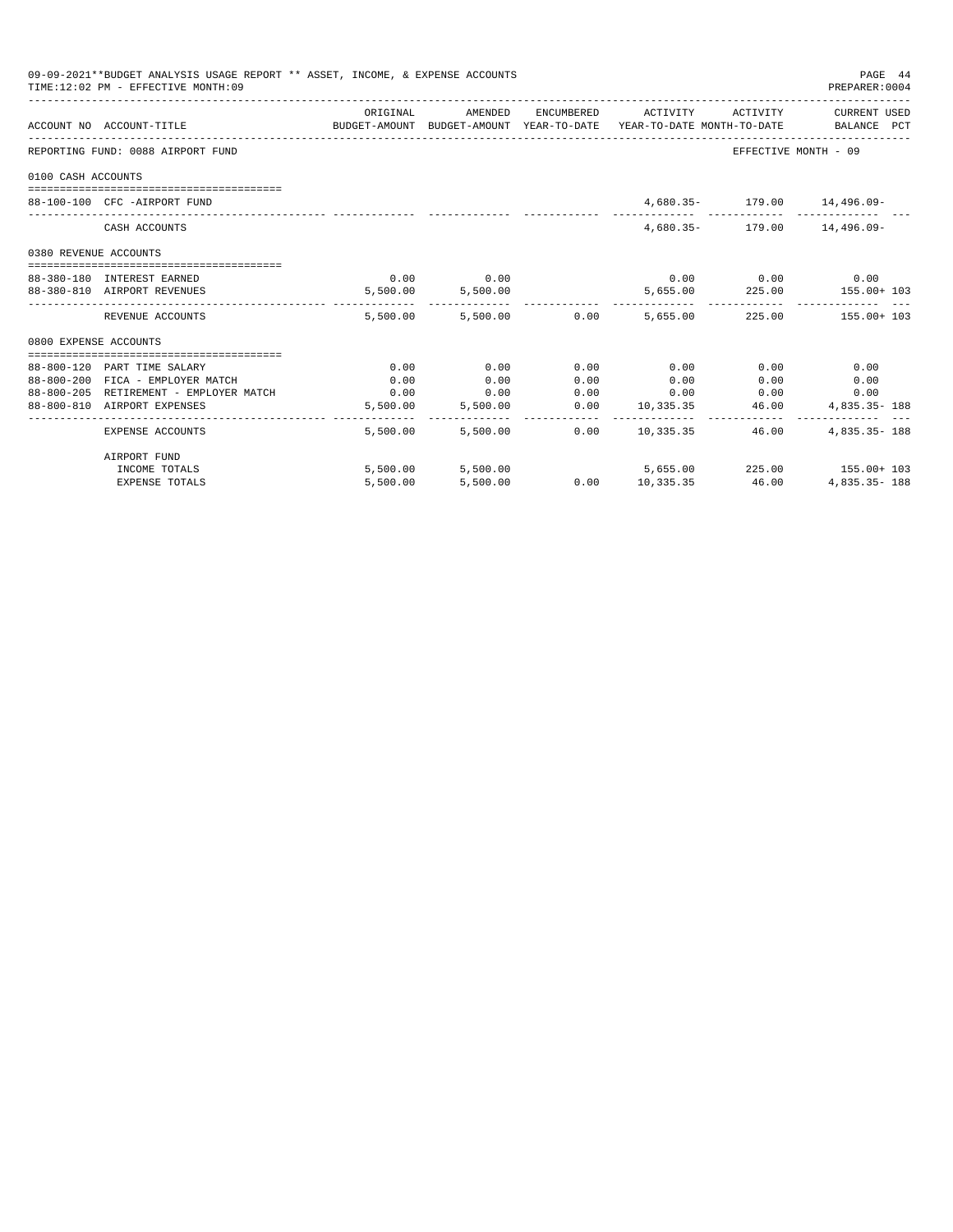09-09-2021**BUDGET ANALYSIS USAGE REPORT ** ASSET, INCOME, & EXPENSE ACCOUNTS

TIME:12:02 PM - EFFECTIVE MONTH:09

PREPARER:0004

| ACCOUNT NO | ACCOUNT-TITLE | ORIGINAL BUDGET-AMOUNT | AMENDED BUDGET-AMOUNT | ENCUMBERED YEAR-TO-DATE | ACTIVITY YEAR-TO-DATE | ACTIVITY MONTH-TO-DATE | CURRENT USED BALANCE | PCT |
|---|---|---|---|---|---|---|---|---|
| REPORTING FUND: 0088 AIRPORT FUND | | | | | | | EFFECTIVE MONTH - 09 | |
| 0100 CASH ACCOUNTS | | | | | | | | |
| 88-100-100 | CFC -AIRPORT FUND | | | | 4,680.35- | 179.00 | 14,496.09- | |
| | CASH ACCOUNTS | | | | 4,680.35- | 179.00 | 14,496.09- | |
| 0380 REVENUE ACCOUNTS | | | | | | | | |
| 88-380-180 | INTEREST EARNED | 0.00 | 0.00 | | 0.00 | 0.00 | 0.00 | |
| 88-380-810 | AIRPORT REVENUES | 5,500.00 | 5,500.00 | | 5,655.00 | 225.00 | 155.00+ | 103 |
| | REVENUE ACCOUNTS | 5,500.00 | 5,500.00 | 0.00 | 5,655.00 | 225.00 | 155.00+ | 103 |
| 0800 EXPENSE ACCOUNTS | | | | | | | | |
| 88-800-120 | PART TIME SALARY | 0.00 | 0.00 | 0.00 | 0.00 | 0.00 | 0.00 | |
| 88-800-200 | FICA - EMPLOYER MATCH | 0.00 | 0.00 | 0.00 | 0.00 | 0.00 | 0.00 | |
| 88-800-205 | RETIREMENT - EMPLOYER MATCH | 0.00 | 0.00 | 0.00 | 0.00 | 0.00 | 0.00 | |
| 88-800-810 | AIRPORT EXPENSES | 5,500.00 | 5,500.00 | 0.00 | 10,335.35 | 46.00 | 4,835.35- | 188 |
| | EXPENSE ACCOUNTS | 5,500.00 | 5,500.00 | 0.00 | 10,335.35 | 46.00 | 4,835.35- | 188 |
| | AIRPORT FUND | | | | | | | |
| | INCOME TOTALS | 5,500.00 | 5,500.00 | | 5,655.00 | 225.00 | 155.00+ | 103 |
| | EXPENSE TOTALS | 5,500.00 | 5,500.00 | 0.00 | 10,335.35 | 46.00 | 4,835.35- | 188 |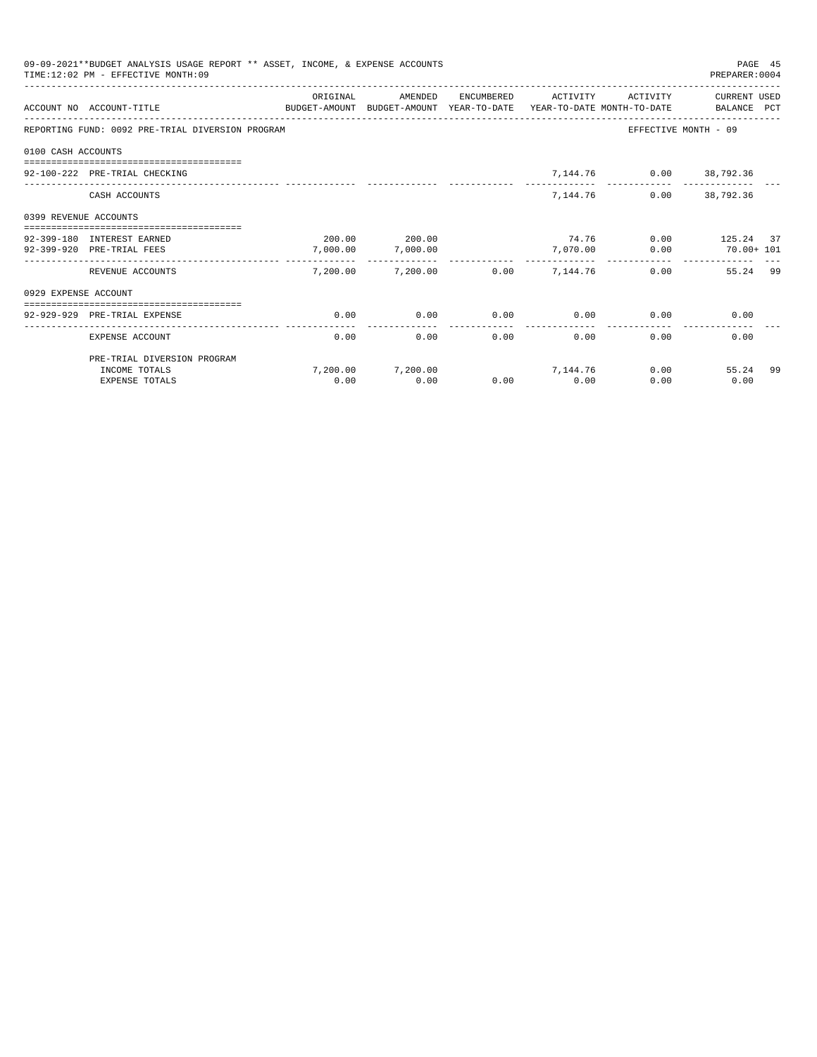09-09-2021**BUDGET ANALYSIS USAGE REPORT ** ASSET, INCOME, & EXPENSE ACCOUNTS

TIME:12:02 PM - EFFECTIVE MONTH:09

PREPARER:0004

| ACCOUNT NO | ACCOUNT-TITLE | ORIGINAL BUDGET-AMOUNT | AMENDED BUDGET-AMOUNT | ENCUMBERED YEAR-TO-DATE | ACTIVITY YEAR-TO-DATE | ACTIVITY MONTH-TO-DATE | CURRENT USED BALANCE | PCT |
|---|---|---|---|---|---|---|---|---|
| REPORTING FUND: 0092 PRE-TRIAL DIVERSION PROGRAM | | | | | | EFFECTIVE MONTH - 09 | | |
| 0100 CASH ACCOUNTS | | | | | | | | |
| 92-100-222 | PRE-TRIAL CHECKING | | | | 7,144.76 | 0.00 | 38,792.36 | |
| | CASH ACCOUNTS | | | | 7,144.76 | 0.00 | 38,792.36 | |
| 0399 REVENUE ACCOUNTS | | | | | | | | |
| 92-399-180 | INTEREST EARNED | 200.00 | 200.00 | | 74.76 | 0.00 | 125.24 | 37 |
| 92-399-920 | PRE-TRIAL FEES | 7,000.00 | 7,000.00 | | 7,070.00 | 0.00 | 70.00+ | 101 |
| | REVENUE ACCOUNTS | 7,200.00 | 7,200.00 | 0.00 | 7,144.76 | 0.00 | 55.24 | 99 |
| 0929 EXPENSE ACCOUNT | | | | | | | | |
| 92-929-929 | PRE-TRIAL EXPENSE | 0.00 | 0.00 | 0.00 | 0.00 | 0.00 | 0.00 | |
| | EXPENSE ACCOUNT | 0.00 | 0.00 | 0.00 | 0.00 | 0.00 | 0.00 | |
| | PRE-TRIAL DIVERSION PROGRAM | | | | | | | |
| | INCOME TOTALS | 7,200.00 | 7,200.00 | | 7,144.76 | 0.00 | 55.24 | 99 |
| | EXPENSE TOTALS | 0.00 | 0.00 | 0.00 | 0.00 | 0.00 | 0.00 | |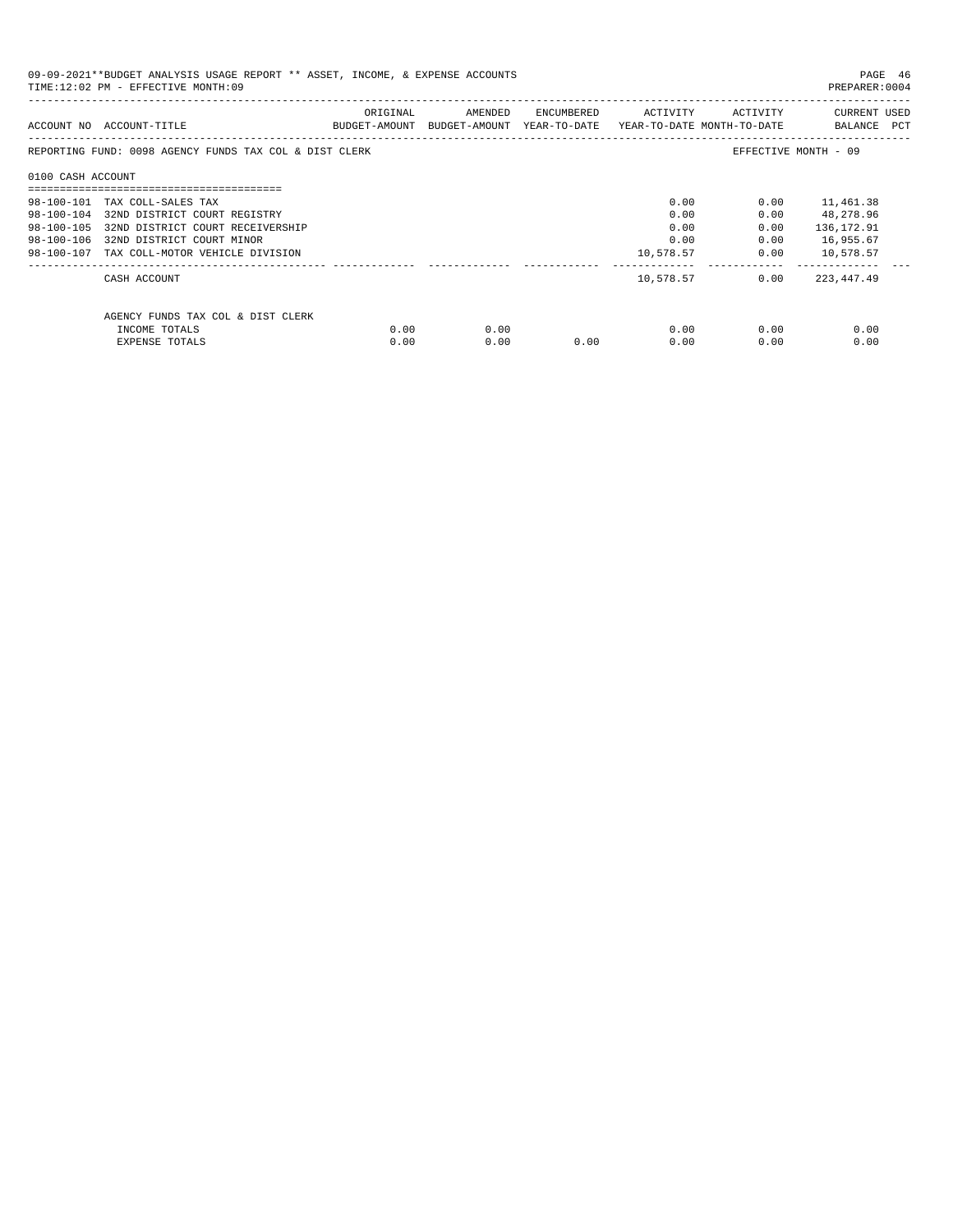09-09-2021**BUDGET ANALYSIS USAGE REPORT ** ASSET, INCOME, & EXPENSE ACCOUNTS

TIME:12:02 PM - EFFECTIVE MONTH:09

PREPARER:0004

| ACCOUNT NO | ACCOUNT-TITLE | ORIGINAL BUDGET-AMOUNT | AMENDED BUDGET-AMOUNT | ENCUMBERED YEAR-TO-DATE | ACTIVITY YEAR-TO-DATE | ACTIVITY MONTH-TO-DATE | CURRENT BALANCE | USED PCT |
|---|---|---|---|---|---|---|---|---|
| REPORTING FUND: 0098 AGENCY FUNDS TAX COL & DIST CLERK | | | | | | EFFECTIVE MONTH - 09 | | |
| 0100 CASH ACCOUNT | | | | | | | | |
| 98-100-101 | TAX COLL-SALES TAX | | | | 0.00 | 0.00 | 11,461.38 | |
| 98-100-104 | 32ND DISTRICT COURT REGISTRY | | | | 0.00 | 0.00 | 48,278.96 | |
| 98-100-105 | 32ND DISTRICT COURT RECEIVERSHIP | | | | 0.00 | 0.00 | 136,172.91 | |
| 98-100-106 | 32ND DISTRICT COURT MINOR | | | | 0.00 | 0.00 | 16,955.67 | |
| 98-100-107 | TAX COLL-MOTOR VEHICLE DIVISION | | | | 10,578.57 | 0.00 | 10,578.57 | |
| | CASH ACCOUNT | | | | 10,578.57 | 0.00 | 223,447.49 | |
| | AGENCY FUNDS TAX COL & DIST CLERK | | | | | | | |
| | INCOME TOTALS | 0.00 | 0.00 | | 0.00 | 0.00 | 0.00 | |
| | EXPENSE TOTALS | 0.00 | 0.00 | 0.00 | 0.00 | 0.00 | 0.00 | |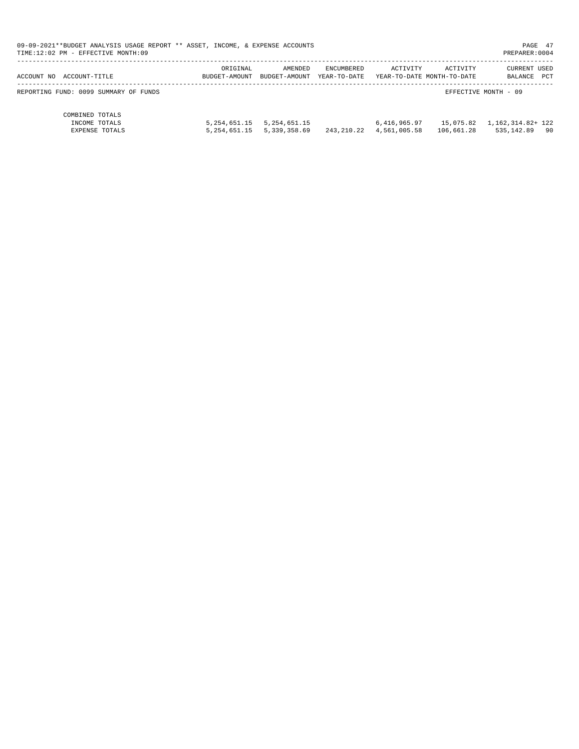| ACCOUNT NO ACCOUNT-TITLE | ORIGINAL BUDGET-AMOUNT | AMENDED BUDGET-AMOUNT | ENCUMBERED YEAR-TO-DATE | ACTIVITY YEAR-TO-DATE | ACTIVITY MONTH-TO-DATE | CURRENT BALANCE | USED PCT |
|---|---|---|---|---|---|---|---|
| REPORTING FUND: 0099 SUMMARY OF FUNDS | | | | | EFFECTIVE MONTH - 09 | | |
| COMBINED TOTALS | | | | | | | |
| INCOME TOTALS | 5,254,651.15 | 5,254,651.15 | | 6,416,965.97 | 15,075.82 | 1,162,314.82+ | 122 |
| EXPENSE TOTALS | 5,254,651.15 | 5,339,358.69 | 243,210.22 | 4,561,005.58 | 106,661.28 | 535,142.89 | 90 |